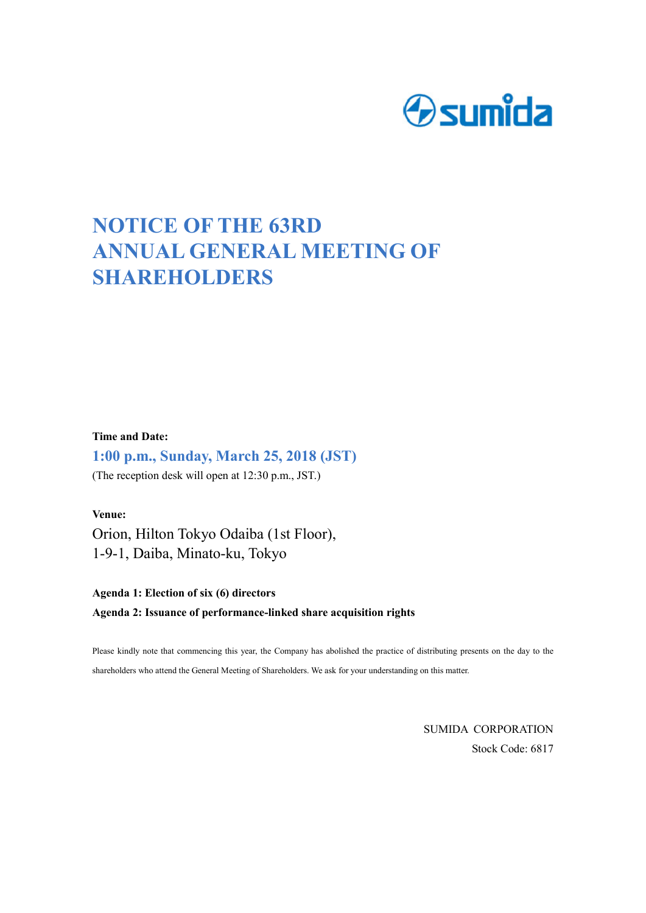sumida

# NOTICE OF THE 63RD ANNUAL GENERAL MEETING OF SHAREHOLDERS

**Time and Date:**

**1:00 p.m., Sunday, March 25, 2018 (JST)**

(The reception desk will open at 12:30 p.m., JST.)

**Venue:**

Orion, Hilton Tokyo Odaiba (1st Floor),
1-9-1, Daiba, Minato-ku, Tokyo

**Agenda 1: Election of six (6) directors**

**Agenda 2: Issuance of performance-linked share acquisition rights**

Please kindly note that commencing this year, the Company has abolished the practice of distributing presents on the day to the shareholders who attend the General Meeting of Shareholders. We ask for your understanding on this matter.

SUMIDA CORPORATION
Stock Code: 6817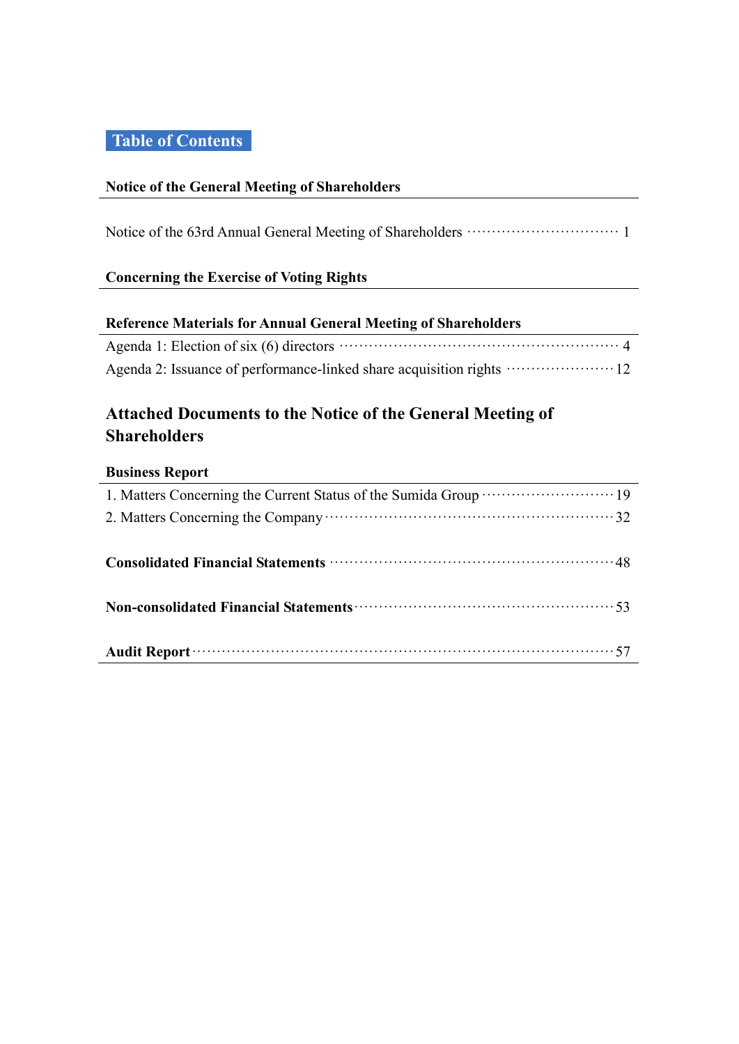# Table of Contents

**Notice of the General Meeting of Shareholders**

Notice of the 63rd Annual General Meeting of Shareholders ······························ 1

**Concerning the Exercise of Voting Rights**

**Reference Materials for Annual General Meeting of Shareholders**

Agenda 1: Election of six (6) directors ······················································· 4

Agenda 2: Issuance of performance-linked share acquisition rights ······················ 12

## Attached Documents to the Notice of the General Meeting of Shareholders

**Business Report**

1. Matters Concerning the Current Status of the Sumida Group ·························· 19
2. Matters Concerning the Company ························································ 32

**Consolidated Financial Statements** ························································ 48

**Non-consolidated Financial Statements** ··················································· 53

**Audit Report** ······································································································ 57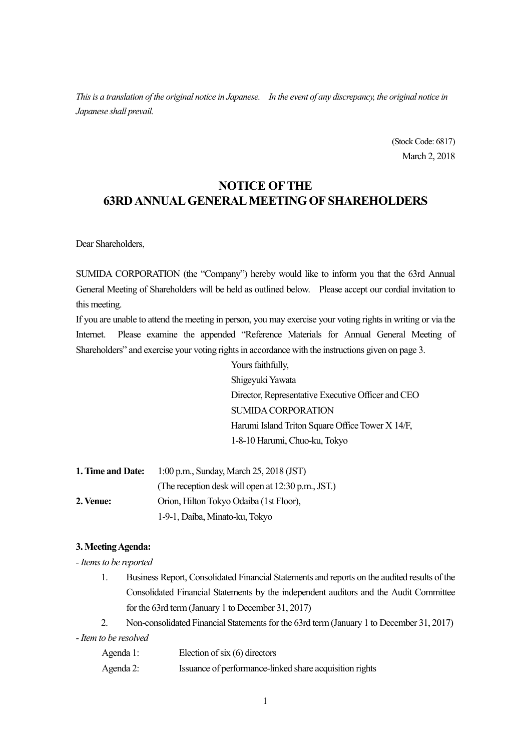*This is a translation of the original notice in Japanese. In the event of any discrepancy, the original notice in Japanese shall prevail.*

(Stock Code: 6817)
March 2, 2018

# NOTICE OF THE 63RD ANNUAL GENERAL MEETING OF SHAREHOLDERS

Dear Shareholders,

SUMIDA CORPORATION (the "Company") hereby would like to inform you that the 63rd Annual General Meeting of Shareholders will be held as outlined below. Please accept our cordial invitation to this meeting.

If you are unable to attend the meeting in person, you may exercise your voting rights in writing or via the Internet. Please examine the appended "Reference Materials for Annual General Meeting of Shareholders" and exercise your voting rights in accordance with the instructions given on page 3.

Yours faithfully,
Shigeyuki Yawata
Director, Representative Executive Officer and CEO
SUMIDA CORPORATION
Harumi Island Triton Square Office Tower X 14/F,
1-8-10 Harumi, Chuo-ku, Tokyo

**1. Time and Date:** 1:00 p.m., Sunday, March 25, 2018 (JST)
(The reception desk will open at 12:30 p.m., JST.)

**2. Venue:** Orion, Hilton Tokyo Odaiba (1st Floor),
1-9-1, Daiba, Minato-ku, Tokyo

**3. Meeting Agenda:**

*- Items to be reported*

1. Business Report, Consolidated Financial Statements and reports on the audited results of the Consolidated Financial Statements by the independent auditors and the Audit Committee for the 63rd term (January 1 to December 31, 2017)
2. Non-consolidated Financial Statements for the 63rd term (January 1 to December 31, 2017)

*- Item to be resolved*

Agenda 1: Election of six (6) directors

Agenda 2: Issuance of performance-linked share acquisition rights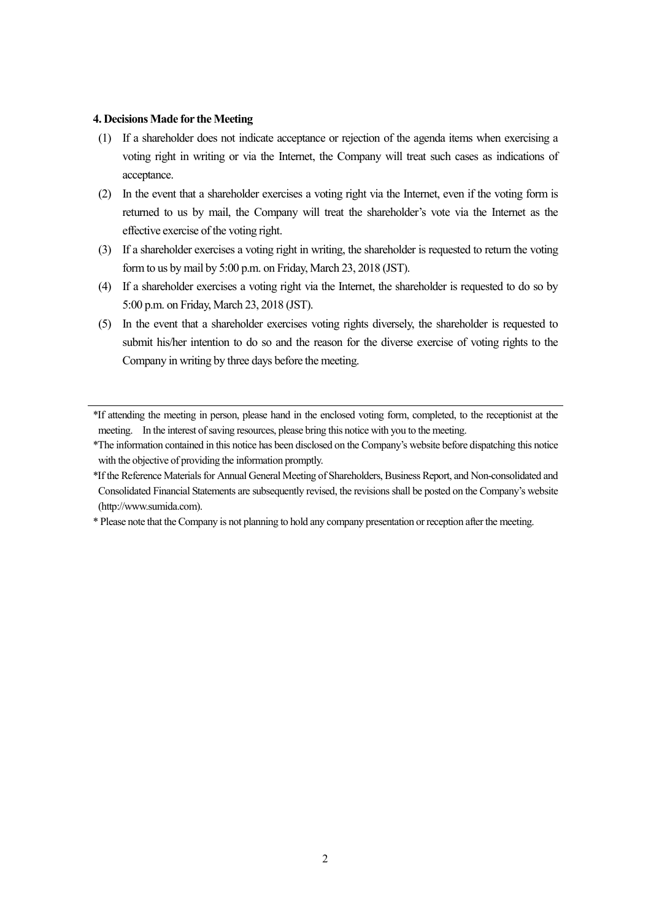### 4. Decisions Made for the Meeting

(1) If a shareholder does not indicate acceptance or rejection of the agenda items when exercising a voting right in writing or via the Internet, the Company will treat such cases as indications of acceptance.

(2) In the event that a shareholder exercises a voting right via the Internet, even if the voting form is returned to us by mail, the Company will treat the shareholder's vote via the Internet as the effective exercise of the voting right.

(3) If a shareholder exercises a voting right in writing, the shareholder is requested to return the voting form to us by mail by 5:00 p.m. on Friday, March 23, 2018 (JST).

(4) If a shareholder exercises a voting right via the Internet, the shareholder is requested to do so by 5:00 p.m. on Friday, March 23, 2018 (JST).

(5) In the event that a shareholder exercises voting rights diversely, the shareholder is requested to submit his/her intention to do so and the reason for the diverse exercise of voting rights to the Company in writing by three days before the meeting.

---

*If attending the meeting in person, please hand in the enclosed voting form, completed, to the receptionist at the meeting. In the interest of saving resources, please bring this notice with you to the meeting.

*The information contained in this notice has been disclosed on the Company's website before dispatching this notice with the objective of providing the information promptly.

*If the Reference Materials for Annual General Meeting of Shareholders, Business Report, and Non-consolidated and Consolidated Financial Statements are subsequently revised, the revisions shall be posted on the Company's website (http://www.sumida.com).

* Please note that the Company is not planning to hold any company presentation or reception after the meeting.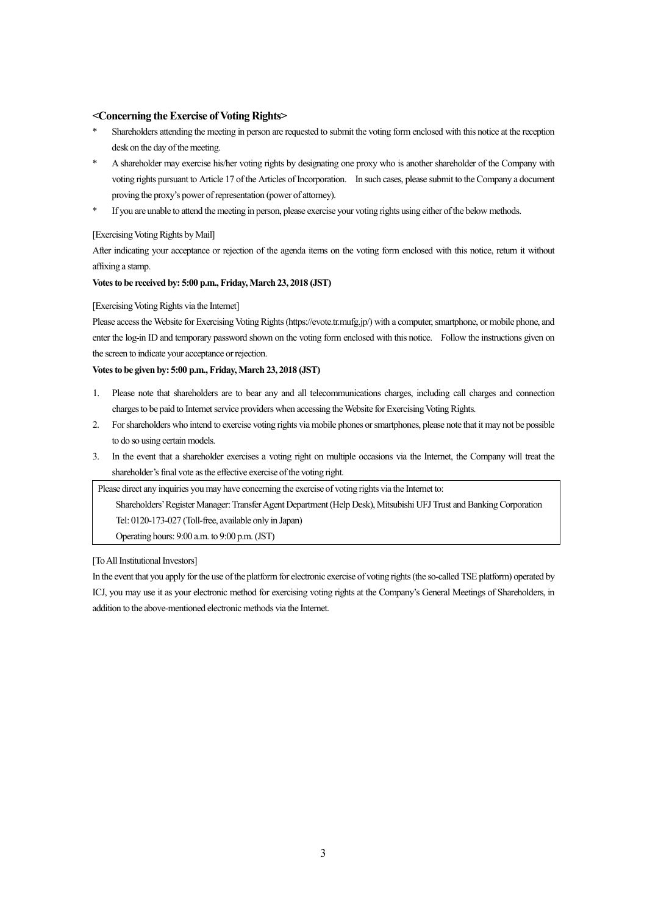### <Concerning the Exercise of Voting Rights>

* Shareholders attending the meeting in person are requested to submit the voting form enclosed with this notice at the reception desk on the day of the meeting.
* A shareholder may exercise his/her voting rights by designating one proxy who is another shareholder of the Company with voting rights pursuant to Article 17 of the Articles of Incorporation. In such cases, please submit to the Company a document proving the proxy's power of representation (power of attorney).
* If you are unable to attend the meeting in person, please exercise your voting rights using either of the below methods.

[Exercising Voting Rights by Mail]

After indicating your acceptance or rejection of the agenda items on the voting form enclosed with this notice, return it without affixing a stamp.

**Votes to be received by: 5:00 p.m., Friday, March 23, 2018 (JST)**

[Exercising Voting Rights via the Internet]

Please access the Website for Exercising Voting Rights (https://evote.tr.mufg.jp/) with a computer, smartphone, or mobile phone, and enter the log-in ID and temporary password shown on the voting form enclosed with this notice. Follow the instructions given on the screen to indicate your acceptance or rejection.

**Votes to be given by: 5:00 p.m., Friday, March 23, 2018 (JST)**

1. Please note that shareholders are to bear any and all telecommunications charges, including call charges and connection charges to be paid to Internet service providers when accessing the Website for Exercising Voting Rights.
2. For shareholders who intend to exercise voting rights via mobile phones or smartphones, please note that it may not be possible to do so using certain models.
3. In the event that a shareholder exercises a voting right on multiple occasions via the Internet, the Company will treat the shareholder's final vote as the effective exercise of the voting right.

Please direct any inquiries you may have concerning the exercise of voting rights via the Internet to:

Shareholders' Register Manager: Transfer Agent Department (Help Desk), Mitsubishi UFJ Trust and Banking Corporation
Tel: 0120-173-027 (Toll-free, available only in Japan)
Operating hours: 9:00 a.m. to 9:00 p.m. (JST)

[To All Institutional Investors]

In the event that you apply for the use of the platform for electronic exercise of voting rights (the so-called TSE platform) operated by ICJ, you may use it as your electronic method for exercising voting rights at the Company's General Meetings of Shareholders, in addition to the above-mentioned electronic methods via the Internet.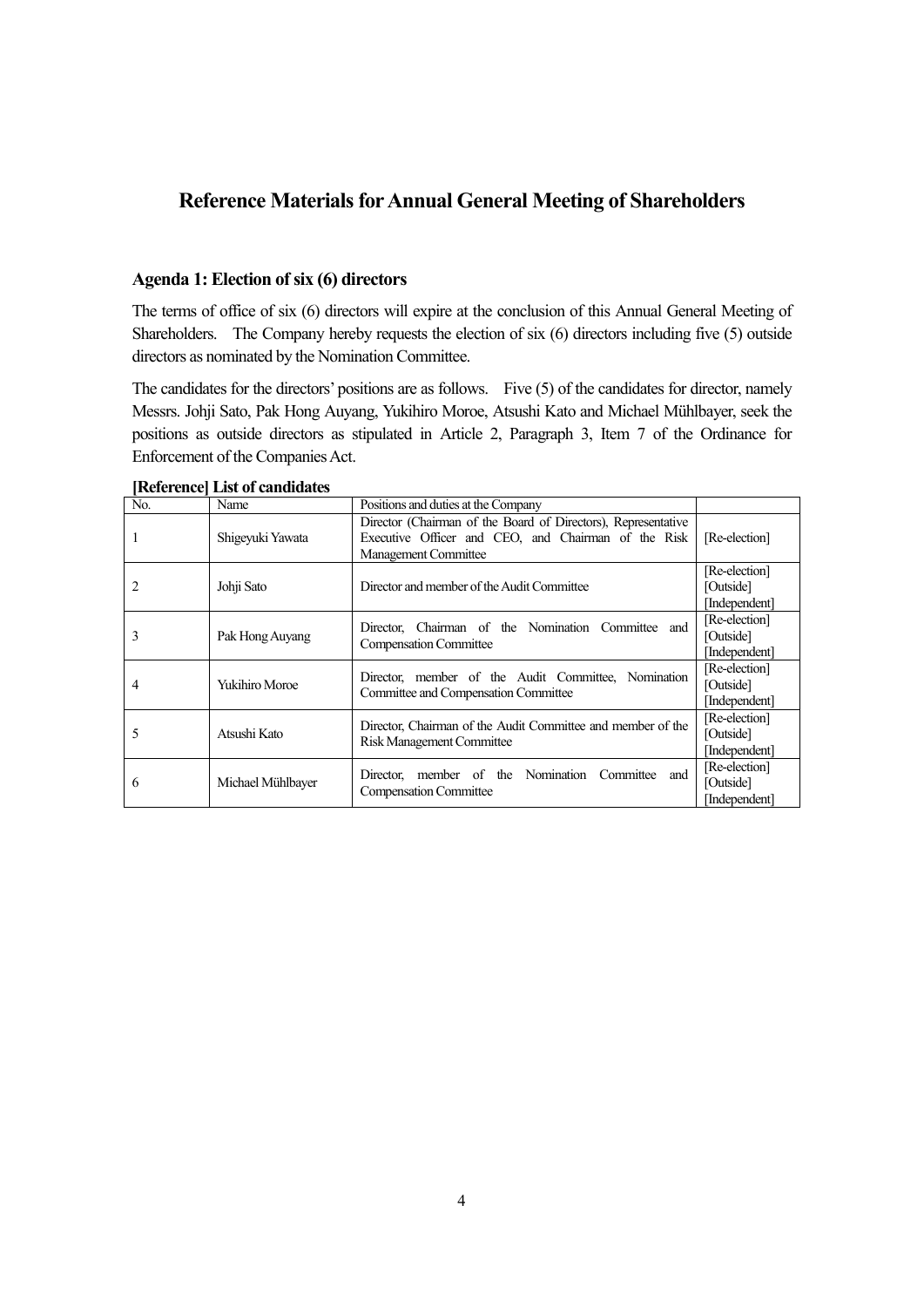# Reference Materials for Annual General Meeting of Shareholders

### Agenda 1: Election of six (6) directors

The terms of office of six (6) directors will expire at the conclusion of this Annual General Meeting of Shareholders. The Company hereby requests the election of six (6) directors including five (5) outside directors as nominated by the Nomination Committee.

The candidates for the directors' positions are as follows. Five (5) of the candidates for director, namely Messrs. Johji Sato, Pak Hong Auyang, Yukihiro Moroe, Atsushi Kato and Michael Mühlbayer, seek the positions as outside directors as stipulated in Article 2, Paragraph 3, Item 7 of the Ordinance for Enforcement of the Companies Act.

**[Reference] List of candidates**

| No. | Name | Positions and duties at the Company | |
|---|---|---|---|
| 1 | Shigeyuki Yawata | Director (Chairman of the Board of Directors), Representative Executive Officer and CEO, and Chairman of the Risk Management Committee | [Re-election] |
| 2 | Johji Sato | Director and member of the Audit Committee | [Re-election] [Outside] [Independent] |
| 3 | Pak Hong Auyang | Director, Chairman of the Nomination Committee and Compensation Committee | [Re-election] [Outside] [Independent] |
| 4 | Yukihiro Moroe | Director, member of the Audit Committee, Nomination Committee and Compensation Committee | [Re-election] [Outside] [Independent] |
| 5 | Atsushi Kato | Director, Chairman of the Audit Committee and member of the Risk Management Committee | [Re-election] [Outside] [Independent] |
| 6 | Michael Mühlbayer | Director, member of the Nomination Committee and Compensation Committee | [Re-election] [Outside] [Independent] |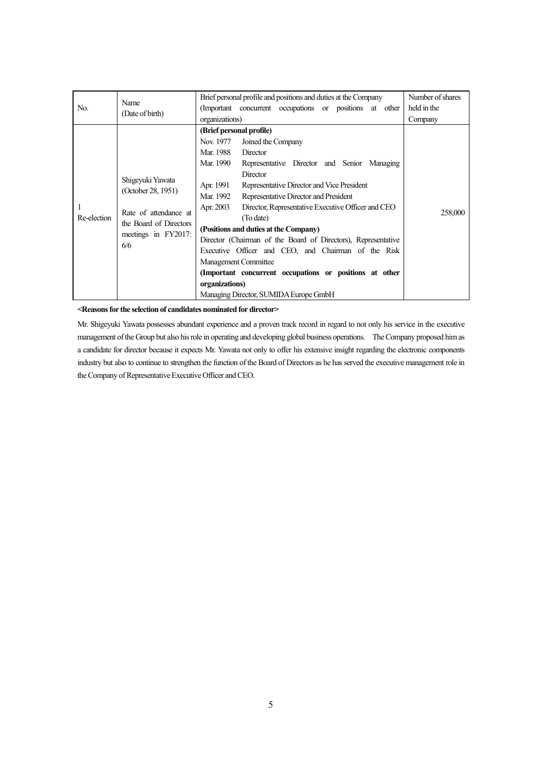| No. | Name (Date of birth) | Brief personal profile and positions and duties at the Company (Important concurrent occupations or positions at other organizations) | Number of shares held in the Company |
|---|---|---|---|
| 1 Re-election | Shigeyuki Yawata (October 28, 1951) Rate of attendance at the Board of Directors meetings in FY2017: 6/6 | **(Brief personal profile)** Nov. 1977 Joined the Company Mar. 1988 Director Mar. 1990 Representative Director and Senior Managing Director Apr. 1991 Representative Director and Vice President Mar. 1992 Representative Director and President Apr. 2003 Director, Representative Executive Officer and CEO (To date) **(Positions and duties at the Company)** Director (Chairman of the Board of Directors), Representative Executive Officer and CEO, and Chairman of the Risk Management Committee **(Important concurrent occupations or positions at other organizations)** Managing Director, SUMIDA Europe GmbH | 258,000 |

**<Reasons for the selection of candidates nominated for director>**

Mr. Shigeyuki Yawata possesses abundant experience and a proven track record in regard to not only his service in the executive management of the Group but also his role in operating and developing global business operations. The Company proposed him as a candidate for director because it expects Mr. Yawata not only to offer his extensive insight regarding the electronic components industry but also to continue to strengthen the function of the Board of Directors as he has served the executive management role in the Company of Representative Executive Officer and CEO.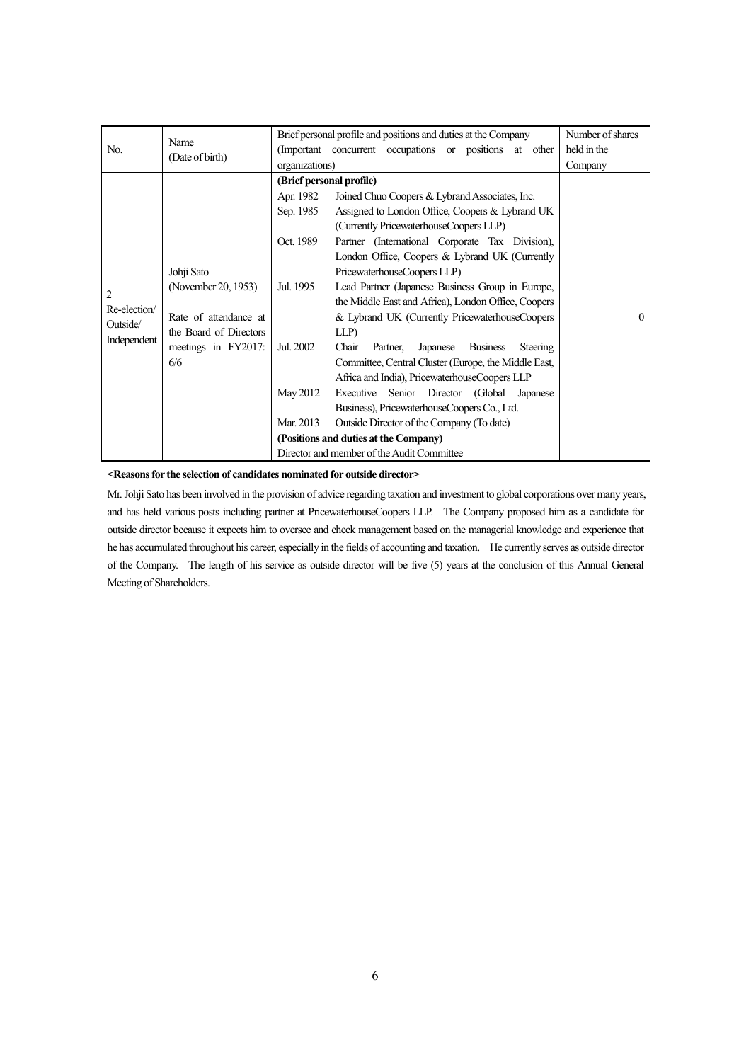| No. | Name (Date of birth) | Brief personal profile and positions and duties at the Company (Important concurrent occupations or positions at other organizations) | Number of shares held in the Company |
|---|---|---|---|
| 2<br>Re-election/<br>Outside/<br>Independent | Johji Sato<br>(November 20, 1953)<br><br>Rate of attendance at the Board of Directors meetings in FY2017: 6/6 | **(Brief personal profile)**<br>Apr. 1982 Joined Chuo Coopers & Lybrand Associates, Inc.<br>Sep. 1985 Assigned to London Office, Coopers & Lybrand UK (Currently PricewaterhouseCoopers LLP)<br>Oct. 1989 Partner (International Corporate Tax Division), London Office, Coopers & Lybrand UK (Currently PricewaterhouseCoopers LLP)<br>Jul. 1995 Lead Partner (Japanese Business Group in Europe, the Middle East and Africa), London Office, Coopers & Lybrand UK (Currently PricewaterhouseCoopers LLP)<br>Jul. 2002 Chair Partner, Japanese Business Steering Committee, Central Cluster (Europe, the Middle East, Africa and India), PricewaterhouseCoopers LLP<br>May 2012 Executive Senior Director (Global Japanese Business), PricewaterhouseCoopers Co., Ltd.<br>Mar. 2013 Outside Director of the Company (To date)<br>**(Positions and duties at the Company)**<br>Director and member of the Audit Committee | 0 |

**<Reasons for the selection of candidates nominated for outside director>**

Mr. Johji Sato has been involved in the provision of advice regarding taxation and investment to global corporations over many years, and has held various posts including partner at PricewaterhouseCoopers LLP. The Company proposed him as a candidate for outside director because it expects him to oversee and check management based on the managerial knowledge and experience that he has accumulated throughout his career, especially in the fields of accounting and taxation. He currently serves as outside director of the Company. The length of his service as outside director will be five (5) years at the conclusion of this Annual General Meeting of Shareholders.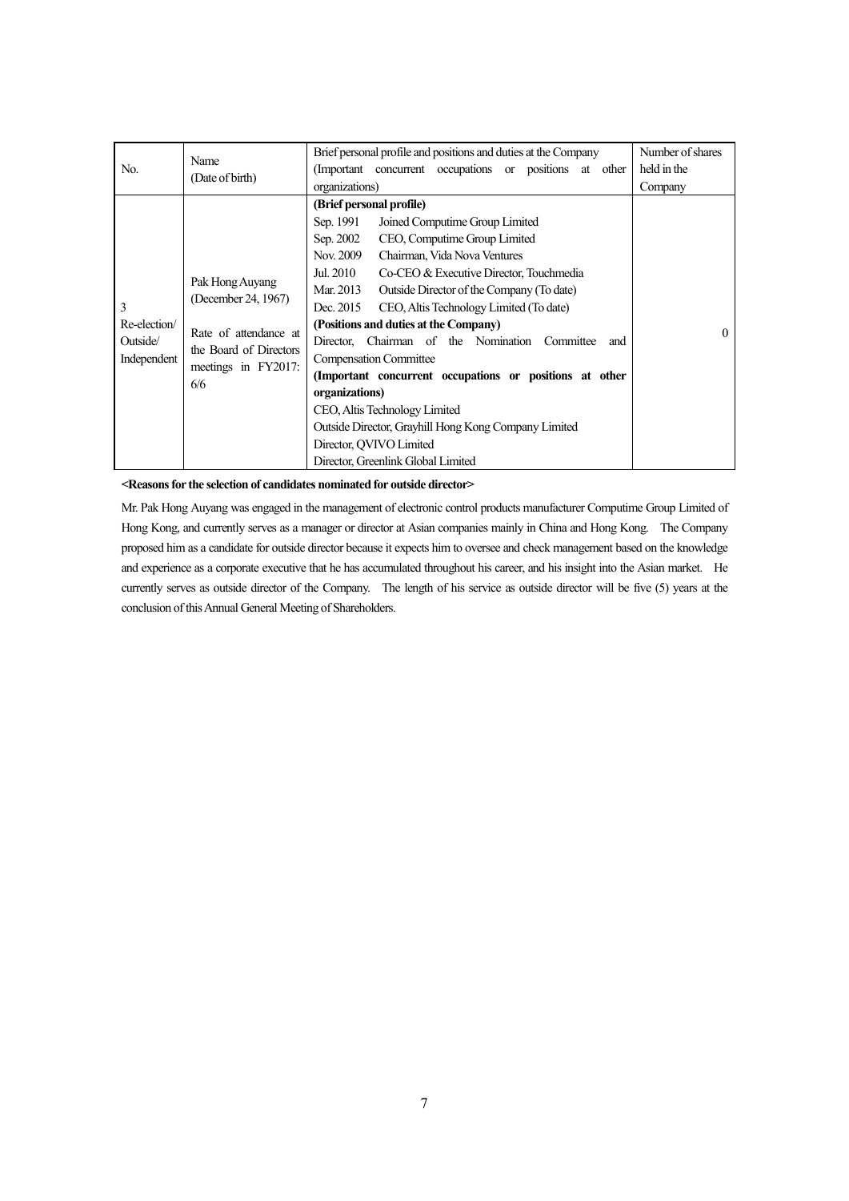| No. | Name (Date of birth) | Brief personal profile and positions and duties at the Company (Important concurrent occupations or positions at other organizations) | Number of shares held in the Company |
|---|---|---|---|
| 3 Re-election/ Outside/ Independent | Pak Hong Auyang (December 24, 1967)<br><br>Rate of attendance at the Board of Directors meetings in FY2017: 6/6 | **(Brief personal profile)**<br>Sep. 1991 Joined Computime Group Limited<br>Sep. 2002 CEO, Computime Group Limited<br>Nov. 2009 Chairman, Vida Nova Ventures<br>Jul. 2010 Co-CEO & Executive Director, Touchmedia<br>Mar. 2013 Outside Director of the Company (To date)<br>Dec. 2015 CEO, Altis Technology Limited (To date)<br>**(Positions and duties at the Company)**<br>Director, Chairman of the Nomination Committee and Compensation Committee<br>**(Important concurrent occupations or positions at other organizations)**<br>CEO, Altis Technology Limited<br>Outside Director, Grayhill Hong Kong Company Limited<br>Director, QVIVO Limited<br>Director, Greenlink Global Limited | 0 |

**<Reasons for the selection of candidates nominated for outside director>**

Mr. Pak Hong Auyang was engaged in the management of electronic control products manufacturer Computime Group Limited of Hong Kong, and currently serves as a manager or director at Asian companies mainly in China and Hong Kong. The Company proposed him as a candidate for outside director because it expects him to oversee and check management based on the knowledge and experience as a corporate executive that he has accumulated throughout his career, and his insight into the Asian market. He currently serves as outside director of the Company. The length of his service as outside director will be five (5) years at the conclusion of this Annual General Meeting of Shareholders.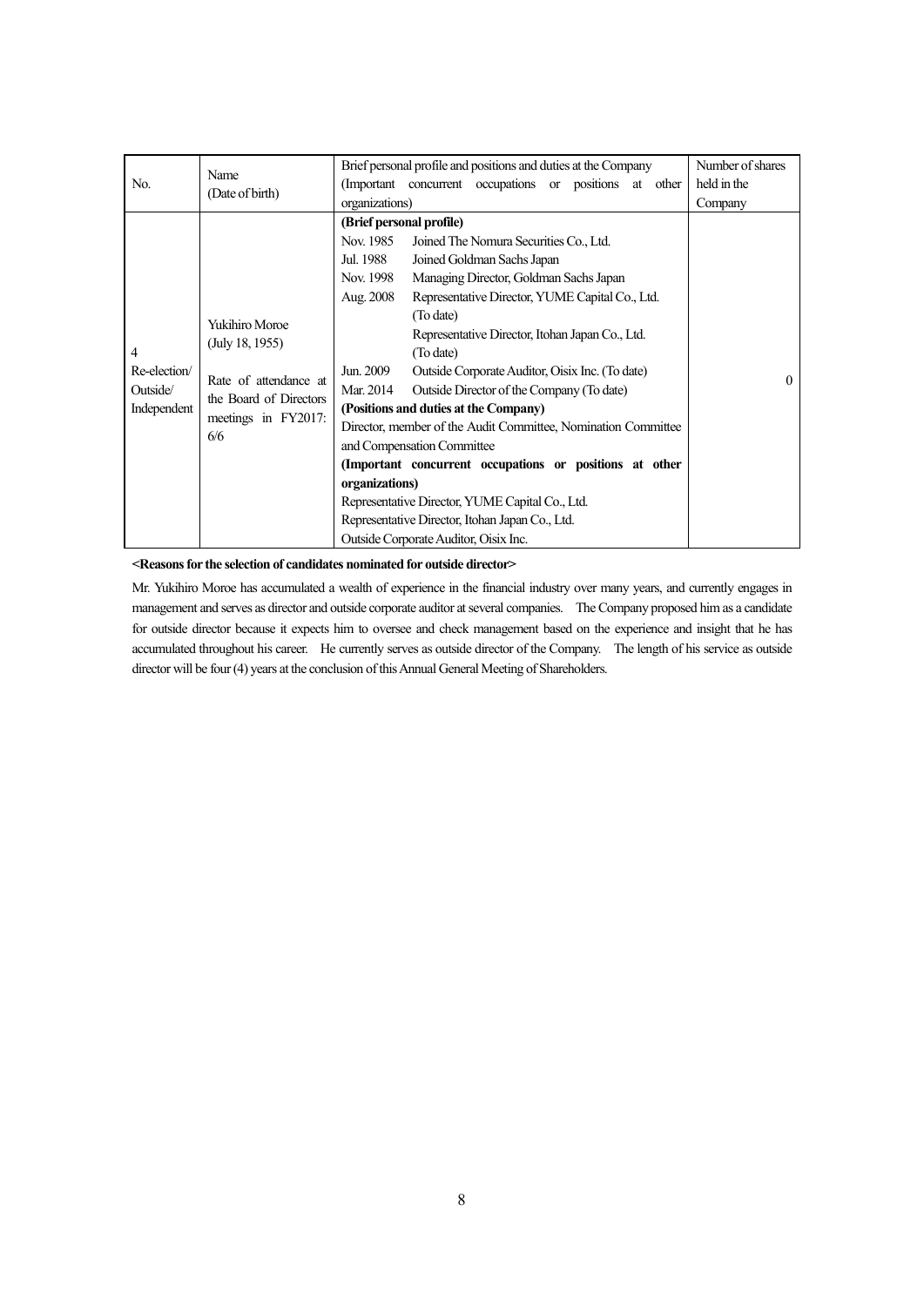| No. | Name (Date of birth) | Brief personal profile and positions and duties at the Company (Important concurrent occupations or positions at other organizations) | Number of shares held in the Company |
|---|---|---|---|
| 4 Re-election/ Outside/ Independent | Yukihiro Moroe (July 18, 1955) Rate of attendance at the Board of Directors meetings in FY2017: 6/6 | **(Brief personal profile)**<br>Nov. 1985 Joined The Nomura Securities Co., Ltd.<br>Jul. 1988 Joined Goldman Sachs Japan<br>Nov. 1998 Managing Director, Goldman Sachs Japan<br>Aug. 2008 Representative Director, YUME Capital Co., Ltd. (To date)<br>Representative Director, Itohan Japan Co., Ltd. (To date)<br>Jun. 2009 Outside Corporate Auditor, Oisix Inc. (To date)<br>Mar. 2014 Outside Director of the Company (To date)<br>**(Positions and duties at the Company)**<br>Director, member of the Audit Committee, Nomination Committee and Compensation Committee<br>**(Important concurrent occupations or positions at other organizations)**<br>Representative Director, YUME Capital Co., Ltd.<br>Representative Director, Itohan Japan Co., Ltd.<br>Outside Corporate Auditor, Oisix Inc. | 0 |

**<Reasons for the selection of candidates nominated for outside director>**

Mr. Yukihiro Moroe has accumulated a wealth of experience in the financial industry over many years, and currently engages in management and serves as director and outside corporate auditor at several companies. The Company proposed him as a candidate for outside director because it expects him to oversee and check management based on the experience and insight that he has accumulated throughout his career. He currently serves as outside director of the Company. The length of his service as outside director will be four (4) years at the conclusion of this Annual General Meeting of Shareholders.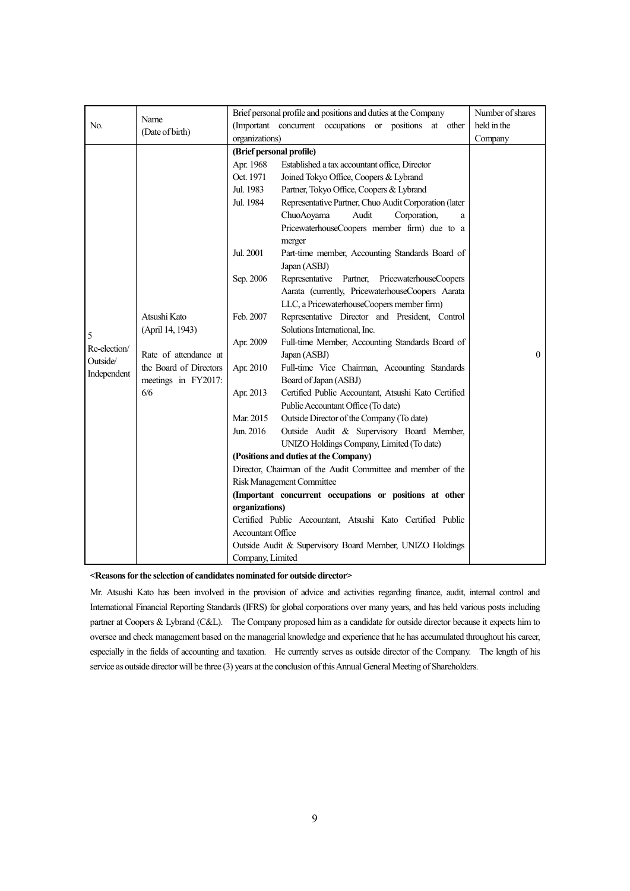| No. | Name (Date of birth) | Brief personal profile and positions and duties at the Company (Important concurrent occupations or positions at other organizations) | Number of shares held in the Company |
|---|---|---|---|
| 5<br>Re-election/ Outside/ Independent | Atsushi Kato<br>(April 14, 1943)<br><br>Rate of attendance at the Board of Directors meetings in FY2017: 6/6 | **(Brief personal profile)**<br>Apr. 1968 Established a tax accountant office, Director<br>Oct. 1971 Joined Tokyo Office, Coopers & Lybrand<br>Jul. 1983 Partner, Tokyo Office, Coopers & Lybrand<br>Jul. 1984 Representative Partner, Chuo Audit Corporation (later ChuoAoyama Audit Corporation, a PricewaterhouseCoopers member firm) due to a merger<br>Jul. 2001 Part-time member, Accounting Standards Board of Japan (ASBJ)<br>Sep. 2006 Representative Partner, PricewaterhouseCoopers Aarata (currently, PricewaterhouseCoopers Aarata LLC, a PricewaterhouseCoopers member firm)<br>Feb. 2007 Representative Director and President, Control Solutions International, Inc.<br>Apr. 2009 Full-time Member, Accounting Standards Board of Japan (ASBJ)<br>Apr. 2010 Full-time Vice Chairman, Accounting Standards Board of Japan (ASBJ)<br>Apr. 2013 Certified Public Accountant, Atsushi Kato Certified Public Accountant Office (To date)<br>Mar. 2015 Outside Director of the Company (To date)<br>Jun. 2016 Outside Audit & Supervisory Board Member, UNIZO Holdings Company, Limited (To date)<br>**(Positions and duties at the Company)**<br>Director, Chairman of the Audit Committee and member of the Risk Management Committee<br>**(Important concurrent occupations or positions at other organizations)**<br>Certified Public Accountant, Atsushi Kato Certified Public Accountant Office<br>Outside Audit & Supervisory Board Member, UNIZO Holdings Company, Limited | 0 |

**<Reasons for the selection of candidates nominated for outside director>**

Mr. Atsushi Kato has been involved in the provision of advice and activities regarding finance, audit, internal control and International Financial Reporting Standards (IFRS) for global corporations over many years, and has held various posts including partner at Coopers & Lybrand (C&L). The Company proposed him as a candidate for outside director because it expects him to oversee and check management based on the managerial knowledge and experience that he has accumulated throughout his career, especially in the fields of accounting and taxation. He currently serves as outside director of the Company. The length of his service as outside director will be three (3) years at the conclusion of this Annual General Meeting of Shareholders.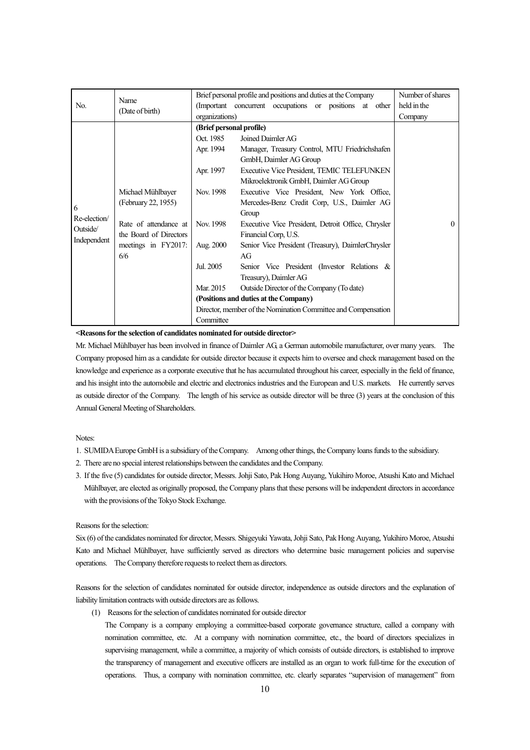| No. | Name (Date of birth) | Brief personal profile and positions and duties at the Company (Important concurrent occupations or positions at other organizations) | Number of shares held in the Company |
|---|---|---|---|
| 6<br>Re-election/<br>Outside/<br>Independent | Michael Mühlbayer<br>(February 22, 1955)<br><br>Rate of attendance at the Board of Directors meetings in FY2017: 6/6 | **(Brief personal profile)**<br>Oct. 1985 Joined Daimler AG<br>Apr. 1994 Manager, Treasury Control, MTU Friedrichshafen GmbH, Daimler AG Group<br>Apr. 1997 Executive Vice President, TEMIC TELEFUNKEN Mikroelektronik GmbH, Daimler AG Group<br>Nov. 1998 Executive Vice President, New York Office, Mercedes-Benz Credit Corp, U.S., Daimler AG Group<br>Nov. 1998 Executive Vice President, Detroit Office, Chrysler Financial Corp, U.S.<br>Aug. 2000 Senior Vice President (Treasury), DaimlerChrysler AG<br>Jul. 2005 Senior Vice President (Investor Relations & Treasury), Daimler AG<br>Mar. 2015 Outside Director of the Company (To date)<br>**(Positions and duties at the Company)**<br>Director, member of the Nomination Committee and Compensation Committee | 0 |

**<Reasons for the selection of candidates nominated for outside director>**

Mr. Michael Mühlbayer has been involved in finance of Daimler AG, a German automobile manufacturer, over many years. The Company proposed him as a candidate for outside director because it expects him to oversee and check management based on the knowledge and experience as a corporate executive that he has accumulated throughout his career, especially in the field of finance, and his insight into the automobile and electric and electronics industries and the European and U.S. markets. He currently serves as outside director of the Company. The length of his service as outside director will be three (3) years at the conclusion of this Annual General Meeting of Shareholders.

Notes:

1. SUMIDA Europe GmbH is a subsidiary of the Company. Among other things, the Company loans funds to the subsidiary.
2. There are no special interest relationships between the candidates and the Company.
3. If the five (5) candidates for outside director, Messrs. Johji Sato, Pak Hong Auyang, Yukihiro Moroe, Atsushi Kato and Michael Mühlbayer, are elected as originally proposed, the Company plans that these persons will be independent directors in accordance with the provisions of the Tokyo Stock Exchange.

Reasons for the selection:

Six (6) of the candidates nominated for director, Messrs. Shigeyuki Yawata, Johji Sato, Pak Hong Auyang, Yukihiro Moroe, Atsushi Kato and Michael Mühlbayer, have sufficiently served as directors who determine basic management policies and supervise operations. The Company therefore requests to reelect them as directors.

Reasons for the selection of candidates nominated for outside director, independence as outside directors and the explanation of liability limitation contracts with outside directors are as follows.

(1) Reasons for the selection of candidates nominated for outside director

The Company is a company employing a committee-based corporate governance structure, called a company with nomination committee, etc. At a company with nomination committee, etc., the board of directors specializes in supervising management, while a committee, a majority of which consists of outside directors, is established to improve the transparency of management and executive officers are installed as an organ to work full-time for the execution of operations. Thus, a company with nomination committee, etc. clearly separates "supervision of management" from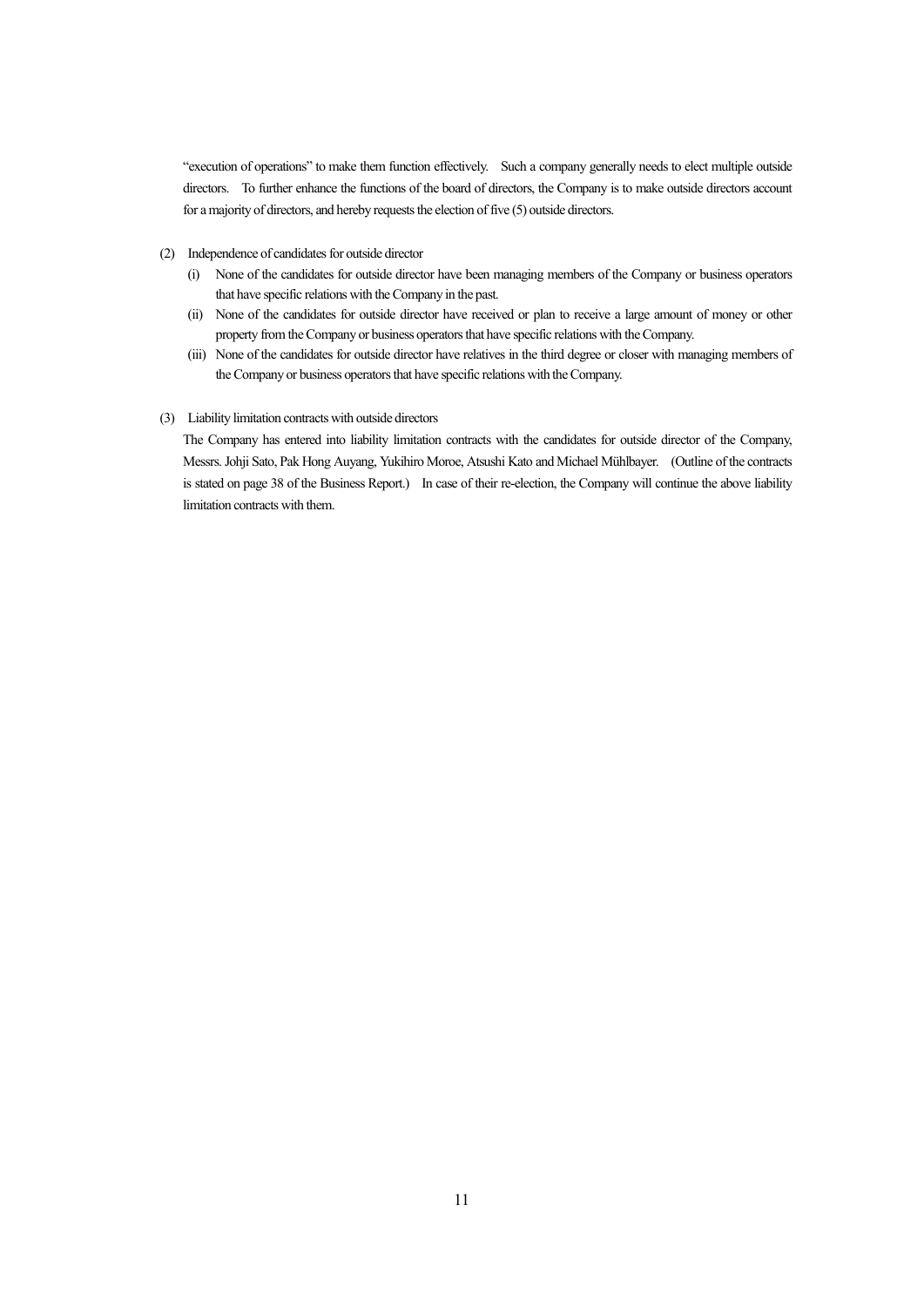"execution of operations" to make them function effectively. Such a company generally needs to elect multiple outside directors. To further enhance the functions of the board of directors, the Company is to make outside directors account for a majority of directors, and hereby requests the election of five (5) outside directors.

(2) Independence of candidates for outside director

(i) None of the candidates for outside director have been managing members of the Company or business operators that have specific relations with the Company in the past.

(ii) None of the candidates for outside director have received or plan to receive a large amount of money or other property from the Company or business operators that have specific relations with the Company.

(iii) None of the candidates for outside director have relatives in the third degree or closer with managing members of the Company or business operators that have specific relations with the Company.

(3) Liability limitation contracts with outside directors

The Company has entered into liability limitation contracts with the candidates for outside director of the Company, Messrs. Johji Sato, Pak Hong Auyang, Yukihiro Moroe, Atsushi Kato and Michael Mühlbayer. (Outline of the contracts is stated on page 38 of the Business Report.) In case of their re-election, the Company will continue the above liability limitation contracts with them.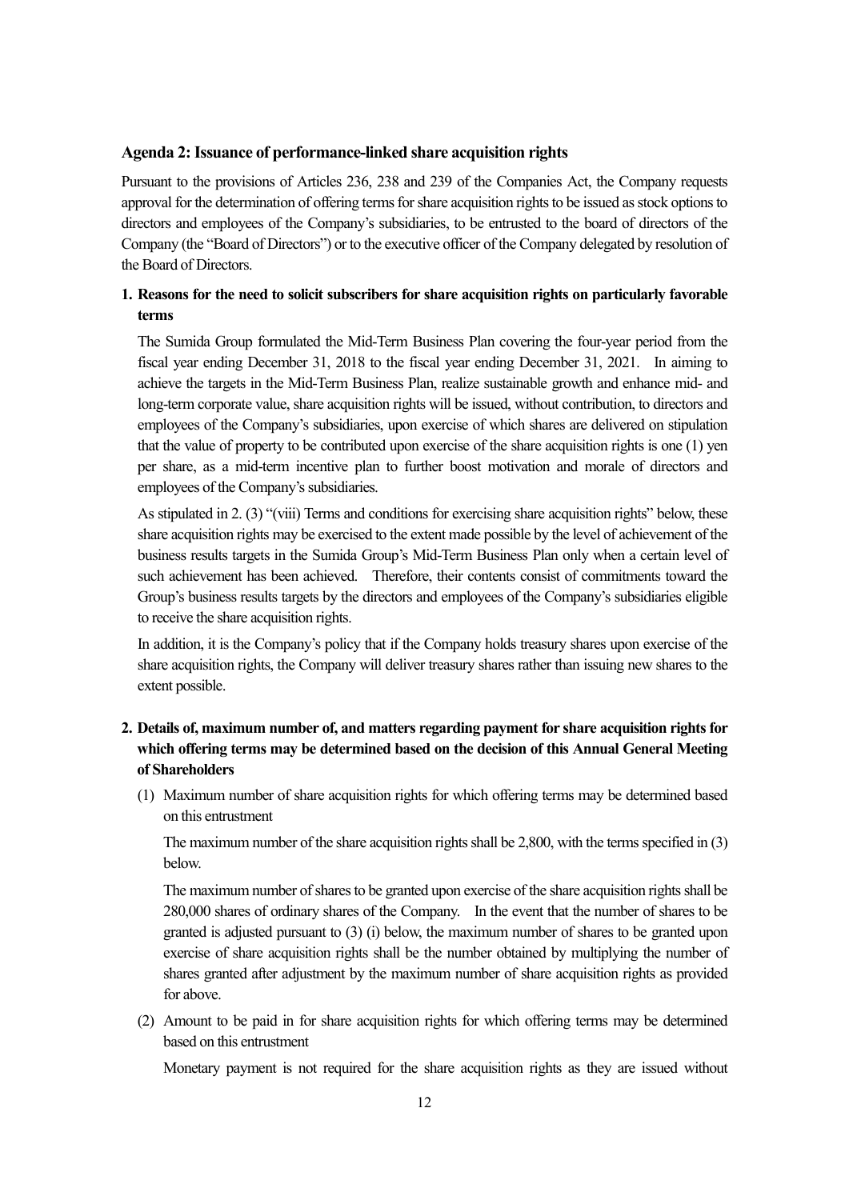### Agenda 2: Issuance of performance-linked share acquisition rights

Pursuant to the provisions of Articles 236, 238 and 239 of the Companies Act, the Company requests approval for the determination of offering terms for share acquisition rights to be issued as stock options to directors and employees of the Company's subsidiaries, to be entrusted to the board of directors of the Company (the "Board of Directors") or to the executive officer of the Company delegated by resolution of the Board of Directors.

#### 1. Reasons for the need to solicit subscribers for share acquisition rights on particularly favorable terms

The Sumida Group formulated the Mid-Term Business Plan covering the four-year period from the fiscal year ending December 31, 2018 to the fiscal year ending December 31, 2021. In aiming to achieve the targets in the Mid-Term Business Plan, realize sustainable growth and enhance mid- and long-term corporate value, share acquisition rights will be issued, without contribution, to directors and employees of the Company's subsidiaries, upon exercise of which shares are delivered on stipulation that the value of property to be contributed upon exercise of the share acquisition rights is one (1) yen per share, as a mid-term incentive plan to further boost motivation and morale of directors and employees of the Company's subsidiaries.

As stipulated in 2. (3) "(viii) Terms and conditions for exercising share acquisition rights" below, these share acquisition rights may be exercised to the extent made possible by the level of achievement of the business results targets in the Sumida Group's Mid-Term Business Plan only when a certain level of such achievement has been achieved. Therefore, their contents consist of commitments toward the Group's business results targets by the directors and employees of the Company's subsidiaries eligible to receive the share acquisition rights.

In addition, it is the Company's policy that if the Company holds treasury shares upon exercise of the share acquisition rights, the Company will deliver treasury shares rather than issuing new shares to the extent possible.

#### 2. Details of, maximum number of, and matters regarding payment for share acquisition rights for which offering terms may be determined based on the decision of this Annual General Meeting of Shareholders

(1) Maximum number of share acquisition rights for which offering terms may be determined based on this entrustment

The maximum number of the share acquisition rights shall be 2,800, with the terms specified in (3) below.

The maximum number of shares to be granted upon exercise of the share acquisition rights shall be 280,000 shares of ordinary shares of the Company. In the event that the number of shares to be granted is adjusted pursuant to (3) (i) below, the maximum number of shares to be granted upon exercise of share acquisition rights shall be the number obtained by multiplying the number of shares granted after adjustment by the maximum number of share acquisition rights as provided for above.

(2) Amount to be paid in for share acquisition rights for which offering terms may be determined based on this entrustment

Monetary payment is not required for the share acquisition rights as they are issued without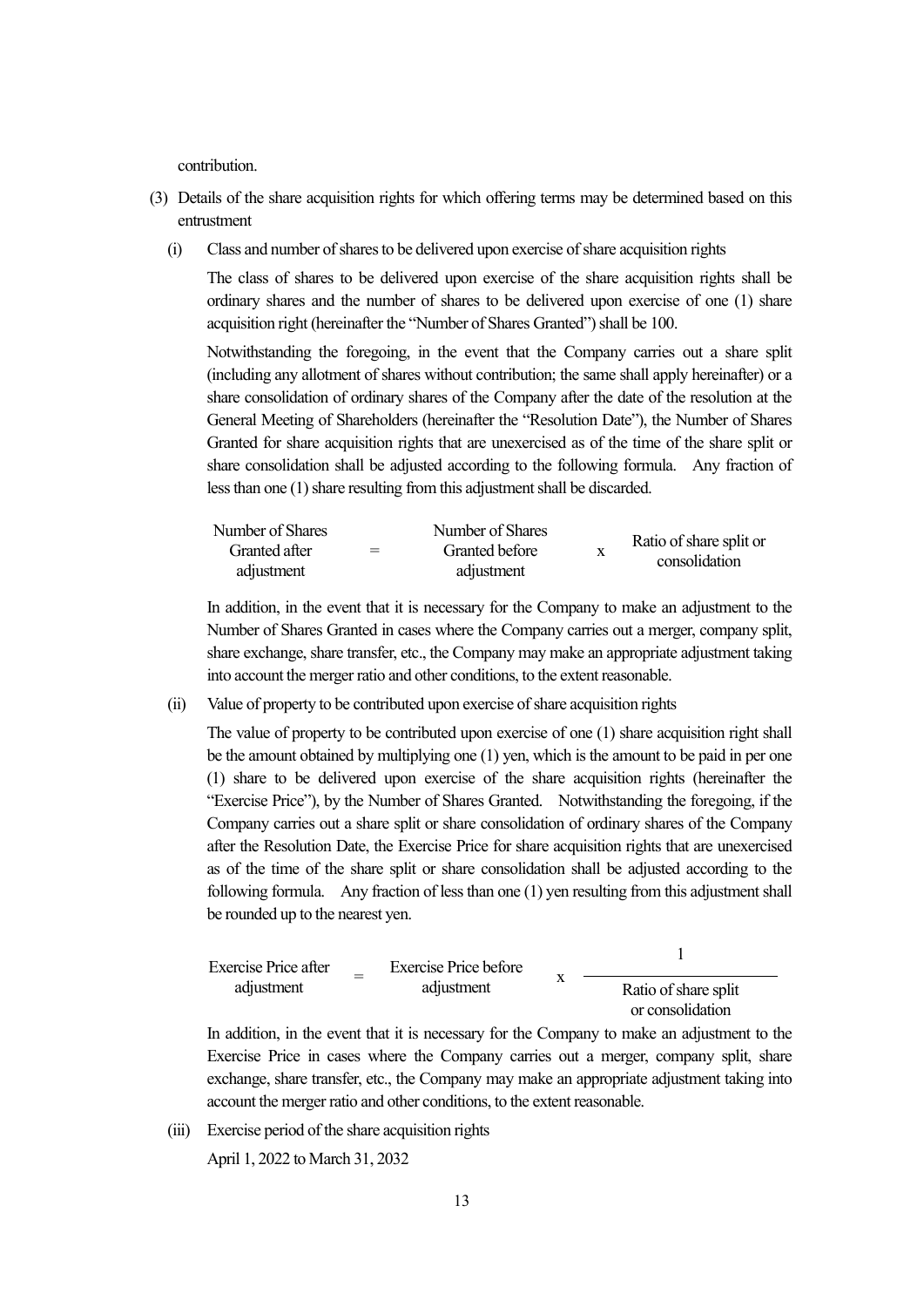contribution.

(3) Details of the share acquisition rights for which offering terms may be determined based on this entrustment

(i) Class and number of shares to be delivered upon exercise of share acquisition rights

The class of shares to be delivered upon exercise of the share acquisition rights shall be ordinary shares and the number of shares to be delivered upon exercise of one (1) share acquisition right (hereinafter the "Number of Shares Granted") shall be 100.

Notwithstanding the foregoing, in the event that the Company carries out a share split (including any allotment of shares without contribution; the same shall apply hereinafter) or a share consolidation of ordinary shares of the Company after the date of the resolution at the General Meeting of Shareholders (hereinafter the "Resolution Date"), the Number of Shares Granted for share acquisition rights that are unexercised as of the time of the share split or share consolidation shall be adjusted according to the following formula. Any fraction of less than one (1) share resulting from this adjustment shall be discarded.

$$\text{Number of Shares Granted after adjustment} = \text{Number of Shares Granted before adjustment} \times \text{Ratio of share split or consolidation}$$

In addition, in the event that it is necessary for the Company to make an adjustment to the Number of Shares Granted in cases where the Company carries out a merger, company split, share exchange, share transfer, etc., the Company may make an appropriate adjustment taking into account the merger ratio and other conditions, to the extent reasonable.

(ii) Value of property to be contributed upon exercise of share acquisition rights

The value of property to be contributed upon exercise of one (1) share acquisition right shall be the amount obtained by multiplying one (1) yen, which is the amount to be paid in per one (1) share to be delivered upon exercise of the share acquisition rights (hereinafter the "Exercise Price"), by the Number of Shares Granted. Notwithstanding the foregoing, if the Company carries out a share split or share consolidation of ordinary shares of the Company after the Resolution Date, the Exercise Price for share acquisition rights that are unexercised as of the time of the share split or share consolidation shall be adjusted according to the following formula. Any fraction of less than one (1) yen resulting from this adjustment shall be rounded up to the nearest yen.

$$\text{Exercise Price after adjustment} = \text{Exercise Price before adjustment} \times \frac{1}{\text{Ratio of share split or consolidation}}$$

In addition, in the event that it is necessary for the Company to make an adjustment to the Exercise Price in cases where the Company carries out a merger, company split, share exchange, share transfer, etc., the Company may make an appropriate adjustment taking into account the merger ratio and other conditions, to the extent reasonable.

(iii) Exercise period of the share acquisition rights

April 1, 2022 to March 31, 2032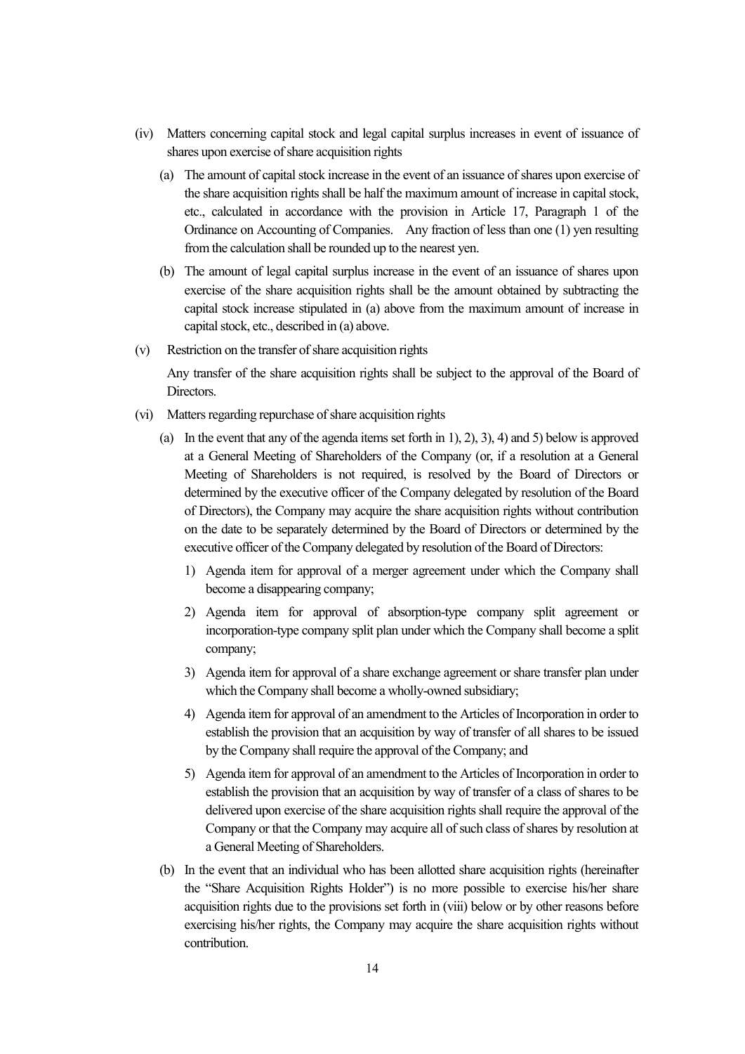(iv) Matters concerning capital stock and legal capital surplus increases in event of issuance of shares upon exercise of share acquisition rights

(a) The amount of capital stock increase in the event of an issuance of shares upon exercise of the share acquisition rights shall be half the maximum amount of increase in capital stock, etc., calculated in accordance with the provision in Article 17, Paragraph 1 of the Ordinance on Accounting of Companies. Any fraction of less than one (1) yen resulting from the calculation shall be rounded up to the nearest yen.

(b) The amount of legal capital surplus increase in the event of an issuance of shares upon exercise of the share acquisition rights shall be the amount obtained by subtracting the capital stock increase stipulated in (a) above from the maximum amount of increase in capital stock, etc., described in (a) above.

(v) Restriction on the transfer of share acquisition rights

Any transfer of the share acquisition rights shall be subject to the approval of the Board of Directors.

(vi) Matters regarding repurchase of share acquisition rights

(a) In the event that any of the agenda items set forth in 1), 2), 3), 4) and 5) below is approved at a General Meeting of Shareholders of the Company (or, if a resolution at a General Meeting of Shareholders is not required, is resolved by the Board of Directors or determined by the executive officer of the Company delegated by resolution of the Board of Directors), the Company may acquire the share acquisition rights without contribution on the date to be separately determined by the Board of Directors or determined by the executive officer of the Company delegated by resolution of the Board of Directors:

1) Agenda item for approval of a merger agreement under which the Company shall become a disappearing company;

2) Agenda item for approval of absorption-type company split agreement or incorporation-type company split plan under which the Company shall become a split company;

3) Agenda item for approval of a share exchange agreement or share transfer plan under which the Company shall become a wholly-owned subsidiary;

4) Agenda item for approval of an amendment to the Articles of Incorporation in order to establish the provision that an acquisition by way of transfer of all shares to be issued by the Company shall require the approval of the Company; and

5) Agenda item for approval of an amendment to the Articles of Incorporation in order to establish the provision that an acquisition by way of transfer of a class of shares to be delivered upon exercise of the share acquisition rights shall require the approval of the Company or that the Company may acquire all of such class of shares by resolution at a General Meeting of Shareholders.

(b) In the event that an individual who has been allotted share acquisition rights (hereinafter the "Share Acquisition Rights Holder") is no more possible to exercise his/her share acquisition rights due to the provisions set forth in (viii) below or by other reasons before exercising his/her rights, the Company may acquire the share acquisition rights without contribution.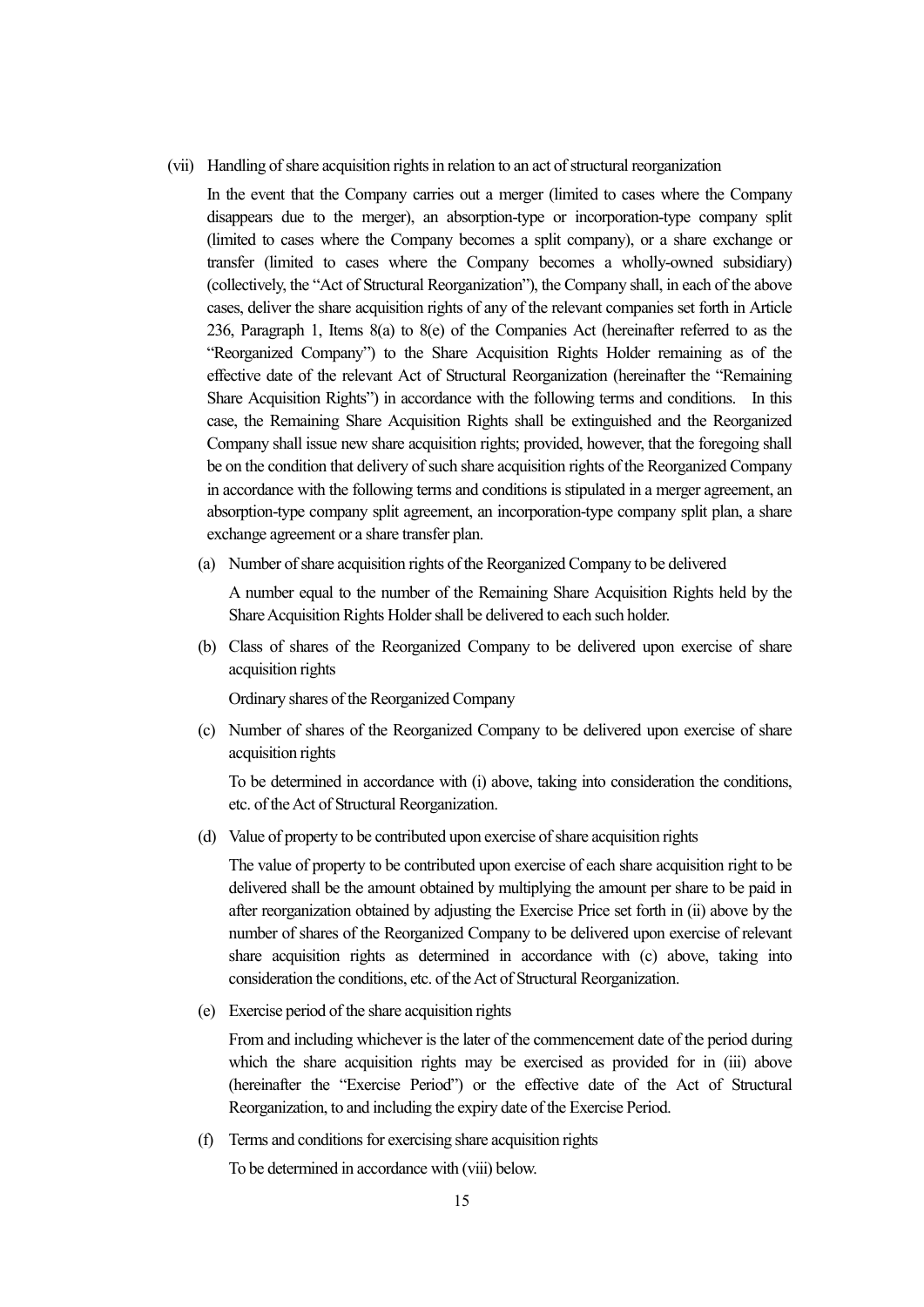(vii) Handling of share acquisition rights in relation to an act of structural reorganization

In the event that the Company carries out a merger (limited to cases where the Company disappears due to the merger), an absorption-type or incorporation-type company split (limited to cases where the Company becomes a split company), or a share exchange or transfer (limited to cases where the Company becomes a wholly-owned subsidiary) (collectively, the "Act of Structural Reorganization"), the Company shall, in each of the above cases, deliver the share acquisition rights of any of the relevant companies set forth in Article 236, Paragraph 1, Items 8(a) to 8(e) of the Companies Act (hereinafter referred to as the "Reorganized Company") to the Share Acquisition Rights Holder remaining as of the effective date of the relevant Act of Structural Reorganization (hereinafter the "Remaining Share Acquisition Rights") in accordance with the following terms and conditions. In this case, the Remaining Share Acquisition Rights shall be extinguished and the Reorganized Company shall issue new share acquisition rights; provided, however, that the foregoing shall be on the condition that delivery of such share acquisition rights of the Reorganized Company in accordance with the following terms and conditions is stipulated in a merger agreement, an absorption-type company split agreement, an incorporation-type company split plan, a share exchange agreement or a share transfer plan.

(a) Number of share acquisition rights of the Reorganized Company to be delivered

A number equal to the number of the Remaining Share Acquisition Rights held by the Share Acquisition Rights Holder shall be delivered to each such holder.

(b) Class of shares of the Reorganized Company to be delivered upon exercise of share acquisition rights

Ordinary shares of the Reorganized Company

(c) Number of shares of the Reorganized Company to be delivered upon exercise of share acquisition rights

To be determined in accordance with (i) above, taking into consideration the conditions, etc. of the Act of Structural Reorganization.

(d) Value of property to be contributed upon exercise of share acquisition rights

The value of property to be contributed upon exercise of each share acquisition right to be delivered shall be the amount obtained by multiplying the amount per share to be paid in after reorganization obtained by adjusting the Exercise Price set forth in (ii) above by the number of shares of the Reorganized Company to be delivered upon exercise of relevant share acquisition rights as determined in accordance with (c) above, taking into consideration the conditions, etc. of the Act of Structural Reorganization.

(e) Exercise period of the share acquisition rights

From and including whichever is the later of the commencement date of the period during which the share acquisition rights may be exercised as provided for in (iii) above (hereinafter the "Exercise Period") or the effective date of the Act of Structural Reorganization, to and including the expiry date of the Exercise Period.

(f) Terms and conditions for exercising share acquisition rights

To be determined in accordance with (viii) below.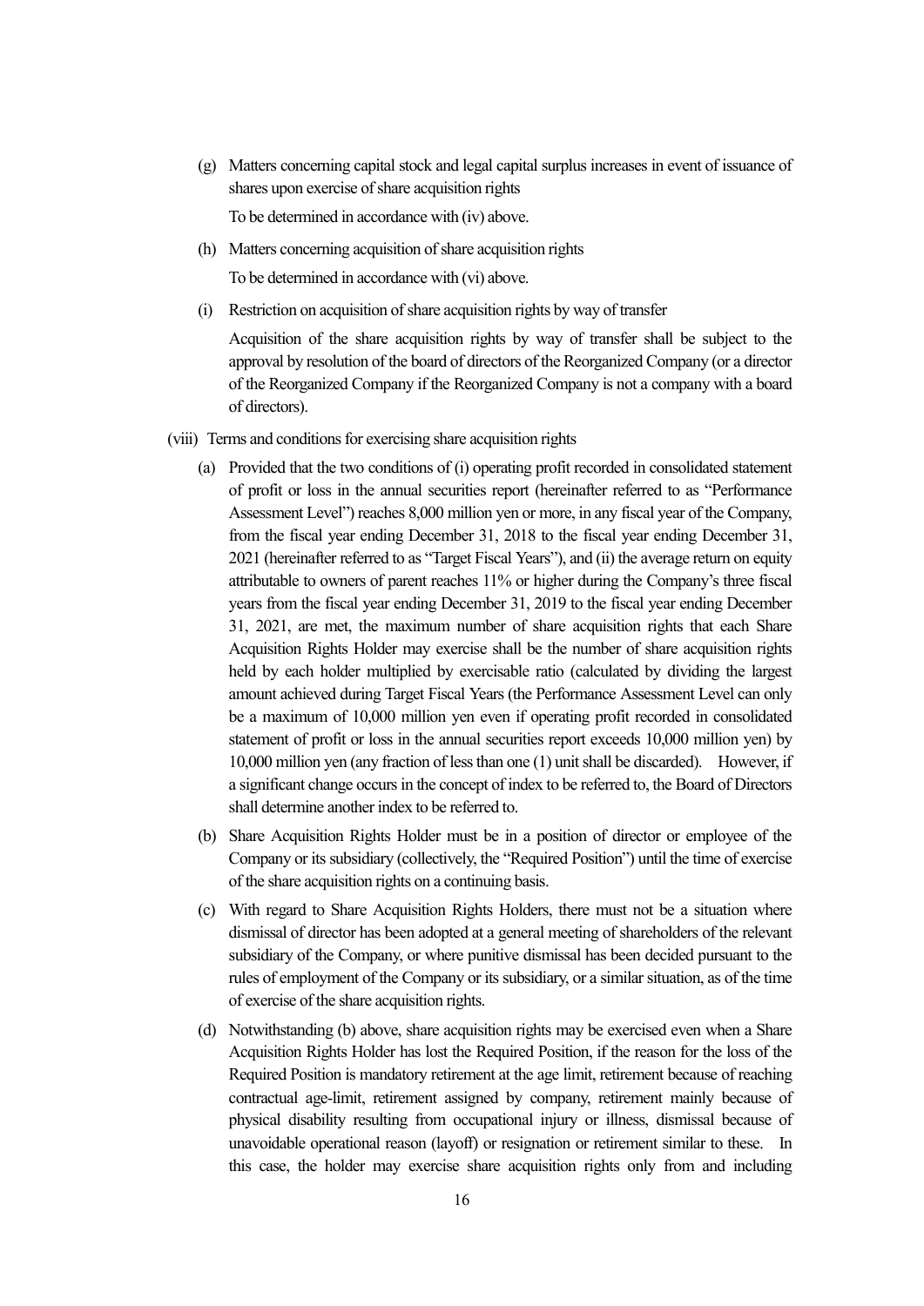(g) Matters concerning capital stock and legal capital surplus increases in event of issuance of shares upon exercise of share acquisition rights

To be determined in accordance with (iv) above.

(h) Matters concerning acquisition of share acquisition rights

To be determined in accordance with (vi) above.

(i) Restriction on acquisition of share acquisition rights by way of transfer

Acquisition of the share acquisition rights by way of transfer shall be subject to the approval by resolution of the board of directors of the Reorganized Company (or a director of the Reorganized Company if the Reorganized Company is not a company with a board of directors).

(viii) Terms and conditions for exercising share acquisition rights

(a) Provided that the two conditions of (i) operating profit recorded in consolidated statement of profit or loss in the annual securities report (hereinafter referred to as "Performance Assessment Level") reaches 8,000 million yen or more, in any fiscal year of the Company, from the fiscal year ending December 31, 2018 to the fiscal year ending December 31, 2021 (hereinafter referred to as "Target Fiscal Years"), and (ii) the average return on equity attributable to owners of parent reaches 11% or higher during the Company's three fiscal years from the fiscal year ending December 31, 2019 to the fiscal year ending December 31, 2021, are met, the maximum number of share acquisition rights that each Share Acquisition Rights Holder may exercise shall be the number of share acquisition rights held by each holder multiplied by exercisable ratio (calculated by dividing the largest amount achieved during Target Fiscal Years (the Performance Assessment Level can only be a maximum of 10,000 million yen even if operating profit recorded in consolidated statement of profit or loss in the annual securities report exceeds 10,000 million yen) by 10,000 million yen (any fraction of less than one (1) unit shall be discarded). However, if a significant change occurs in the concept of index to be referred to, the Board of Directors shall determine another index to be referred to.

(b) Share Acquisition Rights Holder must be in a position of director or employee of the Company or its subsidiary (collectively, the "Required Position") until the time of exercise of the share acquisition rights on a continuing basis.

(c) With regard to Share Acquisition Rights Holders, there must not be a situation where dismissal of director has been adopted at a general meeting of shareholders of the relevant subsidiary of the Company, or where punitive dismissal has been decided pursuant to the rules of employment of the Company or its subsidiary, or a similar situation, as of the time of exercise of the share acquisition rights.

(d) Notwithstanding (b) above, share acquisition rights may be exercised even when a Share Acquisition Rights Holder has lost the Required Position, if the reason for the loss of the Required Position is mandatory retirement at the age limit, retirement because of reaching contractual age-limit, retirement assigned by company, retirement mainly because of physical disability resulting from occupational injury or illness, dismissal because of unavoidable operational reason (layoff) or resignation or retirement similar to these. In this case, the holder may exercise share acquisition rights only from and including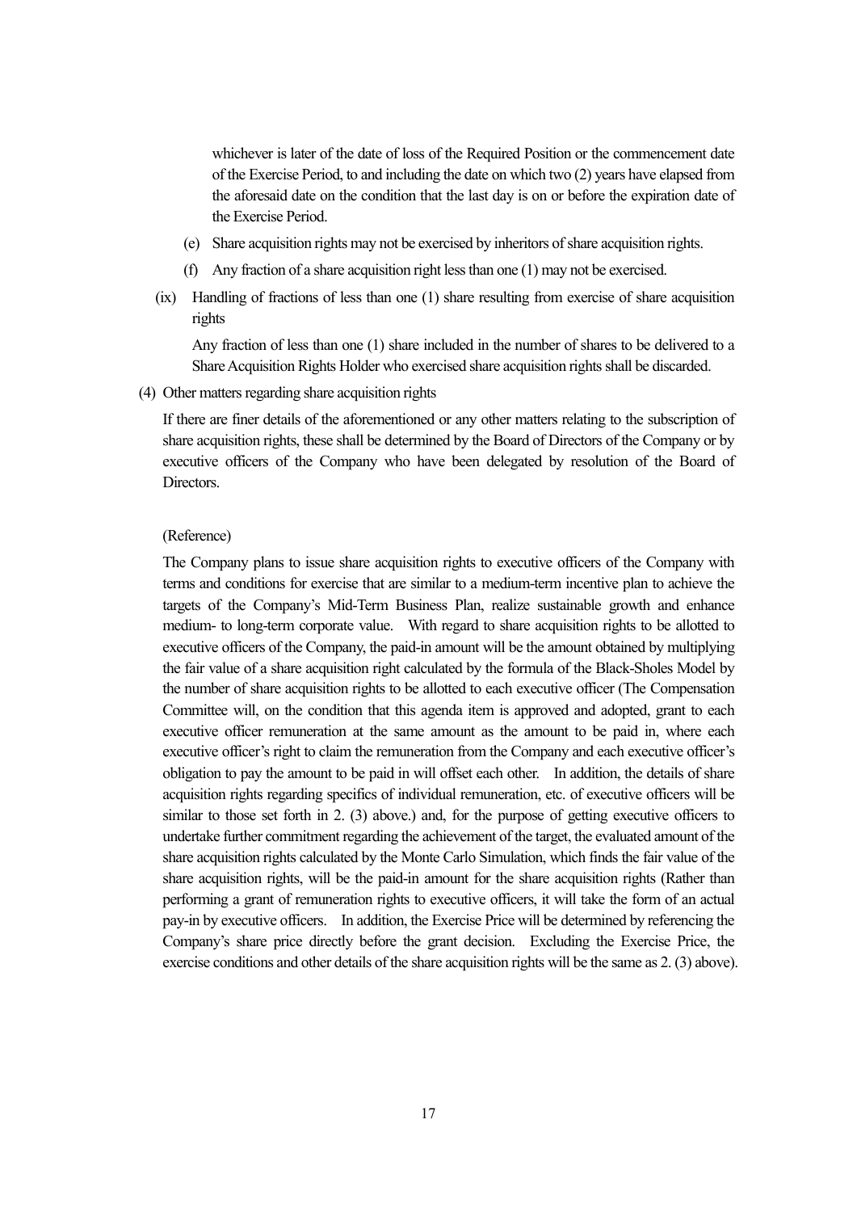whichever is later of the date of loss of the Required Position or the commencement date of the Exercise Period, to and including the date on which two (2) years have elapsed from the aforesaid date on the condition that the last day is on or before the expiration date of the Exercise Period.

(e) Share acquisition rights may not be exercised by inheritors of share acquisition rights.

(f) Any fraction of a share acquisition right less than one (1) may not be exercised.

(ix) Handling of fractions of less than one (1) share resulting from exercise of share acquisition rights

Any fraction of less than one (1) share included in the number of shares to be delivered to a Share Acquisition Rights Holder who exercised share acquisition rights shall be discarded.

(4) Other matters regarding share acquisition rights

If there are finer details of the aforementioned or any other matters relating to the subscription of share acquisition rights, these shall be determined by the Board of Directors of the Company or by executive officers of the Company who have been delegated by resolution of the Board of Directors.

(Reference)

The Company plans to issue share acquisition rights to executive officers of the Company with terms and conditions for exercise that are similar to a medium-term incentive plan to achieve the targets of the Company's Mid-Term Business Plan, realize sustainable growth and enhance medium- to long-term corporate value. With regard to share acquisition rights to be allotted to executive officers of the Company, the paid-in amount will be the amount obtained by multiplying the fair value of a share acquisition right calculated by the formula of the Black-Sholes Model by the number of share acquisition rights to be allotted to each executive officer (The Compensation Committee will, on the condition that this agenda item is approved and adopted, grant to each executive officer remuneration at the same amount as the amount to be paid in, where each executive officer's right to claim the remuneration from the Company and each executive officer's obligation to pay the amount to be paid in will offset each other. In addition, the details of share acquisition rights regarding specifics of individual remuneration, etc. of executive officers will be similar to those set forth in 2. (3) above.) and, for the purpose of getting executive officers to undertake further commitment regarding the achievement of the target, the evaluated amount of the share acquisition rights calculated by the Monte Carlo Simulation, which finds the fair value of the share acquisition rights, will be the paid-in amount for the share acquisition rights (Rather than performing a grant of remuneration rights to executive officers, it will take the form of an actual pay-in by executive officers. In addition, the Exercise Price will be determined by referencing the Company's share price directly before the grant decision. Excluding the Exercise Price, the exercise conditions and other details of the share acquisition rights will be the same as 2. (3) above).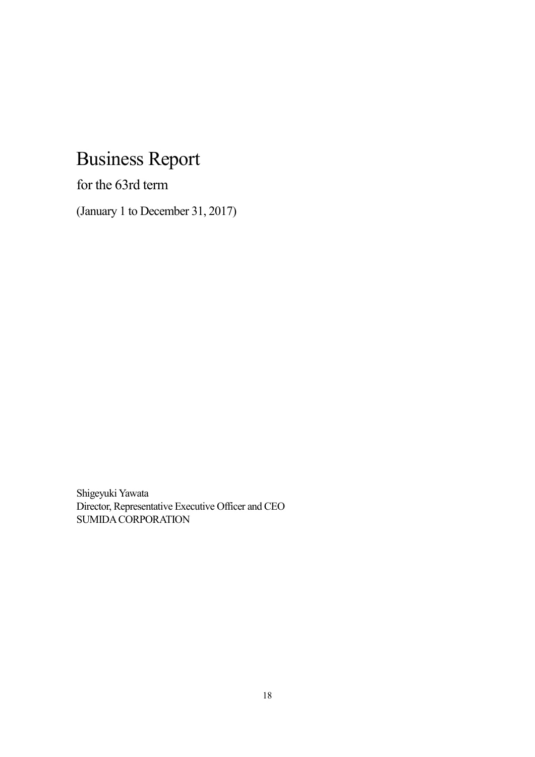# Business Report

for the 63rd term

(January 1 to December 31, 2017)

Shigeyuki Yawata
Director, Representative Executive Officer and CEO
SUMIDA CORPORATION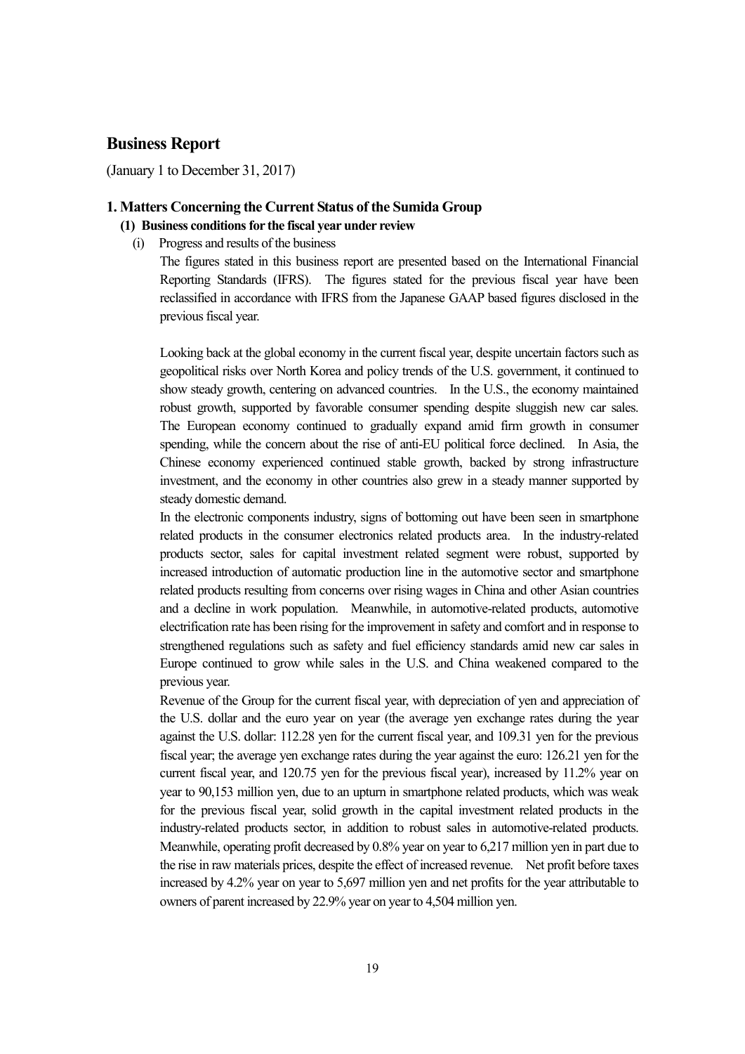# Business Report

(January 1 to December 31, 2017)

## 1. Matters Concerning the Current Status of the Sumida Group

### (1) Business conditions for the fiscal year under review

(i) Progress and results of the business

The figures stated in this business report are presented based on the International Financial Reporting Standards (IFRS). The figures stated for the previous fiscal year have been reclassified in accordance with IFRS from the Japanese GAAP based figures disclosed in the previous fiscal year.

Looking back at the global economy in the current fiscal year, despite uncertain factors such as geopolitical risks over North Korea and policy trends of the U.S. government, it continued to show steady growth, centering on advanced countries. In the U.S., the economy maintained robust growth, supported by favorable consumer spending despite sluggish new car sales. The European economy continued to gradually expand amid firm growth in consumer spending, while the concern about the rise of anti-EU political force declined. In Asia, the Chinese economy experienced continued stable growth, backed by strong infrastructure investment, and the economy in other countries also grew in a steady manner supported by steady domestic demand.

In the electronic components industry, signs of bottoming out have been seen in smartphone related products in the consumer electronics related products area. In the industry-related products sector, sales for capital investment related segment were robust, supported by increased introduction of automatic production line in the automotive sector and smartphone related products resulting from concerns over rising wages in China and other Asian countries and a decline in work population. Meanwhile, in automotive-related products, automotive electrification rate has been rising for the improvement in safety and comfort and in response to strengthened regulations such as safety and fuel efficiency standards amid new car sales in Europe continued to grow while sales in the U.S. and China weakened compared to the previous year.

Revenue of the Group for the current fiscal year, with depreciation of yen and appreciation of the U.S. dollar and the euro year on year (the average yen exchange rates during the year against the U.S. dollar: 112.28 yen for the current fiscal year, and 109.31 yen for the previous fiscal year; the average yen exchange rates during the year against the euro: 126.21 yen for the current fiscal year, and 120.75 yen for the previous fiscal year), increased by 11.2% year on year to 90,153 million yen, due to an upturn in smartphone related products, which was weak for the previous fiscal year, solid growth in the capital investment related products in the industry-related products sector, in addition to robust sales in automotive-related products. Meanwhile, operating profit decreased by 0.8% year on year to 6,217 million yen in part due to the rise in raw materials prices, despite the effect of increased revenue. Net profit before taxes increased by 4.2% year on year to 5,697 million yen and net profits for the year attributable to owners of parent increased by 22.9% year on year to 4,504 million yen.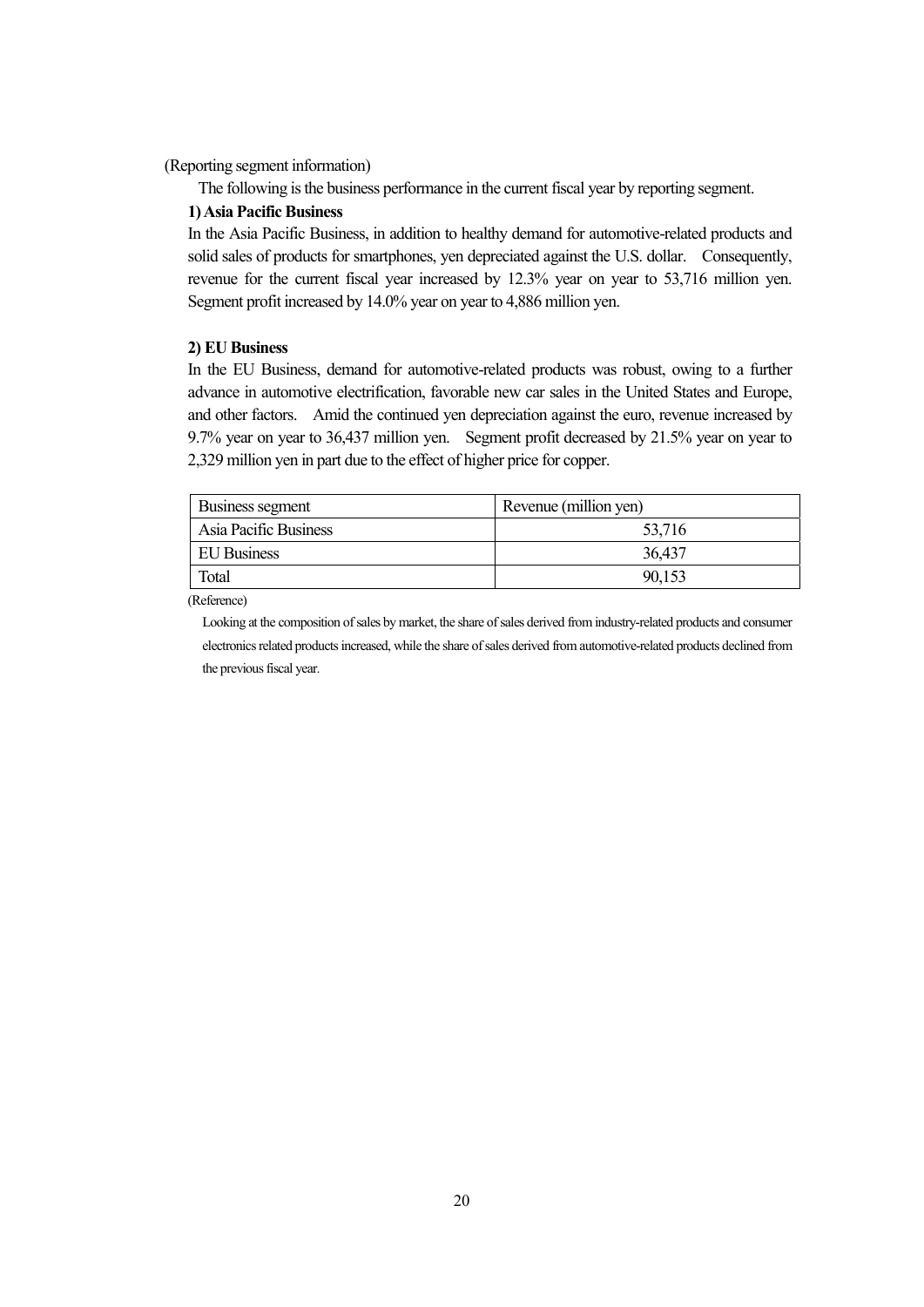(Reporting segment information)

The following is the business performance in the current fiscal year by reporting segment.

**1) Asia Pacific Business**

In the Asia Pacific Business, in addition to healthy demand for automotive-related products and solid sales of products for smartphones, yen depreciated against the U.S. dollar. Consequently, revenue for the current fiscal year increased by 12.3% year on year to 53,716 million yen. Segment profit increased by 14.0% year on year to 4,886 million yen.

**2) EU Business**

In the EU Business, demand for automotive-related products was robust, owing to a further advance in automotive electrification, favorable new car sales in the United States and Europe, and other factors. Amid the continued yen depreciation against the euro, revenue increased by 9.7% year on year to 36,437 million yen. Segment profit decreased by 21.5% year on year to 2,329 million yen in part due to the effect of higher price for copper.

| Business segment | Revenue (million yen) |
|---|---|
| Asia Pacific Business | 53,716 |
| EU Business | 36,437 |
| Total | 90,153 |

(Reference)

Looking at the composition of sales by market, the share of sales derived from industry-related products and consumer electronics related products increased, while the share of sales derived from automotive-related products declined from the previous fiscal year.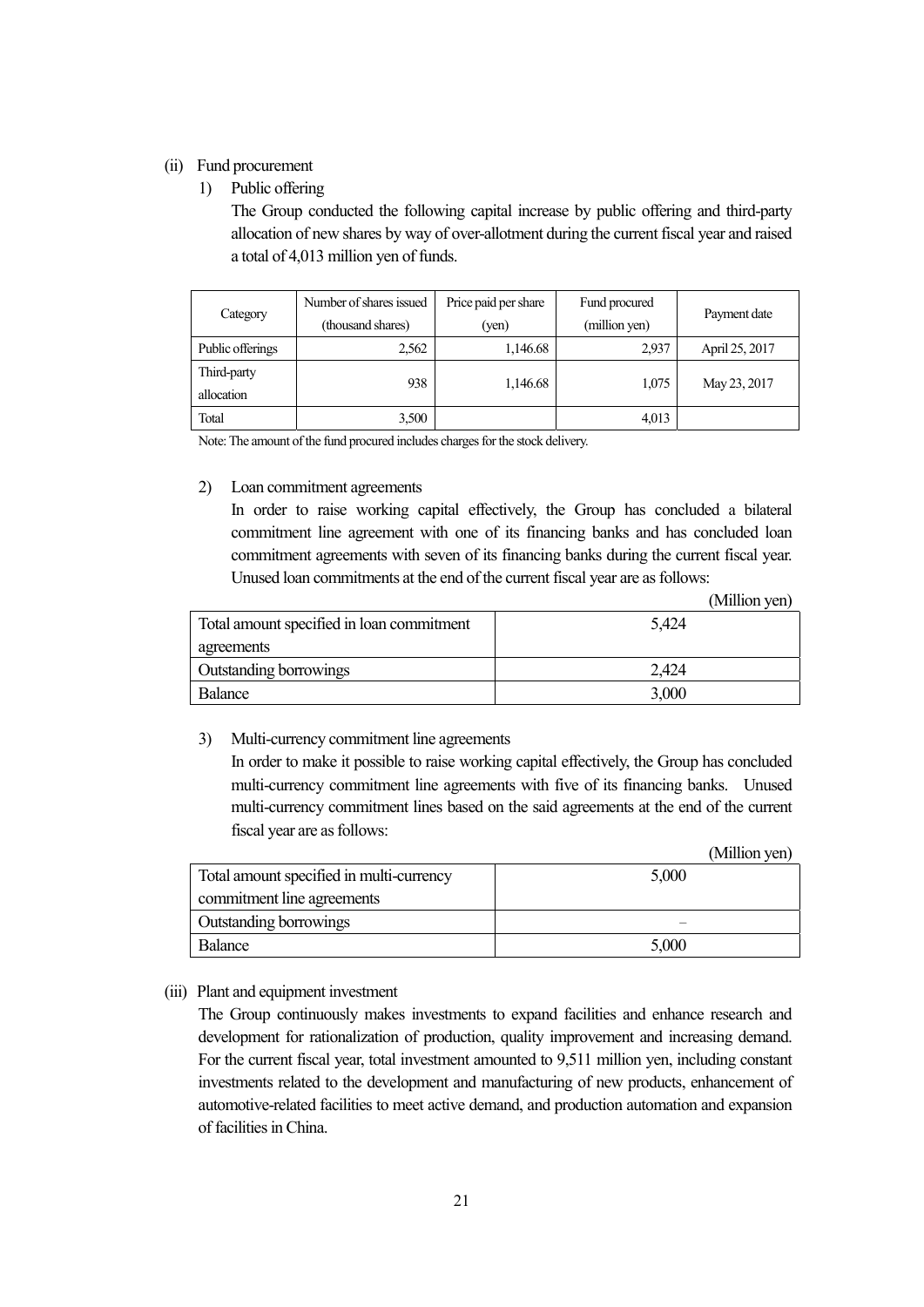(ii) Fund procurement

1) Public offering

The Group conducted the following capital increase by public offering and third-party allocation of new shares by way of over-allotment during the current fiscal year and raised a total of 4,013 million yen of funds.

| Category | Number of shares issued (thousand shares) | Price paid per share (yen) | Fund procured (million yen) | Payment date |
|---|---|---|---|---|
| Public offerings | 2,562 | 1,146.68 | 2,937 | April 25, 2017 |
| Third-party allocation | 938 | 1,146.68 | 1,075 | May 23, 2017 |
| Total | 3,500 | | 4,013 | |

Note: The amount of the fund procured includes charges for the stock delivery.

2) Loan commitment agreements

In order to raise working capital effectively, the Group has concluded a bilateral commitment line agreement with one of its financing banks and has concluded loan commitment agreements with seven of its financing banks during the current fiscal year. Unused loan commitments at the end of the current fiscal year are as follows:

(Million yen)

| | |
|---|---|
| Total amount specified in loan commitment agreements | 5,424 |
| Outstanding borrowings | 2,424 |
| Balance | 3,000 |

3) Multi-currency commitment line agreements

In order to make it possible to raise working capital effectively, the Group has concluded multi-currency commitment line agreements with five of its financing banks. Unused multi-currency commitment lines based on the said agreements at the end of the current fiscal year are as follows:

(Million yen)

| | |
|---|---|
| Total amount specified in multi-currency commitment line agreements | 5,000 |
| Outstanding borrowings | – |
| Balance | 5,000 |

(iii) Plant and equipment investment

The Group continuously makes investments to expand facilities and enhance research and development for rationalization of production, quality improvement and increasing demand. For the current fiscal year, total investment amounted to 9,511 million yen, including constant investments related to the development and manufacturing of new products, enhancement of automotive-related facilities to meet active demand, and production automation and expansion of facilities in China.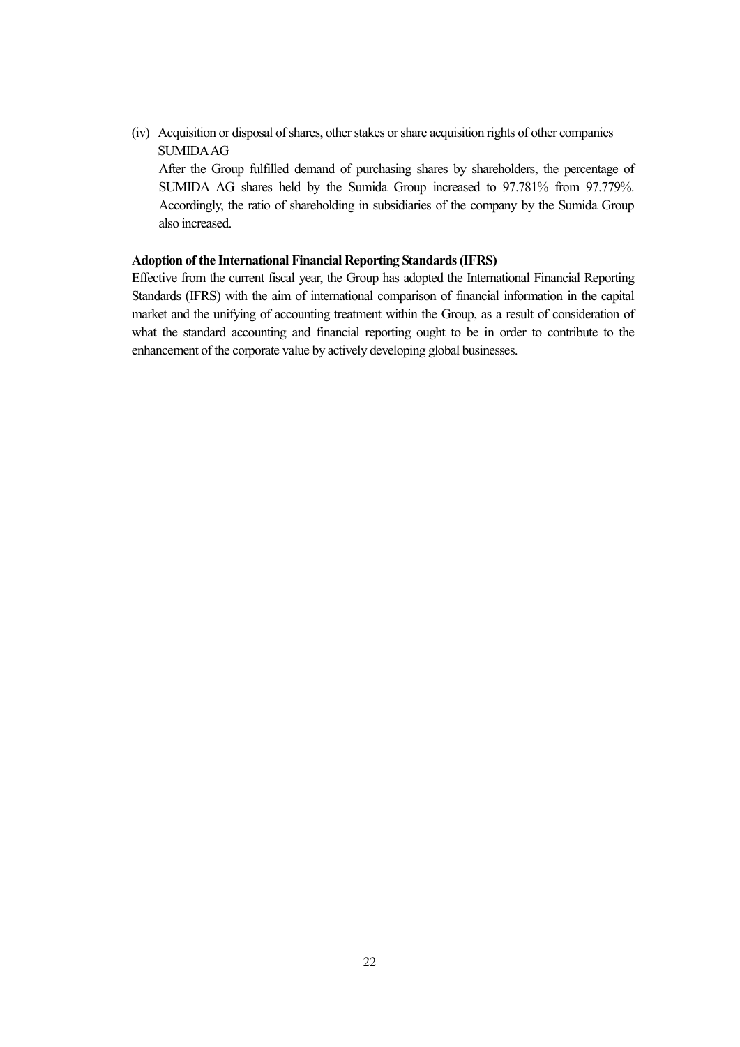(iv) Acquisition or disposal of shares, other stakes or share acquisition rights of other companies

SUMIDA AG

After the Group fulfilled demand of purchasing shares by shareholders, the percentage of SUMIDA AG shares held by the Sumida Group increased to 97.781% from 97.779%. Accordingly, the ratio of shareholding in subsidiaries of the company by the Sumida Group also increased.

**Adoption of the International Financial Reporting Standards (IFRS)**

Effective from the current fiscal year, the Group has adopted the International Financial Reporting Standards (IFRS) with the aim of international comparison of financial information in the capital market and the unifying of accounting treatment within the Group, as a result of consideration of what the standard accounting and financial reporting ought to be in order to contribute to the enhancement of the corporate value by actively developing global businesses.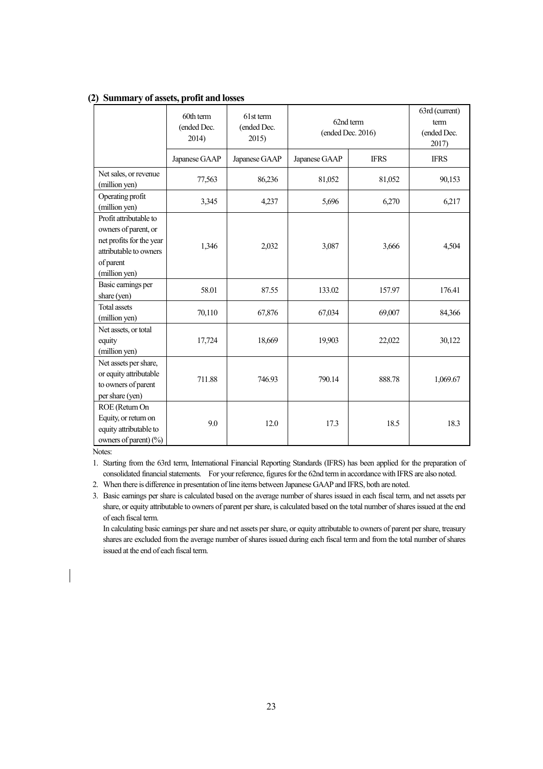### (2) Summary of assets, profit and losses

| | 60th term (ended Dec. 2014) | 61st term (ended Dec. 2015) | 62nd term (ended Dec. 2016) | | 63rd (current) term (ended Dec. 2017) |
|---|---|---|---|---|---|
| | Japanese GAAP | Japanese GAAP | Japanese GAAP | IFRS | IFRS |
| Net sales, or revenue (million yen) | 77,563 | 86,236 | 81,052 | 81,052 | 90,153 |
| Operating profit (million yen) | 3,345 | 4,237 | 5,696 | 6,270 | 6,217 |
| Profit attributable to owners of parent, or net profits for the year attributable to owners of parent (million yen) | 1,346 | 2,032 | 3,087 | 3,666 | 4,504 |
| Basic earnings per share (yen) | 58.01 | 87.55 | 133.02 | 157.97 | 176.41 |
| Total assets (million yen) | 70,110 | 67,876 | 67,034 | 69,007 | 84,366 |
| Net assets, or total equity (million yen) | 17,724 | 18,669 | 19,903 | 22,022 | 30,122 |
| Net assets per share, or equity attributable to owners of parent per share (yen) | 711.88 | 746.93 | 790.14 | 888.78 | 1,069.67 |
| ROE (Return On Equity, or return on equity attributable to owners of parent) (%) | 9.0 | 12.0 | 17.3 | 18.5 | 18.3 |

Notes:

1. Starting from the 63rd term, International Financial Reporting Standards (IFRS) has been applied for the preparation of consolidated financial statements. For your reference, figures for the 62nd term in accordance with IFRS are also noted.
2. When there is difference in presentation of line items between Japanese GAAP and IFRS, both are noted.
3. Basic earnings per share is calculated based on the average number of shares issued in each fiscal term, and net assets per share, or equity attributable to owners of parent per share, is calculated based on the total number of shares issued at the end of each fiscal term.

   In calculating basic earnings per share and net assets per share, or equity attributable to owners of parent per share, treasury shares are excluded from the average number of shares issued during each fiscal term and from the total number of shares issued at the end of each fiscal term.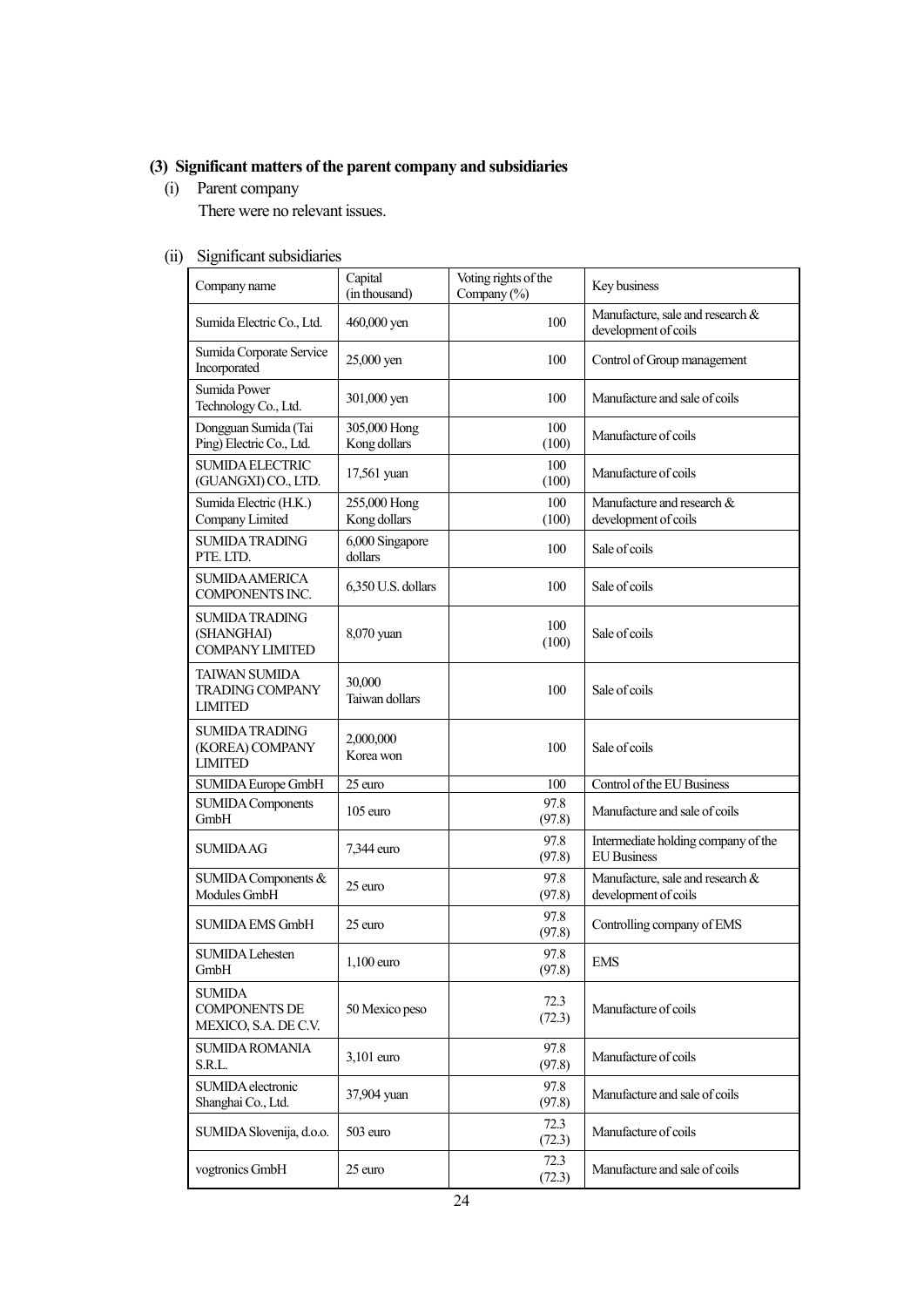### (3) Significant matters of the parent company and subsidiaries

(i) Parent company

There were no relevant issues.

(ii) Significant subsidiaries

| Company name | Capital (in thousand) | Voting rights of the Company (%) | Key business |
|---|---|---|---|
| Sumida Electric Co., Ltd. | 460,000 yen | 100 | Manufacture, sale and research & development of coils |
| Sumida Corporate Service Incorporated | 25,000 yen | 100 | Control of Group management |
| Sumida Power Technology Co., Ltd. | 301,000 yen | 100 | Manufacture and sale of coils |
| Dongguan Sumida (Tai Ping) Electric Co., Ltd. | 305,000 Hong Kong dollars | 100 (100) | Manufacture of coils |
| SUMIDA ELECTRIC (GUANGXI) CO., LTD. | 17,561 yuan | 100 (100) | Manufacture of coils |
| Sumida Electric (H.K.) Company Limited | 255,000 Hong Kong dollars | 100 (100) | Manufacture and research & development of coils |
| SUMIDA TRADING PTE. LTD. | 6,000 Singapore dollars | 100 | Sale of coils |
| SUMIDA AMERICA COMPONENTS INC. | 6,350 U.S. dollars | 100 | Sale of coils |
| SUMIDA TRADING (SHANGHAI) COMPANY LIMITED | 8,070 yuan | 100 (100) | Sale of coils |
| TAIWAN SUMIDA TRADING COMPANY LIMITED | 30,000 Taiwan dollars | 100 | Sale of coils |
| SUMIDA TRADING (KOREA) COMPANY LIMITED | 2,000,000 Korea won | 100 | Sale of coils |
| SUMIDA Europe GmbH | 25 euro | 100 | Control of the EU Business |
| SUMIDA Components GmbH | 105 euro | 97.8 (97.8) | Manufacture and sale of coils |
| SUMIDA AG | 7,344 euro | 97.8 (97.8) | Intermediate holding company of the EU Business |
| SUMIDA Components & Modules GmbH | 25 euro | 97.8 (97.8) | Manufacture, sale and research & development of coils |
| SUMIDA EMS GmbH | 25 euro | 97.8 (97.8) | Controlling company of EMS |
| SUMIDA Lehesten GmbH | 1,100 euro | 97.8 (97.8) | EMS |
| SUMIDA COMPONENTS DE MEXICO, S.A. DE C.V. | 50 Mexico peso | 72.3 (72.3) | Manufacture of coils |
| SUMIDA ROMANIA S.R.L. | 3,101 euro | 97.8 (97.8) | Manufacture of coils |
| SUMIDA electronic Shanghai Co., Ltd. | 37,904 yuan | 97.8 (97.8) | Manufacture and sale of coils |
| SUMIDA Slovenija, d.o.o. | 503 euro | 72.3 (72.3) | Manufacture of coils |
| vogtronics GmbH | 25 euro | 72.3 (72.3) | Manufacture and sale of coils |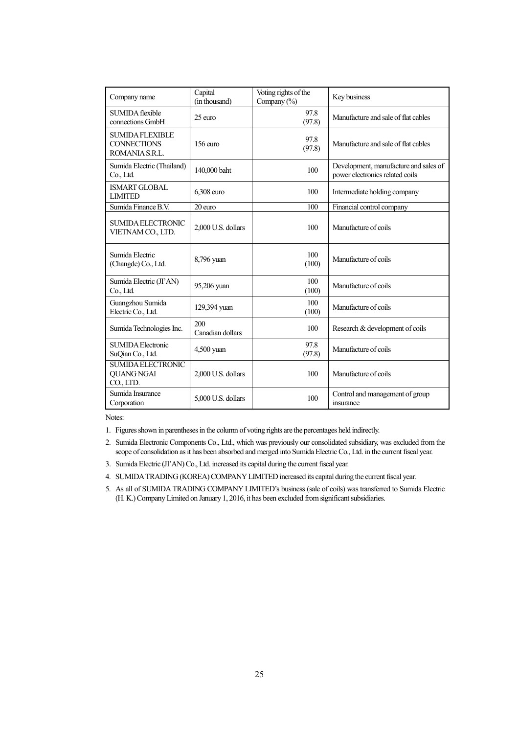| Company name | Capital (in thousand) | Voting rights of the Company (%) | Key business |
| --- | --- | --- | --- |
| SUMIDA flexible connections GmbH | 25 euro | 97.8 (97.8) | Manufacture and sale of flat cables |
| SUMIDA FLEXIBLE CONNECTIONS ROMANIA S.R.L. | 156 euro | 97.8 (97.8) | Manufacture and sale of flat cables |
| Sumida Electric (Thailand) Co., Ltd. | 140,000 baht | 100 | Development, manufacture and sales of power electronics related coils |
| ISMART GLOBAL LIMITED | 6,308 euro | 100 | Intermediate holding company |
| Sumida Finance B.V. | 20 euro | 100 | Financial control company |
| SUMIDA ELECTRONIC VIETNAM CO., LTD. | 2,000 U.S. dollars | 100 | Manufacture of coils |
| Sumida Electric (Changde) Co., Ltd. | 8,796 yuan | 100 (100) | Manufacture of coils |
| Sumida Electric (JI'AN) Co., Ltd. | 95,206 yuan | 100 (100) | Manufacture of coils |
| Guangzhou Sumida Electric Co., Ltd. | 129,394 yuan | 100 (100) | Manufacture of coils |
| Sumida Technologies Inc. | 200 Canadian dollars | 100 | Research & development of coils |
| SUMIDA Electronic SuQian Co., Ltd. | 4,500 yuan | 97.8 (97.8) | Manufacture of coils |
| SUMIDA ELECTRONIC QUANG NGAI CO., LTD. | 2,000 U.S. dollars | 100 | Manufacture of coils |
| Sumida Insurance Corporation | 5,000 U.S. dollars | 100 | Control and management of group insurance |

Notes:

1. Figures shown in parentheses in the column of voting rights are the percentages held indirectly.
2. Sumida Electronic Components Co., Ltd., which was previously our consolidated subsidiary, was excluded from the scope of consolidation as it has been absorbed and merged into Sumida Electric Co., Ltd. in the current fiscal year.
3. Sumida Electric (JI'AN) Co., Ltd. increased its capital during the current fiscal year.
4. SUMIDA TRADING (KOREA) COMPANY LIMITED increased its capital during the current fiscal year.
5. As all of SUMIDA TRADING COMPANY LIMITED's business (sale of coils) was transferred to Sumida Electric (H. K.) Company Limited on January 1, 2016, it has been excluded from significant subsidiaries.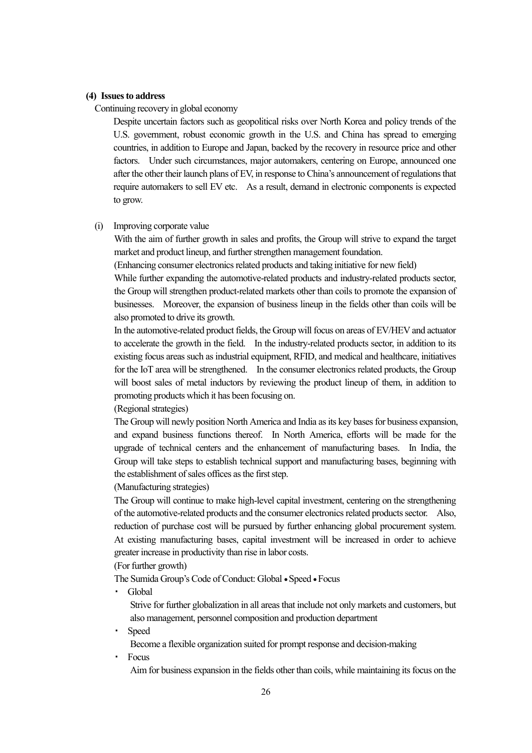#### (4) Issues to address

Continuing recovery in global economy

Despite uncertain factors such as geopolitical risks over North Korea and policy trends of the U.S. government, robust economic growth in the U.S. and China has spread to emerging countries, in addition to Europe and Japan, backed by the recovery in resource price and other factors. Under such circumstances, major automakers, centering on Europe, announced one after the other their launch plans of EV, in response to China's announcement of regulations that require automakers to sell EV etc. As a result, demand in electronic components is expected to grow.

(i) Improving corporate value

With the aim of further growth in sales and profits, the Group will strive to expand the target market and product lineup, and further strengthen management foundation.

(Enhancing consumer electronics related products and taking initiative for new field)

While further expanding the automotive-related products and industry-related products sector, the Group will strengthen product-related markets other than coils to promote the expansion of businesses. Moreover, the expansion of business lineup in the fields other than coils will be also promoted to drive its growth.

In the automotive-related product fields, the Group will focus on areas of EV/HEV and actuator to accelerate the growth in the field. In the industry-related products sector, in addition to its existing focus areas such as industrial equipment, RFID, and medical and healthcare, initiatives for the IoT area will be strengthened. In the consumer electronics related products, the Group will boost sales of metal inductors by reviewing the product lineup of them, in addition to promoting products which it has been focusing on.

(Regional strategies)

The Group will newly position North America and India as its key bases for business expansion, and expand business functions thereof. In North America, efforts will be made for the upgrade of technical centers and the enhancement of manufacturing bases. In India, the Group will take steps to establish technical support and manufacturing bases, beginning with the establishment of sales offices as the first step.

(Manufacturing strategies)

The Group will continue to make high-level capital investment, centering on the strengthening of the automotive-related products and the consumer electronics related products sector. Also, reduction of purchase cost will be pursued by further enhancing global procurement system. At existing manufacturing bases, capital investment will be increased in order to achieve greater increase in productivity than rise in labor costs.

(For further growth)

The Sumida Group's Code of Conduct: Global • Speed • Focus

- Global

  Strive for further globalization in all areas that include not only markets and customers, but also management, personnel composition and production department

- Speed

  Become a flexible organization suited for prompt response and decision-making

- Focus

  Aim for business expansion in the fields other than coils, while maintaining its focus on the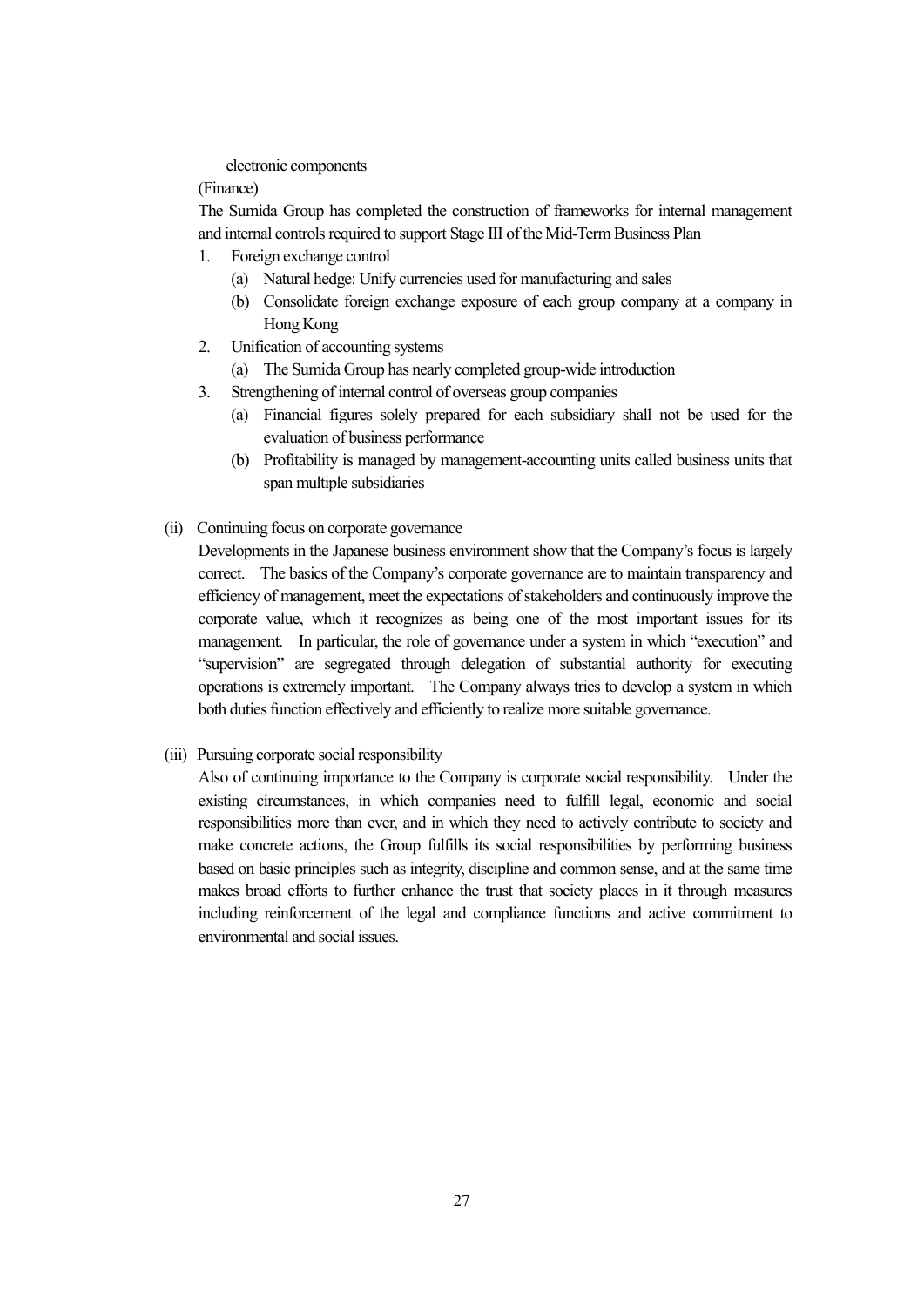electronic components

(Finance)

The Sumida Group has completed the construction of frameworks for internal management and internal controls required to support Stage III of the Mid-Term Business Plan

1. Foreign exchange control
   (a) Natural hedge: Unify currencies used for manufacturing and sales
   (b) Consolidate foreign exchange exposure of each group company at a company in Hong Kong
2. Unification of accounting systems
   (a) The Sumida Group has nearly completed group-wide introduction
3. Strengthening of internal control of overseas group companies
   (a) Financial figures solely prepared for each subsidiary shall not be used for the evaluation of business performance
   (b) Profitability is managed by management-accounting units called business units that span multiple subsidiaries

(ii) Continuing focus on corporate governance

Developments in the Japanese business environment show that the Company's focus is largely correct. The basics of the Company's corporate governance are to maintain transparency and efficiency of management, meet the expectations of stakeholders and continuously improve the corporate value, which it recognizes as being one of the most important issues for its management. In particular, the role of governance under a system in which "execution" and "supervision" are segregated through delegation of substantial authority for executing operations is extremely important. The Company always tries to develop a system in which both duties function effectively and efficiently to realize more suitable governance.

(iii) Pursuing corporate social responsibility

Also of continuing importance to the Company is corporate social responsibility. Under the existing circumstances, in which companies need to fulfill legal, economic and social responsibilities more than ever, and in which they need to actively contribute to society and make concrete actions, the Group fulfills its social responsibilities by performing business based on basic principles such as integrity, discipline and common sense, and at the same time makes broad efforts to further enhance the trust that society places in it through measures including reinforcement of the legal and compliance functions and active commitment to environmental and social issues.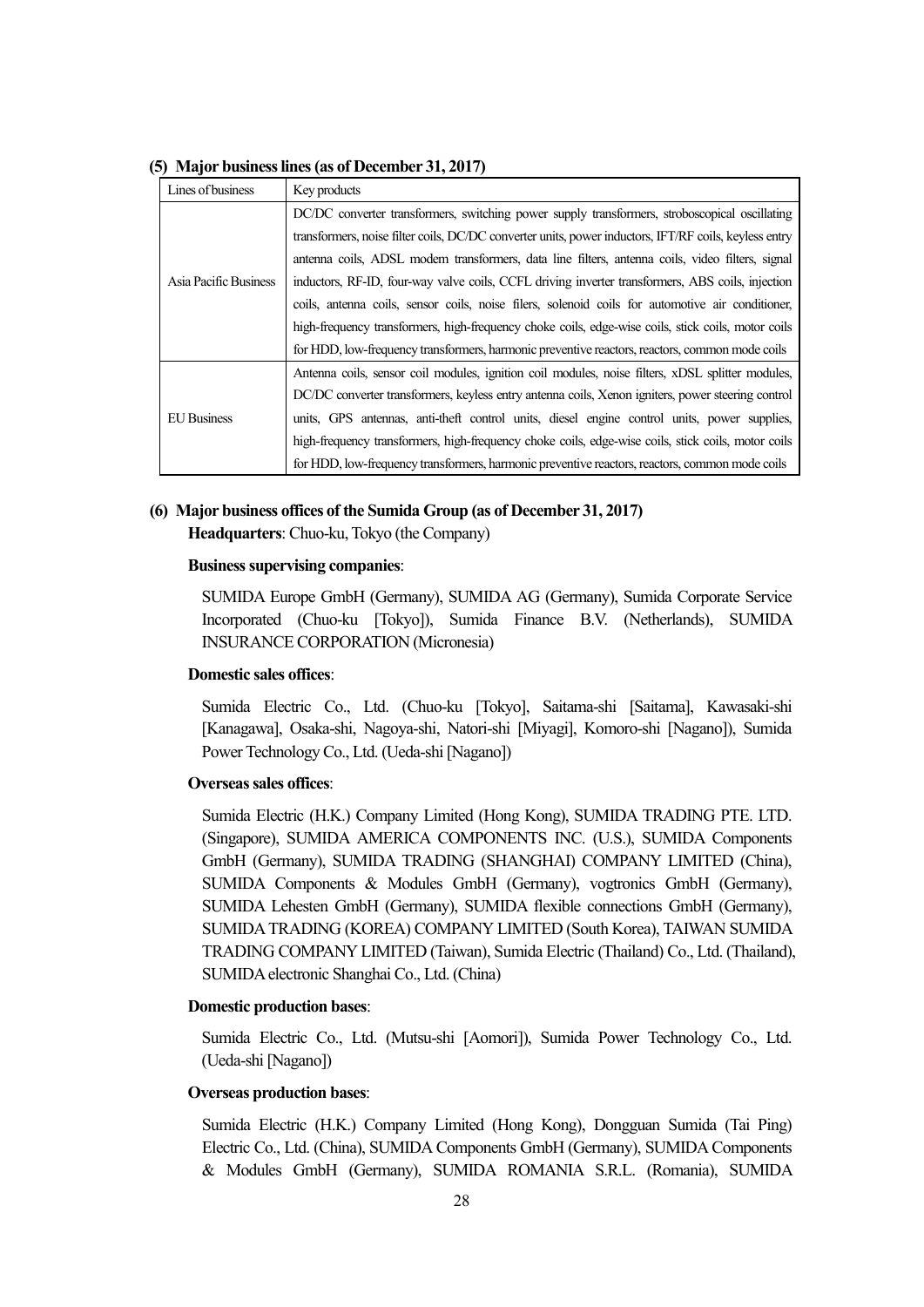**(5) Major business lines (as of December 31, 2017)**

| Lines of business | Key products |
|---|---|
| Asia Pacific Business | DC/DC converter transformers, switching power supply transformers, stroboscopical oscillating transformers, noise filter coils, DC/DC converter units, power inductors, IFT/RF coils, keyless entry antenna coils, ADSL modem transformers, data line filters, antenna coils, video filters, signal inductors, RF-ID, four-way valve coils, CCFL driving inverter transformers, ABS coils, injection coils, antenna coils, sensor coils, noise filers, solenoid coils for automotive air conditioner, high-frequency transformers, high-frequency choke coils, edge-wise coils, stick coils, motor coils for HDD, low-frequency transformers, harmonic preventive reactors, reactors, common mode coils |
| EU Business | Antenna coils, sensor coil modules, ignition coil modules, noise filters, xDSL splitter modules, DC/DC converter transformers, keyless entry antenna coils, Xenon igniters, power steering control units, GPS antennas, anti-theft control units, diesel engine control units, power supplies, high-frequency transformers, high-frequency choke coils, edge-wise coils, stick coils, motor coils for HDD, low-frequency transformers, harmonic preventive reactors, reactors, common mode coils |

**(6) Major business offices of the Sumida Group (as of December 31, 2017)**

**Headquarters**: Chuo-ku, Tokyo (the Company)

**Business supervising companies**:

SUMIDA Europe GmbH (Germany), SUMIDA AG (Germany), Sumida Corporate Service Incorporated (Chuo-ku [Tokyo]), Sumida Finance B.V. (Netherlands), SUMIDA INSURANCE CORPORATION (Micronesia)

**Domestic sales offices**:

Sumida Electric Co., Ltd. (Chuo-ku [Tokyo], Saitama-shi [Saitama], Kawasaki-shi [Kanagawa], Osaka-shi, Nagoya-shi, Natori-shi [Miyagi], Komoro-shi [Nagano]), Sumida Power Technology Co., Ltd. (Ueda-shi [Nagano])

**Overseas sales offices**:

Sumida Electric (H.K.) Company Limited (Hong Kong), SUMIDA TRADING PTE. LTD. (Singapore), SUMIDA AMERICA COMPONENTS INC. (U.S.), SUMIDA Components GmbH (Germany), SUMIDA TRADING (SHANGHAI) COMPANY LIMITED (China), SUMIDA Components & Modules GmbH (Germany), vogtronics GmbH (Germany), SUMIDA Lehesten GmbH (Germany), SUMIDA flexible connections GmbH (Germany), SUMIDA TRADING (KOREA) COMPANY LIMITED (South Korea), TAIWAN SUMIDA TRADING COMPANY LIMITED (Taiwan), Sumida Electric (Thailand) Co., Ltd. (Thailand), SUMIDA electronic Shanghai Co., Ltd. (China)

**Domestic production bases**:

Sumida Electric Co., Ltd. (Mutsu-shi [Aomori]), Sumida Power Technology Co., Ltd. (Ueda-shi [Nagano])

**Overseas production bases**:

Sumida Electric (H.K.) Company Limited (Hong Kong), Dongguan Sumida (Tai Ping) Electric Co., Ltd. (China), SUMIDA Components GmbH (Germany), SUMIDA Components & Modules GmbH (Germany), SUMIDA ROMANIA S.R.L. (Romania), SUMIDA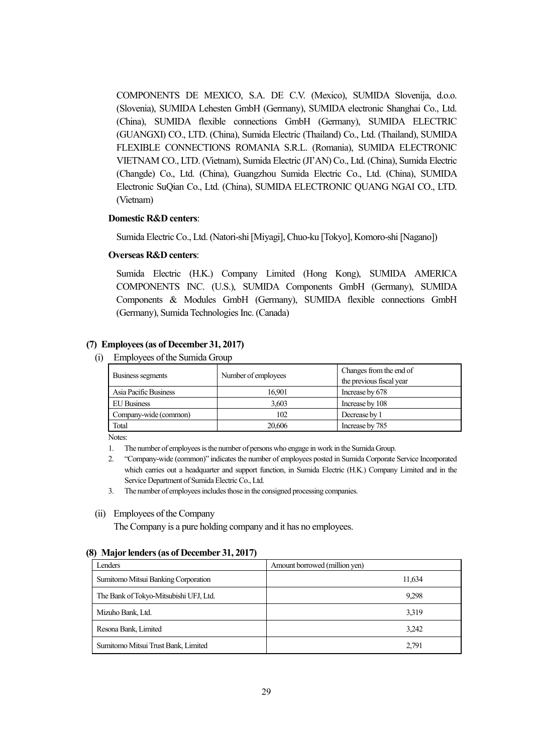COMPONENTS DE MEXICO, S.A. DE C.V. (Mexico), SUMIDA Slovenija, d.o.o. (Slovenia), SUMIDA Lehesten GmbH (Germany), SUMIDA electronic Shanghai Co., Ltd. (China), SUMIDA flexible connections GmbH (Germany), SUMIDA ELECTRIC (GUANGXI) CO., LTD. (China), Sumida Electric (Thailand) Co., Ltd. (Thailand), SUMIDA FLEXIBLE CONNECTIONS ROMANIA S.R.L. (Romania), SUMIDA ELECTRONIC VIETNAM CO., LTD. (Vietnam), Sumida Electric (JI'AN) Co., Ltd. (China), Sumida Electric (Changde) Co., Ltd. (China), Guangzhou Sumida Electric Co., Ltd. (China), SUMIDA Electronic SuQian Co., Ltd. (China), SUMIDA ELECTRONIC QUANG NGAI CO., LTD. (Vietnam)

**Domestic R&D centers**:

Sumida Electric Co., Ltd. (Natori-shi [Miyagi], Chuo-ku [Tokyo], Komoro-shi [Nagano])

**Overseas R&D centers**:

Sumida Electric (H.K.) Company Limited (Hong Kong), SUMIDA AMERICA COMPONENTS INC. (U.S.), SUMIDA Components GmbH (Germany), SUMIDA Components & Modules GmbH (Germany), SUMIDA flexible connections GmbH (Germany), Sumida Technologies Inc. (Canada)

### (7) Employees (as of December 31, 2017)

(i) Employees of the Sumida Group

| Business segments | Number of employees | Changes from the end of the previous fiscal year |
|---|---|---|
| Asia Pacific Business | 16,901 | Increase by 678 |
| EU Business | 3,603 | Increase by 108 |
| Company-wide (common) | 102 | Decrease by 1 |
| Total | 20,606 | Increase by 785 |

Notes:

1. The number of employees is the number of persons who engage in work in the Sumida Group.
2. "Company-wide (common)" indicates the number of employees posted in Sumida Corporate Service Incorporated which carries out a headquarter and support function, in Sumida Electric (H.K.) Company Limited and in the Service Department of Sumida Electric Co., Ltd.
3. The number of employees includes those in the consigned processing companies.

(ii) Employees of the Company

The Company is a pure holding company and it has no employees.

### (8) Major lenders (as of December 31, 2017)

| Lenders | Amount borrowed (million yen) |
|---|---|
| Sumitomo Mitsui Banking Corporation | 11,634 |
| The Bank of Tokyo-Mitsubishi UFJ, Ltd. | 9,298 |
| Mizuho Bank, Ltd. | 3,319 |
| Resona Bank, Limited | 3,242 |
| Sumitomo Mitsui Trust Bank, Limited | 2,791 |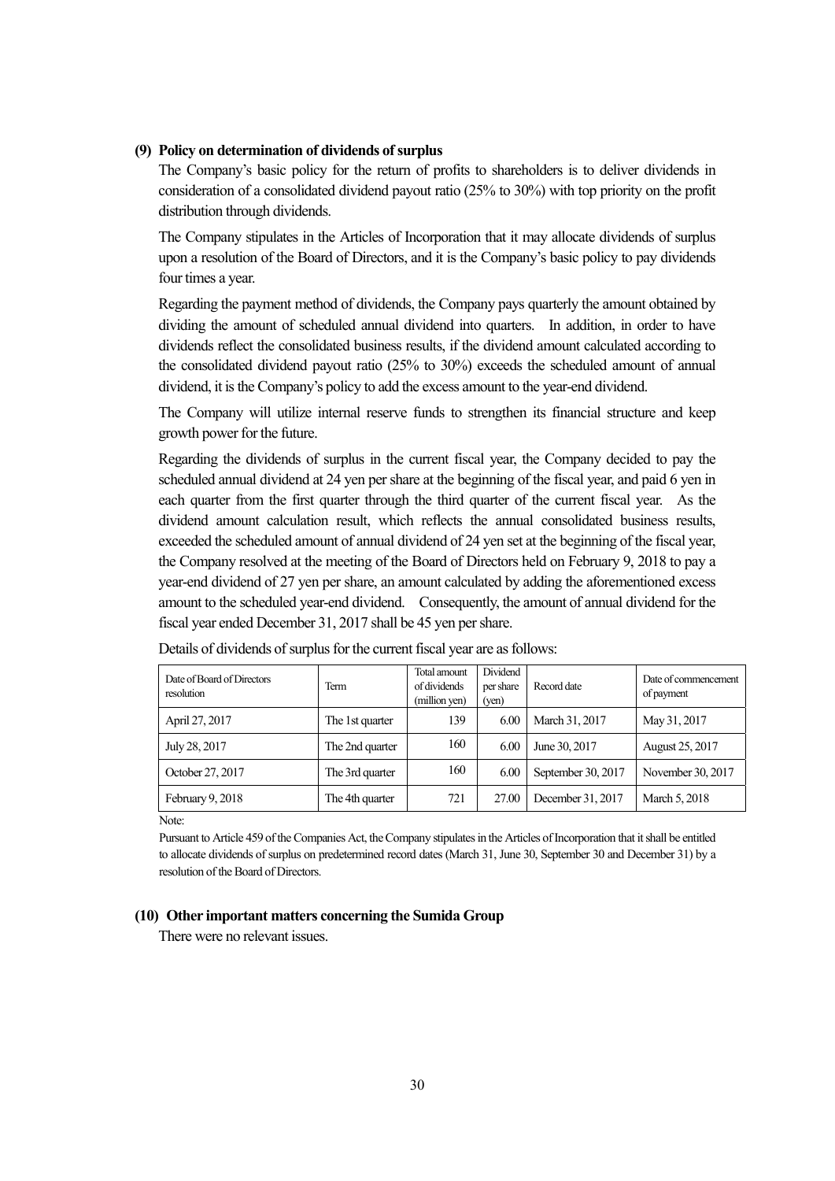### (9) Policy on determination of dividends of surplus

The Company's basic policy for the return of profits to shareholders is to deliver dividends in consideration of a consolidated dividend payout ratio (25% to 30%) with top priority on the profit distribution through dividends.

The Company stipulates in the Articles of Incorporation that it may allocate dividends of surplus upon a resolution of the Board of Directors, and it is the Company's basic policy to pay dividends four times a year.

Regarding the payment method of dividends, the Company pays quarterly the amount obtained by dividing the amount of scheduled annual dividend into quarters. In addition, in order to have dividends reflect the consolidated business results, if the dividend amount calculated according to the consolidated dividend payout ratio (25% to 30%) exceeds the scheduled amount of annual dividend, it is the Company's policy to add the excess amount to the year-end dividend.

The Company will utilize internal reserve funds to strengthen its financial structure and keep growth power for the future.

Regarding the dividends of surplus in the current fiscal year, the Company decided to pay the scheduled annual dividend at 24 yen per share at the beginning of the fiscal year, and paid 6 yen in each quarter from the first quarter through the third quarter of the current fiscal year. As the dividend amount calculation result, which reflects the annual consolidated business results, exceeded the scheduled amount of annual dividend of 24 yen set at the beginning of the fiscal year, the Company resolved at the meeting of the Board of Directors held on February 9, 2018 to pay a year-end dividend of 27 yen per share, an amount calculated by adding the aforementioned excess amount to the scheduled year-end dividend. Consequently, the amount of annual dividend for the fiscal year ended December 31, 2017 shall be 45 yen per share.

Details of dividends of surplus for the current fiscal year are as follows:

| Date of Board of Directors resolution | Term | Total amount of dividends (million yen) | Dividend per share (yen) | Record date | Date of commencement of payment |
|---|---|---|---|---|---|
| April 27, 2017 | The 1st quarter | 139 | 6.00 | March 31, 2017 | May 31, 2017 |
| July 28, 2017 | The 2nd quarter | 160 | 6.00 | June 30, 2017 | August 25, 2017 |
| October 27, 2017 | The 3rd quarter | 160 | 6.00 | September 30, 2017 | November 30, 2017 |
| February 9, 2018 | The 4th quarter | 721 | 27.00 | December 31, 2017 | March 5, 2018 |

Note:

Pursuant to Article 459 of the Companies Act, the Company stipulates in the Articles of Incorporation that it shall be entitled to allocate dividends of surplus on predetermined record dates (March 31, June 30, September 30 and December 31) by a resolution of the Board of Directors.

### (10) Other important matters concerning the Sumida Group

There were no relevant issues.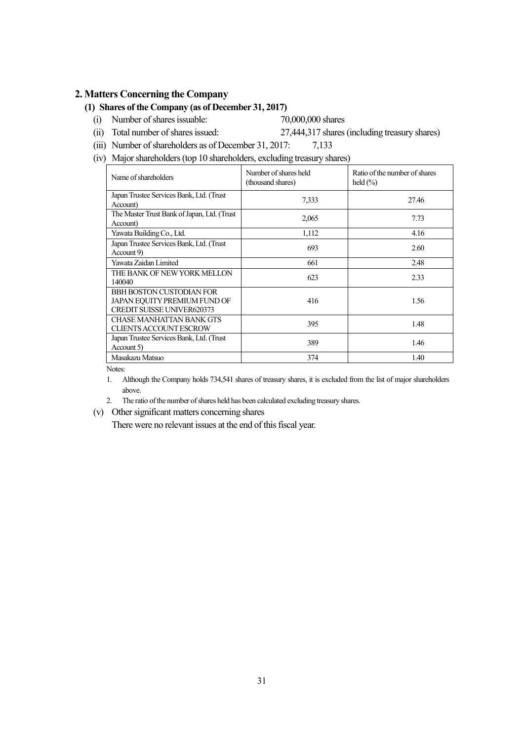## 2. Matters Concerning the Company

### (1) Shares of the Company (as of December 31, 2017)

(i) Number of shares issuable: 70,000,000 shares

(ii) Total number of shares issued: 27,444,317 shares (including treasury shares)

(iii) Number of shareholders as of December 31, 2017: 7,133

(iv) Major shareholders (top 10 shareholders, excluding treasury shares)

| Name of shareholders | Number of shares held (thousand shares) | Ratio of the number of shares held (%) |
|---|---|---|
| Japan Trustee Services Bank, Ltd. (Trust Account) | 7,333 | 27.46 |
| The Master Trust Bank of Japan, Ltd. (Trust Account) | 2,065 | 7.73 |
| Yawata Building Co., Ltd. | 1,112 | 4.16 |
| Japan Trustee Services Bank, Ltd. (Trust Account 9) | 693 | 2.60 |
| Yawata Zaidan Limited | 661 | 2.48 |
| THE BANK OF NEW YORK MELLON 140040 | 623 | 2.33 |
| BBH BOSTON CUSTODIAN FOR JAPAN EQUITY PREMIUM FUND OF CREDIT SUISSE UNIVER620373 | 416 | 1.56 |
| CHASE MANHATTAN BANK GTS CLIENTS ACCOUNT ESCROW | 395 | 1.48 |
| Japan Trustee Services Bank, Ltd. (Trust Account 5) | 389 | 1.46 |
| Masakazu Matsuo | 374 | 1.40 |

Notes:

1. Although the Company holds 734,541 shares of treasury shares, it is excluded from the list of major shareholders above.
2. The ratio of the number of shares held has been calculated excluding treasury shares.

(v) Other significant matters concerning shares

There were no relevant issues at the end of this fiscal year.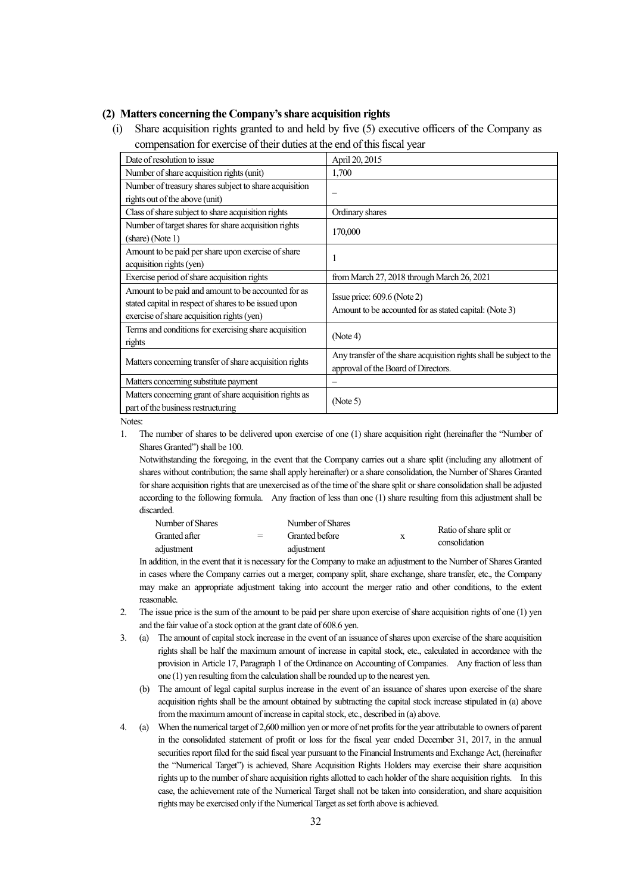**(2) Matters concerning the Company's share acquisition rights**

(i) Share acquisition rights granted to and held by five (5) executive officers of the Company as compensation for exercise of their duties at the end of this fiscal year

| Date of resolution to issue | April 20, 2015 |
|---|---|
| Number of share acquisition rights (unit) | 1,700 |
| Number of treasury shares subject to share acquisition rights out of the above (unit) | – |
| Class of share subject to share acquisition rights | Ordinary shares |
| Number of target shares for share acquisition rights (share) (Note 1) | 170,000 |
| Amount to be paid per share upon exercise of share acquisition rights (yen) | 1 |
| Exercise period of share acquisition rights | from March 27, 2018 through March 26, 2021 |
| Amount to be paid and amount to be accounted for as stated capital in respect of shares to be issued upon exercise of share acquisition rights (yen) | Issue price: 609.6 (Note 2)<br>Amount to be accounted for as stated capital: (Note 3) |
| Terms and conditions for exercising share acquisition rights | (Note 4) |
| Matters concerning transfer of share acquisition rights | Any transfer of the share acquisition rights shall be subject to the approval of the Board of Directors. |
| Matters concerning substitute payment | – |
| Matters concerning grant of share acquisition rights as part of the business restructuring | (Note 5) |

Notes:

1. The number of shares to be delivered upon exercise of one (1) share acquisition right (hereinafter the "Number of Shares Granted") shall be 100.

   Notwithstanding the foregoing, in the event that the Company carries out a share split (including any allotment of shares without contribution; the same shall apply hereinafter) or a share consolidation, the Number of Shares Granted for share acquisition rights that are unexercised as of the time of the share split or share consolidation shall be adjusted according to the following formula. Any fraction of less than one (1) share resulting from this adjustment shall be discarded.

   $$\text{Number of Shares Granted after adjustment} = \text{Number of Shares Granted before adjustment} \times \text{Ratio of share split or consolidation}$$

   In addition, in the event that it is necessary for the Company to make an adjustment to the Number of Shares Granted in cases where the Company carries out a merger, company split, share exchange, share transfer, etc., the Company may make an appropriate adjustment taking into account the merger ratio and other conditions, to the extent reasonable.

2. The issue price is the sum of the amount to be paid per share upon exercise of share acquisition rights of one (1) yen and the fair value of a stock option at the grant date of 608.6 yen.

3. (a) The amount of capital stock increase in the event of an issuance of shares upon exercise of the share acquisition rights shall be half the maximum amount of increase in capital stock, etc., calculated in accordance with the provision in Article 17, Paragraph 1 of the Ordinance on Accounting of Companies. Any fraction of less than one (1) yen resulting from the calculation shall be rounded up to the nearest yen.

   (b) The amount of legal capital surplus increase in the event of an issuance of shares upon exercise of the share acquisition rights shall be the amount obtained by subtracting the capital stock increase stipulated in (a) above from the maximum amount of increase in capital stock, etc., described in (a) above.

4. (a) When the numerical target of 2,600 million yen or more of net profits for the year attributable to owners of parent in the consolidated statement of profit or loss for the fiscal year ended December 31, 2017, in the annual securities report filed for the said fiscal year pursuant to the Financial Instruments and Exchange Act, (hereinafter the "Numerical Target") is achieved, Share Acquisition Rights Holders may exercise their share acquisition rights up to the number of share acquisition rights allotted to each holder of the share acquisition rights. In this case, the achievement rate of the Numerical Target shall not be taken into consideration, and share acquisition rights may be exercised only if the Numerical Target as set forth above is achieved.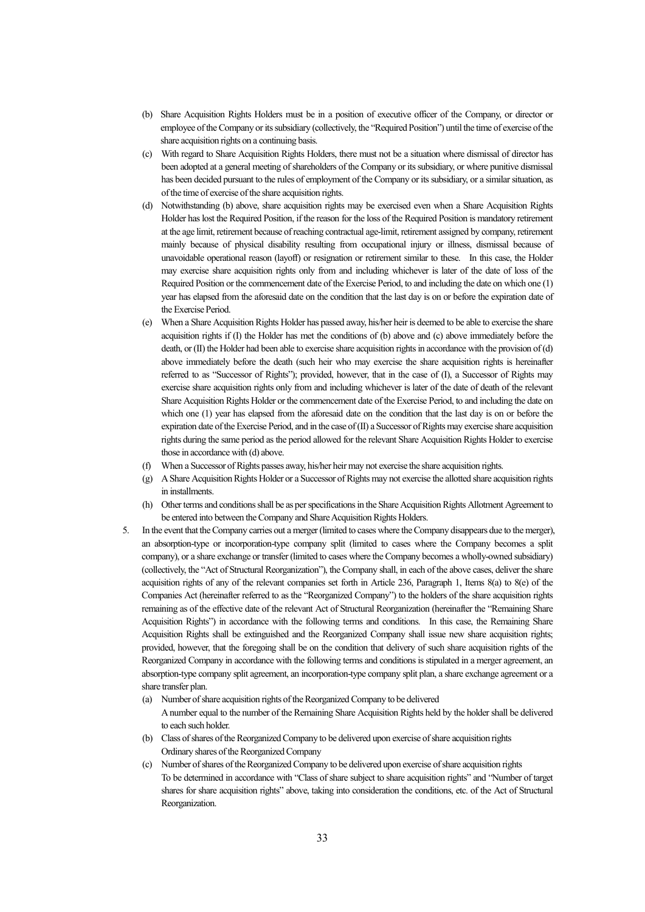(b) Share Acquisition Rights Holders must be in a position of executive officer of the Company, or director or employee of the Company or its subsidiary (collectively, the "Required Position") until the time of exercise of the share acquisition rights on a continuing basis.

(c) With regard to Share Acquisition Rights Holders, there must not be a situation where dismissal of director has been adopted at a general meeting of shareholders of the Company or its subsidiary, or where punitive dismissal has been decided pursuant to the rules of employment of the Company or its subsidiary, or a similar situation, as of the time of exercise of the share acquisition rights.

(d) Notwithstanding (b) above, share acquisition rights may be exercised even when a Share Acquisition Rights Holder has lost the Required Position, if the reason for the loss of the Required Position is mandatory retirement at the age limit, retirement because of reaching contractual age-limit, retirement assigned by company, retirement mainly because of physical disability resulting from occupational injury or illness, dismissal because of unavoidable operational reason (layoff) or resignation or retirement similar to these. In this case, the Holder may exercise share acquisition rights only from and including whichever is later of the date of loss of the Required Position or the commencement date of the Exercise Period, to and including the date on which one (1) year has elapsed from the aforesaid date on the condition that the last day is on or before the expiration date of the Exercise Period.

(e) When a Share Acquisition Rights Holder has passed away, his/her heir is deemed to be able to exercise the share acquisition rights if (I) the Holder has met the conditions of (b) above and (c) above immediately before the death, or (II) the Holder had been able to exercise share acquisition rights in accordance with the provision of (d) above immediately before the death (such heir who may exercise the share acquisition rights is hereinafter referred to as "Successor of Rights"); provided, however, that in the case of (I), a Successor of Rights may exercise share acquisition rights only from and including whichever is later of the date of death of the relevant Share Acquisition Rights Holder or the commencement date of the Exercise Period, to and including the date on which one (1) year has elapsed from the aforesaid date on the condition that the last day is on or before the expiration date of the Exercise Period, and in the case of (II) a Successor of Rights may exercise share acquisition rights during the same period as the period allowed for the relevant Share Acquisition Rights Holder to exercise those in accordance with (d) above.

(f) When a Successor of Rights passes away, his/her heir may not exercise the share acquisition rights.

(g) A Share Acquisition Rights Holder or a Successor of Rights may not exercise the allotted share acquisition rights in installments.

(h) Other terms and conditions shall be as per specifications in the Share Acquisition Rights Allotment Agreement to be entered into between the Company and Share Acquisition Rights Holders.

5. In the event that the Company carries out a merger (limited to cases where the Company disappears due to the merger), an absorption-type or incorporation-type company split (limited to cases where the Company becomes a split company), or a share exchange or transfer (limited to cases where the Company becomes a wholly-owned subsidiary) (collectively, the "Act of Structural Reorganization"), the Company shall, in each of the above cases, deliver the share acquisition rights of any of the relevant companies set forth in Article 236, Paragraph 1, Items 8(a) to 8(e) of the Companies Act (hereinafter referred to as the "Reorganized Company") to the holders of the share acquisition rights remaining as of the effective date of the relevant Act of Structural Reorganization (hereinafter the "Remaining Share Acquisition Rights") in accordance with the following terms and conditions. In this case, the Remaining Share Acquisition Rights shall be extinguished and the Reorganized Company shall issue new share acquisition rights; provided, however, that the foregoing shall be on the condition that delivery of such share acquisition rights of the Reorganized Company in accordance with the following terms and conditions is stipulated in a merger agreement, an absorption-type company split agreement, an incorporation-type company split plan, a share exchange agreement or a share transfer plan.

   (a) Number of share acquisition rights of the Reorganized Company to be delivered
   A number equal to the number of the Remaining Share Acquisition Rights held by the holder shall be delivered to each such holder.

   (b) Class of shares of the Reorganized Company to be delivered upon exercise of share acquisition rights
   Ordinary shares of the Reorganized Company

   (c) Number of shares of the Reorganized Company to be delivered upon exercise of share acquisition rights
   To be determined in accordance with "Class of share subject to share acquisition rights" and "Number of target shares for share acquisition rights" above, taking into consideration the conditions, etc. of the Act of Structural Reorganization.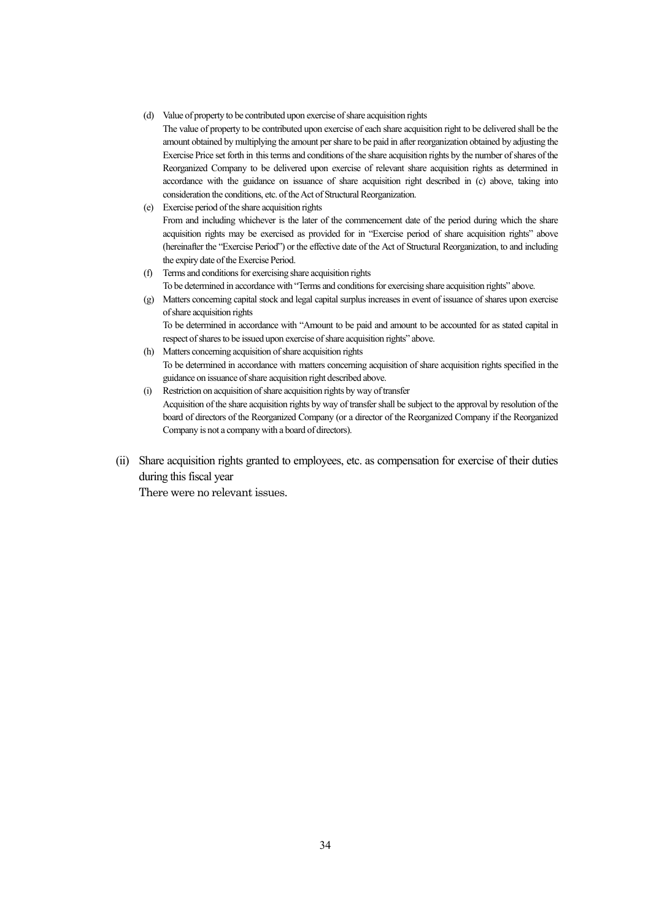(d) Value of property to be contributed upon exercise of share acquisition rights

The value of property to be contributed upon exercise of each share acquisition right to be delivered shall be the amount obtained by multiplying the amount per share to be paid in after reorganization obtained by adjusting the Exercise Price set forth in this terms and conditions of the share acquisition rights by the number of shares of the Reorganized Company to be delivered upon exercise of relevant share acquisition rights as determined in accordance with the guidance on issuance of share acquisition right described in (c) above, taking into consideration the conditions, etc. of the Act of Structural Reorganization.

(e) Exercise period of the share acquisition rights

From and including whichever is the later of the commencement date of the period during which the share acquisition rights may be exercised as provided for in "Exercise period of share acquisition rights" above (hereinafter the "Exercise Period") or the effective date of the Act of Structural Reorganization, to and including the expiry date of the Exercise Period.

(f) Terms and conditions for exercising share acquisition rights

To be determined in accordance with "Terms and conditions for exercising share acquisition rights" above.

(g) Matters concerning capital stock and legal capital surplus increases in event of issuance of shares upon exercise of share acquisition rights

To be determined in accordance with "Amount to be paid and amount to be accounted for as stated capital in respect of shares to be issued upon exercise of share acquisition rights" above.

(h) Matters concerning acquisition of share acquisition rights

To be determined in accordance with matters concerning acquisition of share acquisition rights specified in the guidance on issuance of share acquisition right described above.

(i) Restriction on acquisition of share acquisition rights by way of transfer

Acquisition of the share acquisition rights by way of transfer shall be subject to the approval by resolution of the board of directors of the Reorganized Company (or a director of the Reorganized Company if the Reorganized Company is not a company with a board of directors).

(ii) Share acquisition rights granted to employees, etc. as compensation for exercise of their duties during this fiscal year

There were no relevant issues.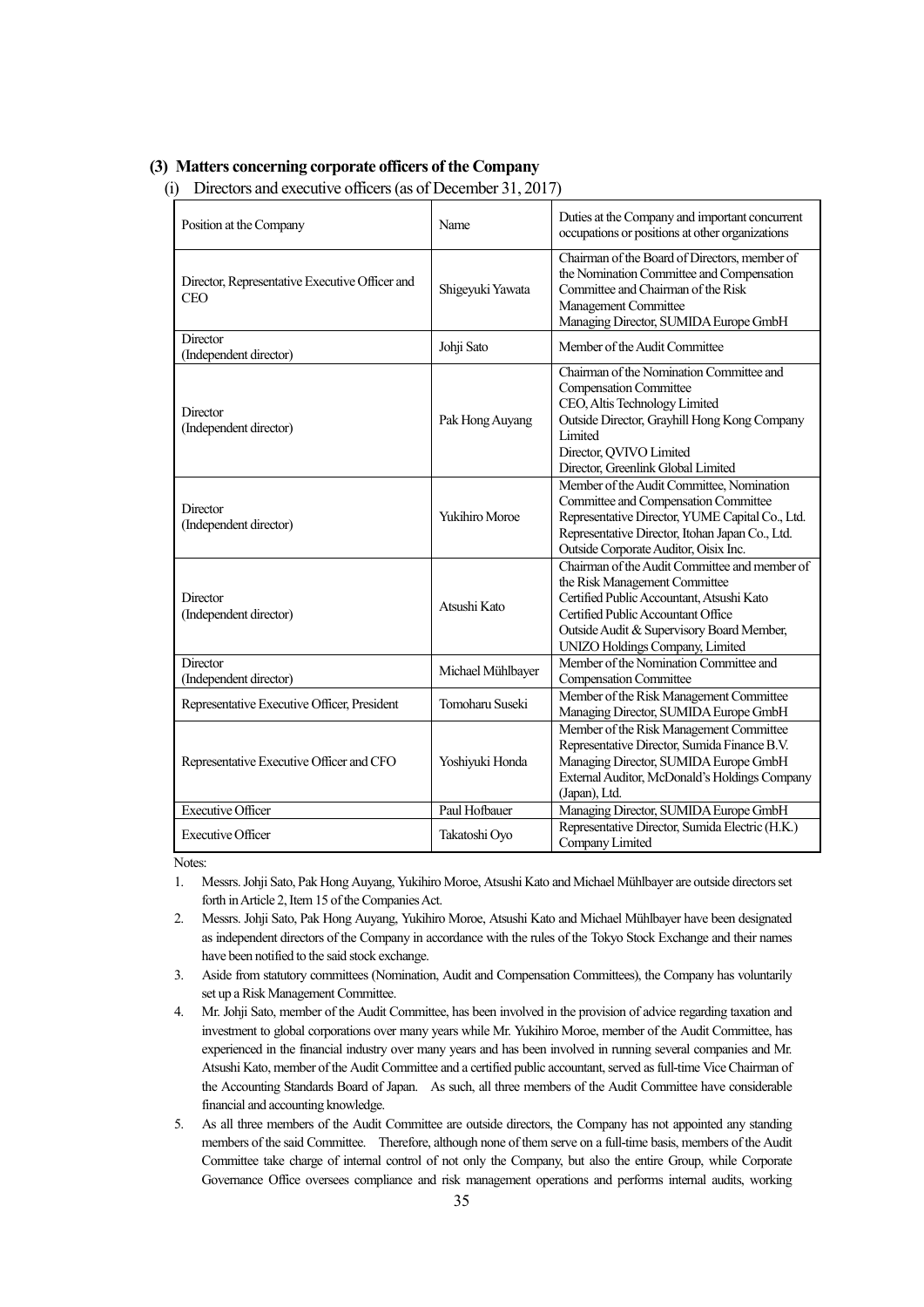### (3) Matters concerning corporate officers of the Company

(i) Directors and executive officers (as of December 31, 2017)

| Position at the Company | Name | Duties at the Company and important concurrent occupations or positions at other organizations |
|---|---|---|
| Director, Representative Executive Officer and CEO | Shigeyuki Yawata | Chairman of the Board of Directors, member of the Nomination Committee and Compensation Committee and Chairman of the Risk Management Committee<br>Managing Director, SUMIDA Europe GmbH |
| Director<br>(Independent director) | Johji Sato | Member of the Audit Committee |
| Director<br>(Independent director) | Pak Hong Auyang | Chairman of the Nomination Committee and Compensation Committee<br>CEO, Altis Technology Limited<br>Outside Director, Grayhill Hong Kong Company Limited<br>Director, QVIVO Limited<br>Director, Greenlink Global Limited |
| Director<br>(Independent director) | Yukihiro Moroe | Member of the Audit Committee, Nomination Committee and Compensation Committee<br>Representative Director, YUME Capital Co., Ltd.<br>Representative Director, Itohan Japan Co., Ltd.<br>Outside Corporate Auditor, Oisix Inc. |
| Director<br>(Independent director) | Atsushi Kato | Chairman of the Audit Committee and member of the Risk Management Committee<br>Certified Public Accountant, Atsushi Kato Certified Public Accountant Office<br>Outside Audit & Supervisory Board Member, UNIZO Holdings Company, Limited |
| Director<br>(Independent director) | Michael Mühlbayer | Member of the Nomination Committee and Compensation Committee |
| Representative Executive Officer, President | Tomoharu Suseki | Member of the Risk Management Committee<br>Managing Director, SUMIDA Europe GmbH |
| Representative Executive Officer and CFO | Yoshiyuki Honda | Member of the Risk Management Committee<br>Representative Director, Sumida Finance B.V.<br>Managing Director, SUMIDA Europe GmbH<br>External Auditor, McDonald's Holdings Company (Japan), Ltd. |
| Executive Officer | Paul Hofbauer | Managing Director, SUMIDA Europe GmbH |
| Executive Officer | Takatoshi Oyo | Representative Director, Sumida Electric (H.K.) Company Limited |

Notes:

1. Messrs. Johji Sato, Pak Hong Auyang, Yukihiro Moroe, Atsushi Kato and Michael Mühlbayer are outside directors set forth in Article 2, Item 15 of the Companies Act.
2. Messrs. Johji Sato, Pak Hong Auyang, Yukihiro Moroe, Atsushi Kato and Michael Mühlbayer have been designated as independent directors of the Company in accordance with the rules of the Tokyo Stock Exchange and their names have been notified to the said stock exchange.
3. Aside from statutory committees (Nomination, Audit and Compensation Committees), the Company has voluntarily set up a Risk Management Committee.
4. Mr. Johji Sato, member of the Audit Committee, has been involved in the provision of advice regarding taxation and investment to global corporations over many years while Mr. Yukihiro Moroe, member of the Audit Committee, has experienced in the financial industry over many years and has been involved in running several companies and Mr. Atsushi Kato, member of the Audit Committee and a certified public accountant, served as full-time Vice Chairman of the Accounting Standards Board of Japan. As such, all three members of the Audit Committee have considerable financial and accounting knowledge.
5. As all three members of the Audit Committee are outside directors, the Company has not appointed any standing members of the said Committee. Therefore, although none of them serve on a full-time basis, members of the Audit Committee take charge of internal control of not only the Company, but also the entire Group, while Corporate Governance Office oversees compliance and risk management operations and performs internal audits, working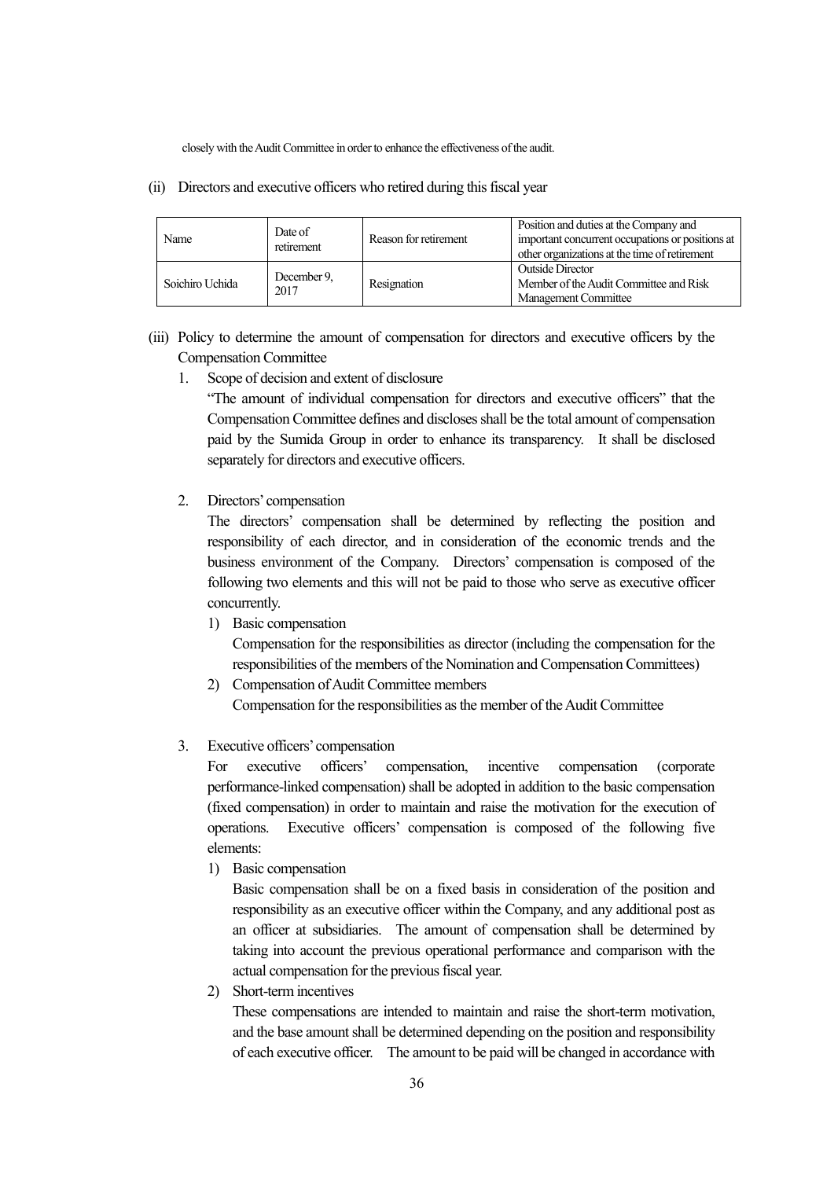closely with the Audit Committee in order to enhance the effectiveness of the audit.

(ii) Directors and executive officers who retired during this fiscal year

| Name | Date of retirement | Reason for retirement | Position and duties at the Company and important concurrent occupations or positions at other organizations at the time of retirement |
|---|---|---|---|
| Soichiro Uchida | December 9, 2017 | Resignation | Outside Director<br>Member of the Audit Committee and Risk Management Committee |

(iii) Policy to determine the amount of compensation for directors and executive officers by the Compensation Committee

1. Scope of decision and extent of disclosure

   "The amount of individual compensation for directors and executive officers" that the Compensation Committee defines and discloses shall be the total amount of compensation paid by the Sumida Group in order to enhance its transparency. It shall be disclosed separately for directors and executive officers.

2. Directors' compensation

   The directors' compensation shall be determined by reflecting the position and responsibility of each director, and in consideration of the economic trends and the business environment of the Company. Directors' compensation is composed of the following two elements and this will not be paid to those who serve as executive officer concurrently.

   1) Basic compensation

      Compensation for the responsibilities as director (including the compensation for the responsibilities of the members of the Nomination and Compensation Committees)

   2) Compensation of Audit Committee members

      Compensation for the responsibilities as the member of the Audit Committee

3. Executive officers' compensation

   For executive officers' compensation, incentive compensation (corporate performance-linked compensation) shall be adopted in addition to the basic compensation (fixed compensation) in order to maintain and raise the motivation for the execution of operations. Executive officers' compensation is composed of the following five elements:

   1) Basic compensation

      Basic compensation shall be on a fixed basis in consideration of the position and responsibility as an executive officer within the Company, and any additional post as an officer at subsidiaries. The amount of compensation shall be determined by taking into account the previous operational performance and comparison with the actual compensation for the previous fiscal year.

   2) Short-term incentives

      These compensations are intended to maintain and raise the short-term motivation, and the base amount shall be determined depending on the position and responsibility of each executive officer. The amount to be paid will be changed in accordance with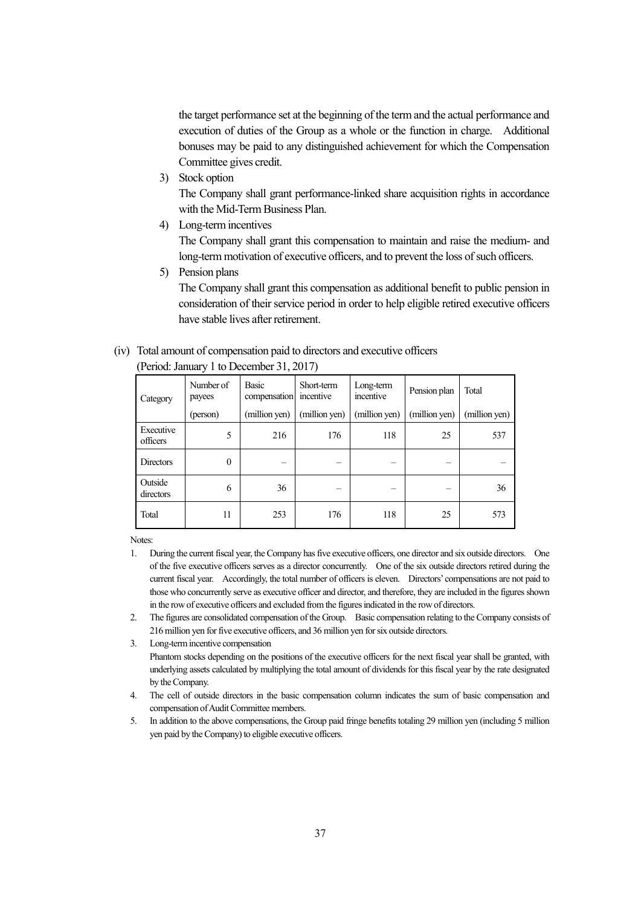the target performance set at the beginning of the term and the actual performance and execution of duties of the Group as a whole or the function in charge. Additional bonuses may be paid to any distinguished achievement for which the Compensation Committee gives credit.

3) Stock option
   The Company shall grant performance-linked share acquisition rights in accordance with the Mid-Term Business Plan.

4) Long-term incentives
   The Company shall grant this compensation to maintain and raise the medium- and long-term motivation of executive officers, and to prevent the loss of such officers.

5) Pension plans
   The Company shall grant this compensation as additional benefit to public pension in consideration of their service period in order to help eligible retired executive officers have stable lives after retirement.

(iv) Total amount of compensation paid to directors and executive officers
(Period: January 1 to December 31, 2017)

| Category | Number of payees | Basic compensation | Short-term incentive | Long-term incentive | Pension plan | Total |
|---|---|---|---|---|---|---|
| | (person) | (million yen) | (million yen) | (million yen) | (million yen) | (million yen) |
| Executive officers | 5 | 216 | 176 | 118 | 25 | 537 |
| Directors | 0 | – | – | – | – | – |
| Outside directors | 6 | 36 | – | – | – | 36 |
| Total | 11 | 253 | 176 | 118 | 25 | 573 |

Notes:

1. During the current fiscal year, the Company has five executive officers, one director and six outside directors. One of the five executive officers serves as a director concurrently. One of the six outside directors retired during the current fiscal year. Accordingly, the total number of officers is eleven. Directors' compensations are not paid to those who concurrently serve as executive officer and director, and therefore, they are included in the figures shown in the row of executive officers and excluded from the figures indicated in the row of directors.
2. The figures are consolidated compensation of the Group. Basic compensation relating to the Company consists of 216 million yen for five executive officers, and 36 million yen for six outside directors.
3. Long-term incentive compensation
   Phantom stocks depending on the positions of the executive officers for the next fiscal year shall be granted, with underlying assets calculated by multiplying the total amount of dividends for this fiscal year by the rate designated by the Company.
4. The cell of outside directors in the basic compensation column indicates the sum of basic compensation and compensation of Audit Committee members.
5. In addition to the above compensations, the Group paid fringe benefits totaling 29 million yen (including 5 million yen paid by the Company) to eligible executive officers.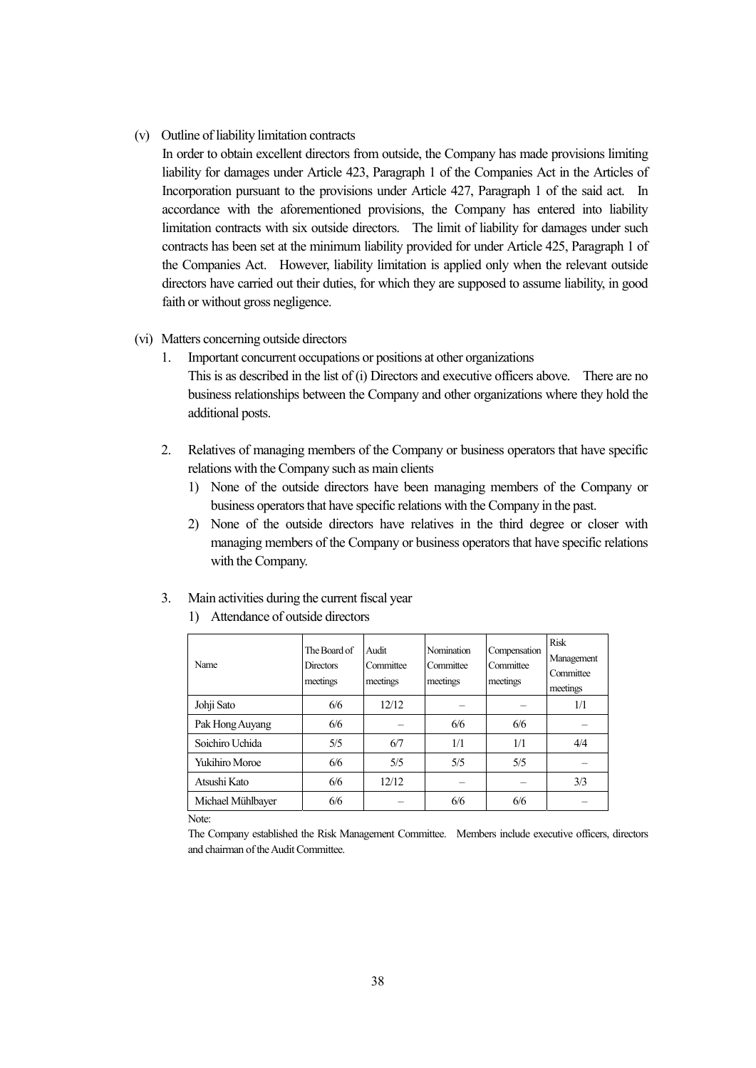(v) Outline of liability limitation contracts

In order to obtain excellent directors from outside, the Company has made provisions limiting liability for damages under Article 423, Paragraph 1 of the Companies Act in the Articles of Incorporation pursuant to the provisions under Article 427, Paragraph 1 of the said act. In accordance with the aforementioned provisions, the Company has entered into liability limitation contracts with six outside directors. The limit of liability for damages under such contracts has been set at the minimum liability provided for under Article 425, Paragraph 1 of the Companies Act. However, liability limitation is applied only when the relevant outside directors have carried out their duties, for which they are supposed to assume liability, in good faith or without gross negligence.

(vi) Matters concerning outside directors

1. Important concurrent occupations or positions at other organizations

   This is as described in the list of (i) Directors and executive officers above. There are no business relationships between the Company and other organizations where they hold the additional posts.

2. Relatives of managing members of the Company or business operators that have specific relations with the Company such as main clients

   1) None of the outside directors have been managing members of the Company or business operators that have specific relations with the Company in the past.
   2) None of the outside directors have relatives in the third degree or closer with managing members of the Company or business operators that have specific relations with the Company.

3. Main activities during the current fiscal year

   1) Attendance of outside directors

| Name | The Board of Directors meetings | Audit Committee meetings | Nomination Committee meetings | Compensation Committee meetings | Risk Management Committee meetings |
|---|---|---|---|---|---|
| Johji Sato | 6/6 | 12/12 | – | – | 1/1 |
| Pak Hong Auyang | 6/6 | – | 6/6 | 6/6 | – |
| Soichiro Uchida | 5/5 | 6/7 | 1/1 | 1/1 | 4/4 |
| Yukihiro Moroe | 6/6 | 5/5 | 5/5 | 5/5 | – |
| Atsushi Kato | 6/6 | 12/12 | – | – | 3/3 |
| Michael Mühlbayer | 6/6 | – | 6/6 | 6/6 | – |

Note:

The Company established the Risk Management Committee. Members include executive officers, directors and chairman of the Audit Committee.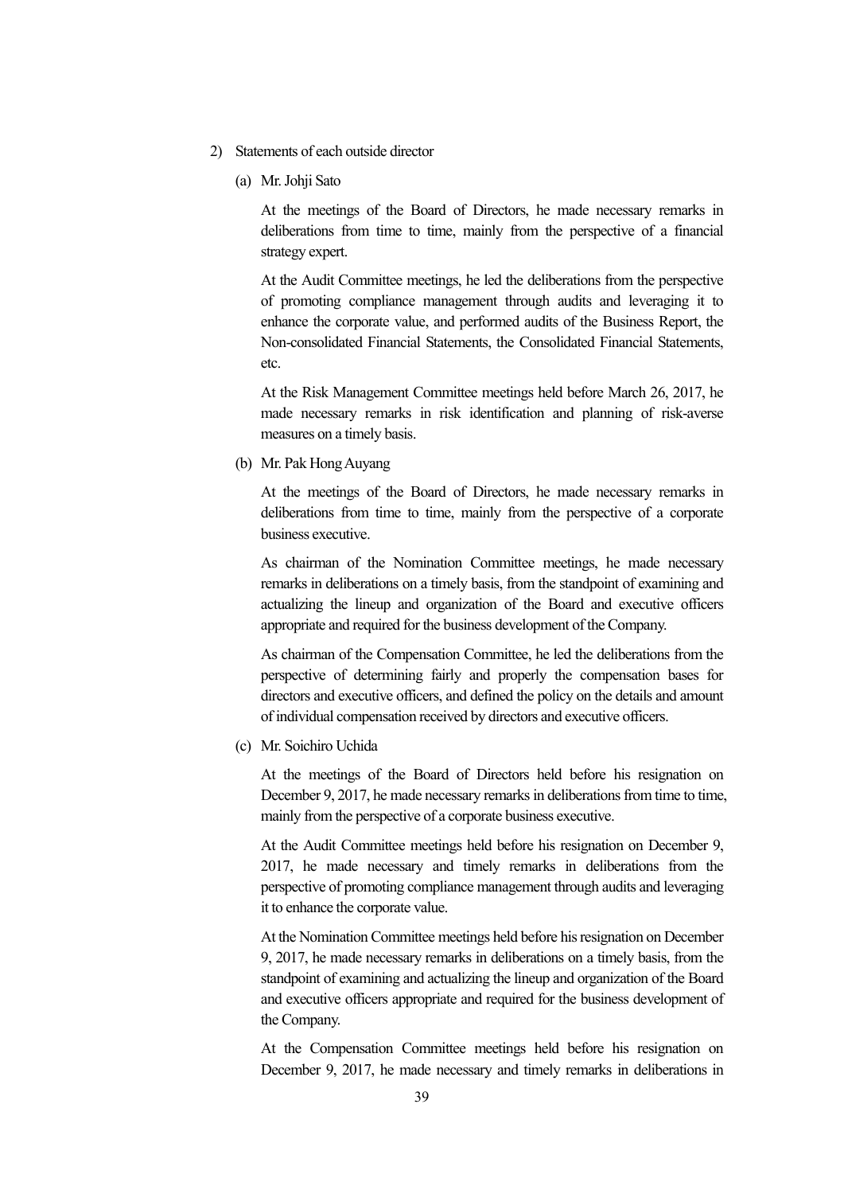2) Statements of each outside director

(a) Mr. Johji Sato

At the meetings of the Board of Directors, he made necessary remarks in deliberations from time to time, mainly from the perspective of a financial strategy expert.

At the Audit Committee meetings, he led the deliberations from the perspective of promoting compliance management through audits and leveraging it to enhance the corporate value, and performed audits of the Business Report, the Non-consolidated Financial Statements, the Consolidated Financial Statements, etc.

At the Risk Management Committee meetings held before March 26, 2017, he made necessary remarks in risk identification and planning of risk-averse measures on a timely basis.

(b) Mr. Pak Hong Auyang

At the meetings of the Board of Directors, he made necessary remarks in deliberations from time to time, mainly from the perspective of a corporate business executive.

As chairman of the Nomination Committee meetings, he made necessary remarks in deliberations on a timely basis, from the standpoint of examining and actualizing the lineup and organization of the Board and executive officers appropriate and required for the business development of the Company.

As chairman of the Compensation Committee, he led the deliberations from the perspective of determining fairly and properly the compensation bases for directors and executive officers, and defined the policy on the details and amount of individual compensation received by directors and executive officers.

(c) Mr. Soichiro Uchida

At the meetings of the Board of Directors held before his resignation on December 9, 2017, he made necessary remarks in deliberations from time to time, mainly from the perspective of a corporate business executive.

At the Audit Committee meetings held before his resignation on December 9, 2017, he made necessary and timely remarks in deliberations from the perspective of promoting compliance management through audits and leveraging it to enhance the corporate value.

At the Nomination Committee meetings held before his resignation on December 9, 2017, he made necessary remarks in deliberations on a timely basis, from the standpoint of examining and actualizing the lineup and organization of the Board and executive officers appropriate and required for the business development of the Company.

At the Compensation Committee meetings held before his resignation on December 9, 2017, he made necessary and timely remarks in deliberations in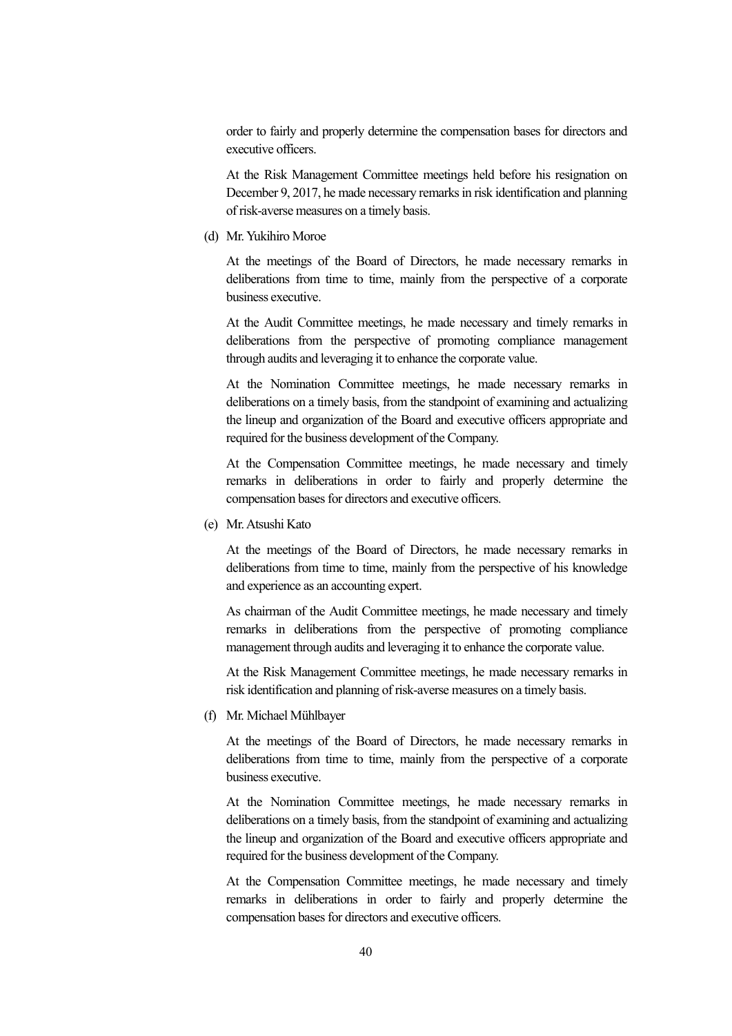order to fairly and properly determine the compensation bases for directors and executive officers.

At the Risk Management Committee meetings held before his resignation on December 9, 2017, he made necessary remarks in risk identification and planning of risk-averse measures on a timely basis.

(d) Mr. Yukihiro Moroe

At the meetings of the Board of Directors, he made necessary remarks in deliberations from time to time, mainly from the perspective of a corporate business executive.

At the Audit Committee meetings, he made necessary and timely remarks in deliberations from the perspective of promoting compliance management through audits and leveraging it to enhance the corporate value.

At the Nomination Committee meetings, he made necessary remarks in deliberations on a timely basis, from the standpoint of examining and actualizing the lineup and organization of the Board and executive officers appropriate and required for the business development of the Company.

At the Compensation Committee meetings, he made necessary and timely remarks in deliberations in order to fairly and properly determine the compensation bases for directors and executive officers.

(e) Mr. Atsushi Kato

At the meetings of the Board of Directors, he made necessary remarks in deliberations from time to time, mainly from the perspective of his knowledge and experience as an accounting expert.

As chairman of the Audit Committee meetings, he made necessary and timely remarks in deliberations from the perspective of promoting compliance management through audits and leveraging it to enhance the corporate value.

At the Risk Management Committee meetings, he made necessary remarks in risk identification and planning of risk-averse measures on a timely basis.

(f) Mr. Michael Mühlbayer

At the meetings of the Board of Directors, he made necessary remarks in deliberations from time to time, mainly from the perspective of a corporate business executive.

At the Nomination Committee meetings, he made necessary remarks in deliberations on a timely basis, from the standpoint of examining and actualizing the lineup and organization of the Board and executive officers appropriate and required for the business development of the Company.

At the Compensation Committee meetings, he made necessary and timely remarks in deliberations in order to fairly and properly determine the compensation bases for directors and executive officers.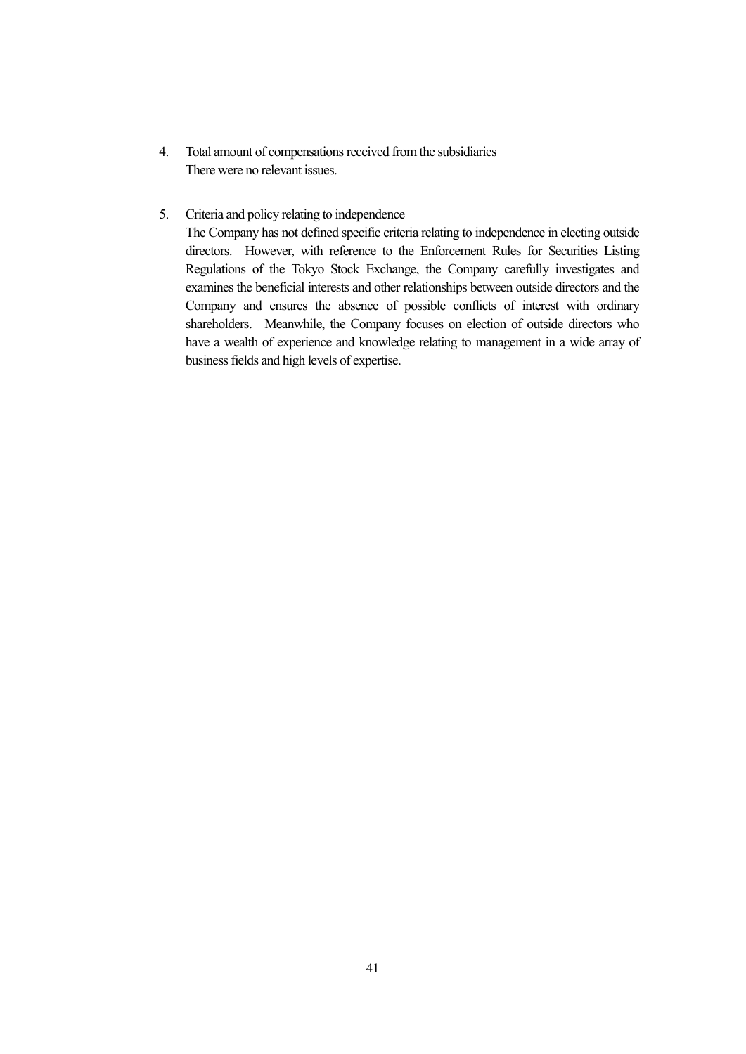4. Total amount of compensations received from the subsidiaries
   There were no relevant issues.

5. Criteria and policy relating to independence
   The Company has not defined specific criteria relating to independence in electing outside directors. However, with reference to the Enforcement Rules for Securities Listing Regulations of the Tokyo Stock Exchange, the Company carefully investigates and examines the beneficial interests and other relationships between outside directors and the Company and ensures the absence of possible conflicts of interest with ordinary shareholders. Meanwhile, the Company focuses on election of outside directors who have a wealth of experience and knowledge relating to management in a wide array of business fields and high levels of expertise.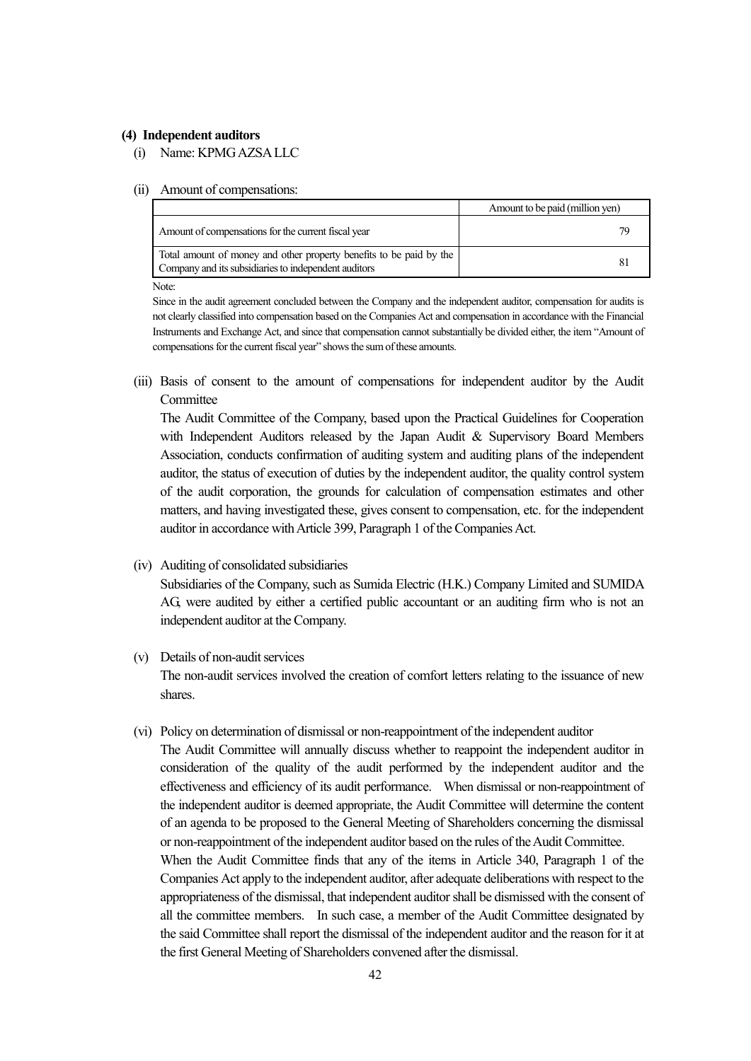**(4) Independent auditors**

(i) Name: KPMG AZSA LLC

(ii) Amount of compensations:

| | Amount to be paid (million yen) |
|---|---|
| Amount of compensations for the current fiscal year | 79 |
| Total amount of money and other property benefits to be paid by the Company and its subsidiaries to independent auditors | 81 |

Note:

Since in the audit agreement concluded between the Company and the independent auditor, compensation for audits is not clearly classified into compensation based on the Companies Act and compensation in accordance with the Financial Instruments and Exchange Act, and since that compensation cannot substantially be divided either, the item "Amount of compensations for the current fiscal year" shows the sum of these amounts.

(iii) Basis of consent to the amount of compensations for independent auditor by the Audit Committee

The Audit Committee of the Company, based upon the Practical Guidelines for Cooperation with Independent Auditors released by the Japan Audit & Supervisory Board Members Association, conducts confirmation of auditing system and auditing plans of the independent auditor, the status of execution of duties by the independent auditor, the quality control system of the audit corporation, the grounds for calculation of compensation estimates and other matters, and having investigated these, gives consent to compensation, etc. for the independent auditor in accordance with Article 399, Paragraph 1 of the Companies Act.

(iv) Auditing of consolidated subsidiaries

Subsidiaries of the Company, such as Sumida Electric (H.K.) Company Limited and SUMIDA AG, were audited by either a certified public accountant or an auditing firm who is not an independent auditor at the Company.

(v) Details of non-audit services

The non-audit services involved the creation of comfort letters relating to the issuance of new shares.

(vi) Policy on determination of dismissal or non-reappointment of the independent auditor

The Audit Committee will annually discuss whether to reappoint the independent auditor in consideration of the quality of the audit performed by the independent auditor and the effectiveness and efficiency of its audit performance. When dismissal or non-reappointment of the independent auditor is deemed appropriate, the Audit Committee will determine the content of an agenda to be proposed to the General Meeting of Shareholders concerning the dismissal or non-reappointment of the independent auditor based on the rules of the Audit Committee.

When the Audit Committee finds that any of the items in Article 340, Paragraph 1 of the Companies Act apply to the independent auditor, after adequate deliberations with respect to the appropriateness of the dismissal, that independent auditor shall be dismissed with the consent of all the committee members. In such case, a member of the Audit Committee designated by the said Committee shall report the dismissal of the independent auditor and the reason for it at the first General Meeting of Shareholders convened after the dismissal.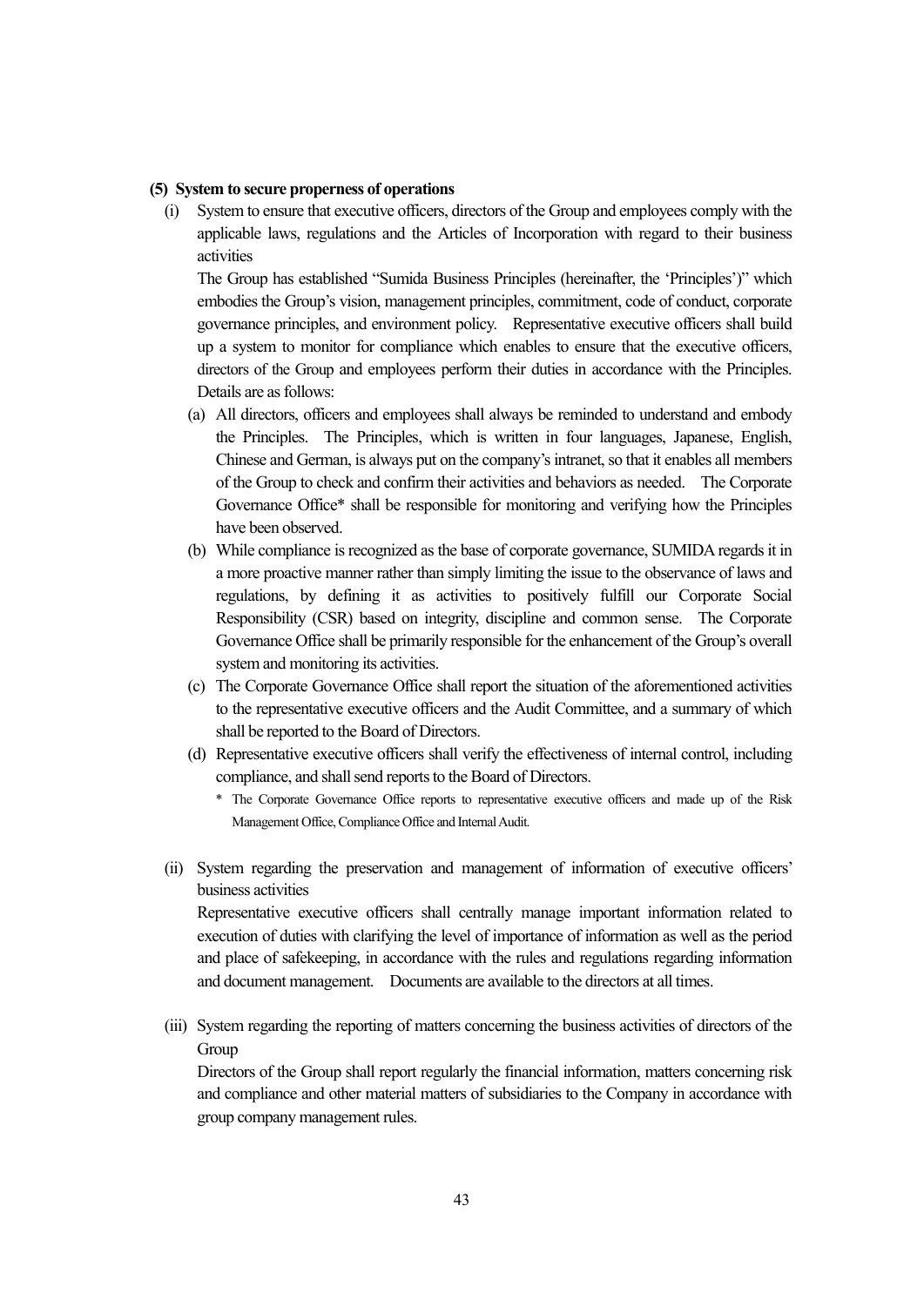**(5) System to secure properness of operations**

(i) System to ensure that executive officers, directors of the Group and employees comply with the applicable laws, regulations and the Articles of Incorporation with regard to their business activities

The Group has established "Sumida Business Principles (hereinafter, the 'Principles')" which embodies the Group's vision, management principles, commitment, code of conduct, corporate governance principles, and environment policy. Representative executive officers shall build up a system to monitor for compliance which enables to ensure that the executive officers, directors of the Group and employees perform their duties in accordance with the Principles. Details are as follows:

(a) All directors, officers and employees shall always be reminded to understand and embody the Principles. The Principles, which is written in four languages, Japanese, English, Chinese and German, is always put on the company's intranet, so that it enables all members of the Group to check and confirm their activities and behaviors as needed. The Corporate Governance Office* shall be responsible for monitoring and verifying how the Principles have been observed.

(b) While compliance is recognized as the base of corporate governance, SUMIDA regards it in a more proactive manner rather than simply limiting the issue to the observance of laws and regulations, by defining it as activities to positively fulfill our Corporate Social Responsibility (CSR) based on integrity, discipline and common sense. The Corporate Governance Office shall be primarily responsible for the enhancement of the Group's overall system and monitoring its activities.

(c) The Corporate Governance Office shall report the situation of the aforementioned activities to the representative executive officers and the Audit Committee, and a summary of which shall be reported to the Board of Directors.

(d) Representative executive officers shall verify the effectiveness of internal control, including compliance, and shall send reports to the Board of Directors.

\* The Corporate Governance Office reports to representative executive officers and made up of the Risk Management Office, Compliance Office and Internal Audit.

(ii) System regarding the preservation and management of information of executive officers' business activities

Representative executive officers shall centrally manage important information related to execution of duties with clarifying the level of importance of information as well as the period and place of safekeeping, in accordance with the rules and regulations regarding information and document management. Documents are available to the directors at all times.

(iii) System regarding the reporting of matters concerning the business activities of directors of the Group

Directors of the Group shall report regularly the financial information, matters concerning risk and compliance and other material matters of subsidiaries to the Company in accordance with group company management rules.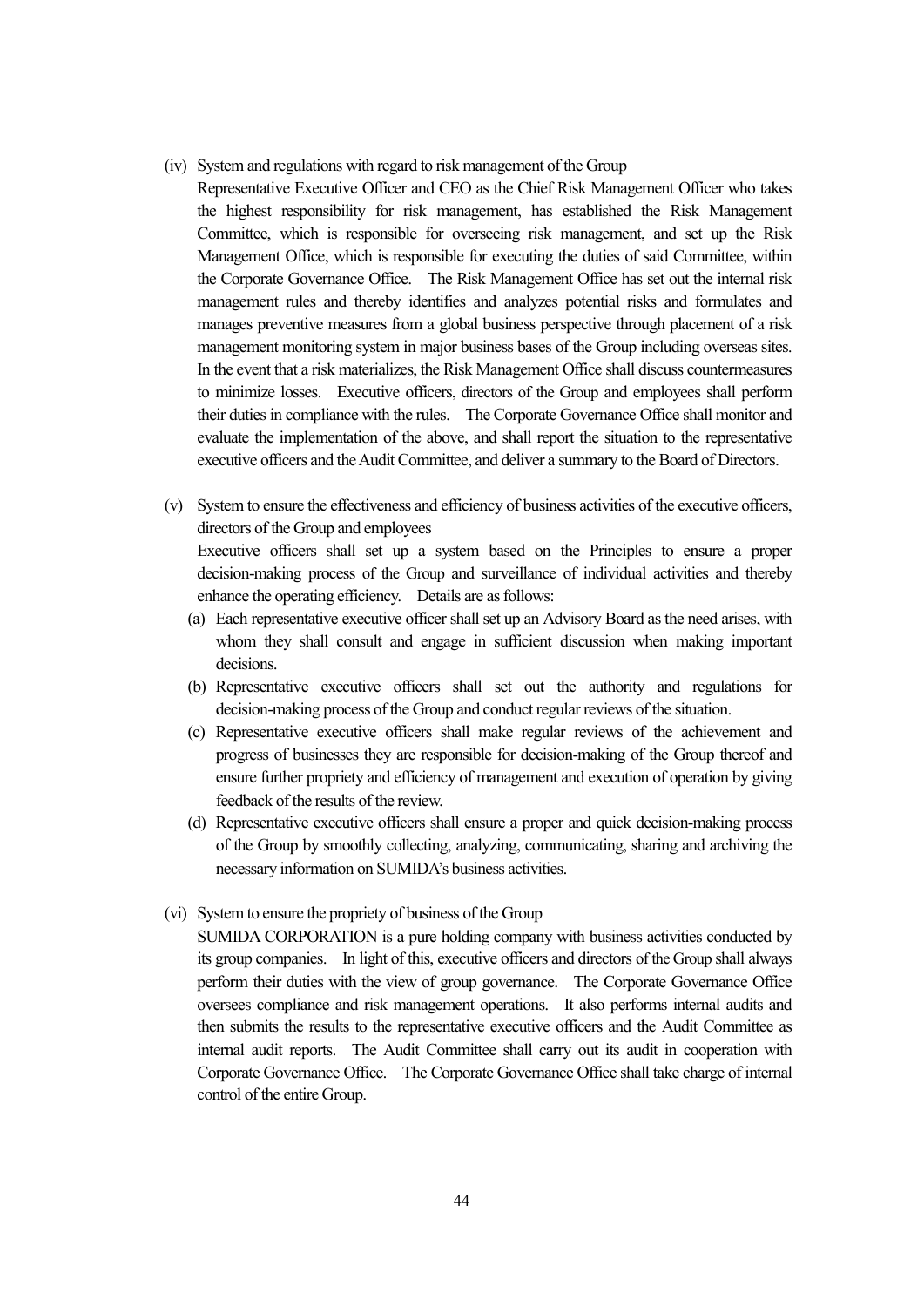(iv) System and regulations with regard to risk management of the Group

Representative Executive Officer and CEO as the Chief Risk Management Officer who takes the highest responsibility for risk management, has established the Risk Management Committee, which is responsible for overseeing risk management, and set up the Risk Management Office, which is responsible for executing the duties of said Committee, within the Corporate Governance Office. The Risk Management Office has set out the internal risk management rules and thereby identifies and analyzes potential risks and formulates and manages preventive measures from a global business perspective through placement of a risk management monitoring system in major business bases of the Group including overseas sites. In the event that a risk materializes, the Risk Management Office shall discuss countermeasures to minimize losses. Executive officers, directors of the Group and employees shall perform their duties in compliance with the rules. The Corporate Governance Office shall monitor and evaluate the implementation of the above, and shall report the situation to the representative executive officers and the Audit Committee, and deliver a summary to the Board of Directors.

(v) System to ensure the effectiveness and efficiency of business activities of the executive officers, directors of the Group and employees

Executive officers shall set up a system based on the Principles to ensure a proper decision-making process of the Group and surveillance of individual activities and thereby enhance the operating efficiency. Details are as follows:

(a) Each representative executive officer shall set up an Advisory Board as the need arises, with whom they shall consult and engage in sufficient discussion when making important decisions.

(b) Representative executive officers shall set out the authority and regulations for decision-making process of the Group and conduct regular reviews of the situation.

(c) Representative executive officers shall make regular reviews of the achievement and progress of businesses they are responsible for decision-making of the Group thereof and ensure further propriety and efficiency of management and execution of operation by giving feedback of the results of the review.

(d) Representative executive officers shall ensure a proper and quick decision-making process of the Group by smoothly collecting, analyzing, communicating, sharing and archiving the necessary information on SUMIDA's business activities.

(vi) System to ensure the propriety of business of the Group

SUMIDA CORPORATION is a pure holding company with business activities conducted by its group companies. In light of this, executive officers and directors of the Group shall always perform their duties with the view of group governance. The Corporate Governance Office oversees compliance and risk management operations. It also performs internal audits and then submits the results to the representative executive officers and the Audit Committee as internal audit reports. The Audit Committee shall carry out its audit in cooperation with Corporate Governance Office. The Corporate Governance Office shall take charge of internal control of the entire Group.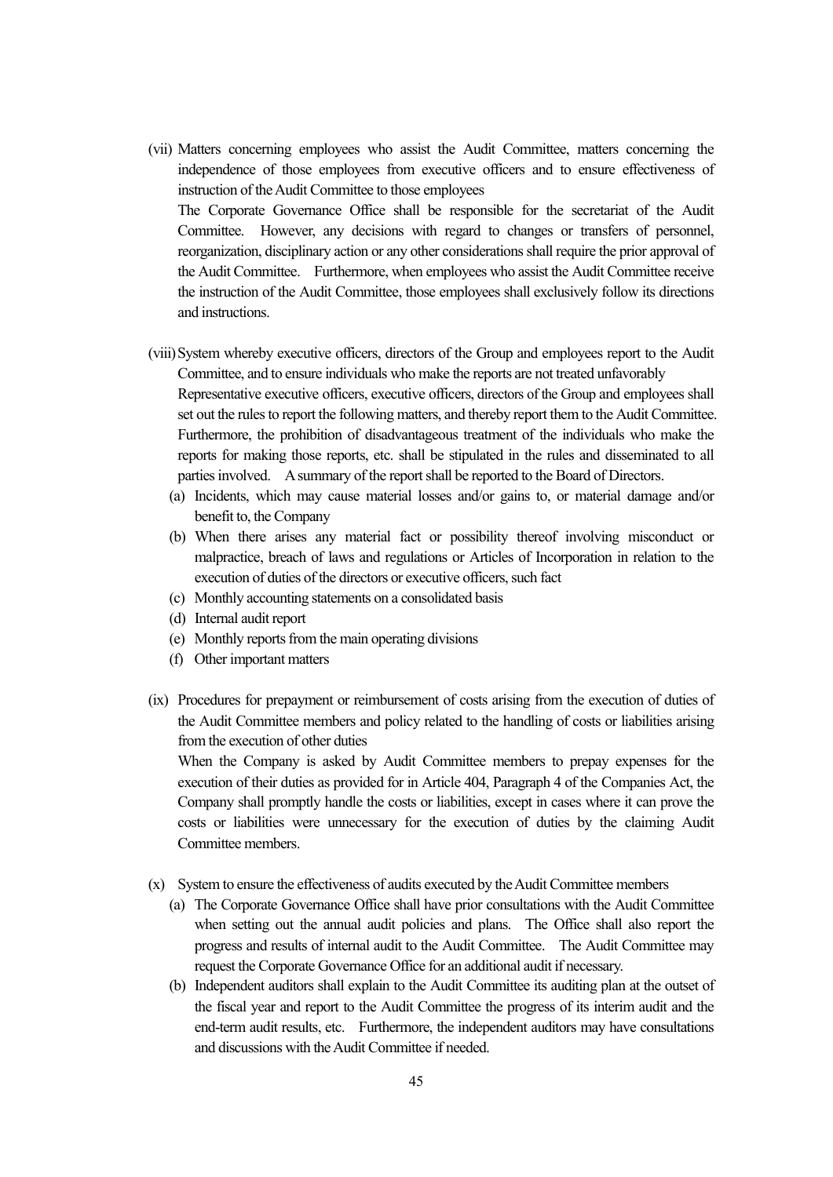(vii) Matters concerning employees who assist the Audit Committee, matters concerning the independence of those employees from executive officers and to ensure effectiveness of instruction of the Audit Committee to those employees

The Corporate Governance Office shall be responsible for the secretariat of the Audit Committee. However, any decisions with regard to changes or transfers of personnel, reorganization, disciplinary action or any other considerations shall require the prior approval of the Audit Committee. Furthermore, when employees who assist the Audit Committee receive the instruction of the Audit Committee, those employees shall exclusively follow its directions and instructions.

(viii) System whereby executive officers, directors of the Group and employees report to the Audit Committee, and to ensure individuals who make the reports are not treated unfavorably

Representative executive officers, executive officers, directors of the Group and employees shall set out the rules to report the following matters, and thereby report them to the Audit Committee. Furthermore, the prohibition of disadvantageous treatment of the individuals who make the reports for making those reports, etc. shall be stipulated in the rules and disseminated to all parties involved. A summary of the report shall be reported to the Board of Directors.

- (a) Incidents, which may cause material losses and/or gains to, or material damage and/or benefit to, the Company
- (b) When there arises any material fact or possibility thereof involving misconduct or malpractice, breach of laws and regulations or Articles of Incorporation in relation to the execution of duties of the directors or executive officers, such fact
- (c) Monthly accounting statements on a consolidated basis
- (d) Internal audit report
- (e) Monthly reports from the main operating divisions
- (f) Other important matters

(ix) Procedures for prepayment or reimbursement of costs arising from the execution of duties of the Audit Committee members and policy related to the handling of costs or liabilities arising from the execution of other duties

When the Company is asked by Audit Committee members to prepay expenses for the execution of their duties as provided for in Article 404, Paragraph 4 of the Companies Act, the Company shall promptly handle the costs or liabilities, except in cases where it can prove the costs or liabilities were unnecessary for the execution of duties by the claiming Audit Committee members.

(x) System to ensure the effectiveness of audits executed by the Audit Committee members

- (a) The Corporate Governance Office shall have prior consultations with the Audit Committee when setting out the annual audit policies and plans. The Office shall also report the progress and results of internal audit to the Audit Committee. The Audit Committee may request the Corporate Governance Office for an additional audit if necessary.
- (b) Independent auditors shall explain to the Audit Committee its auditing plan at the outset of the fiscal year and report to the Audit Committee the progress of its interim audit and the end-term audit results, etc. Furthermore, the independent auditors may have consultations and discussions with the Audit Committee if needed.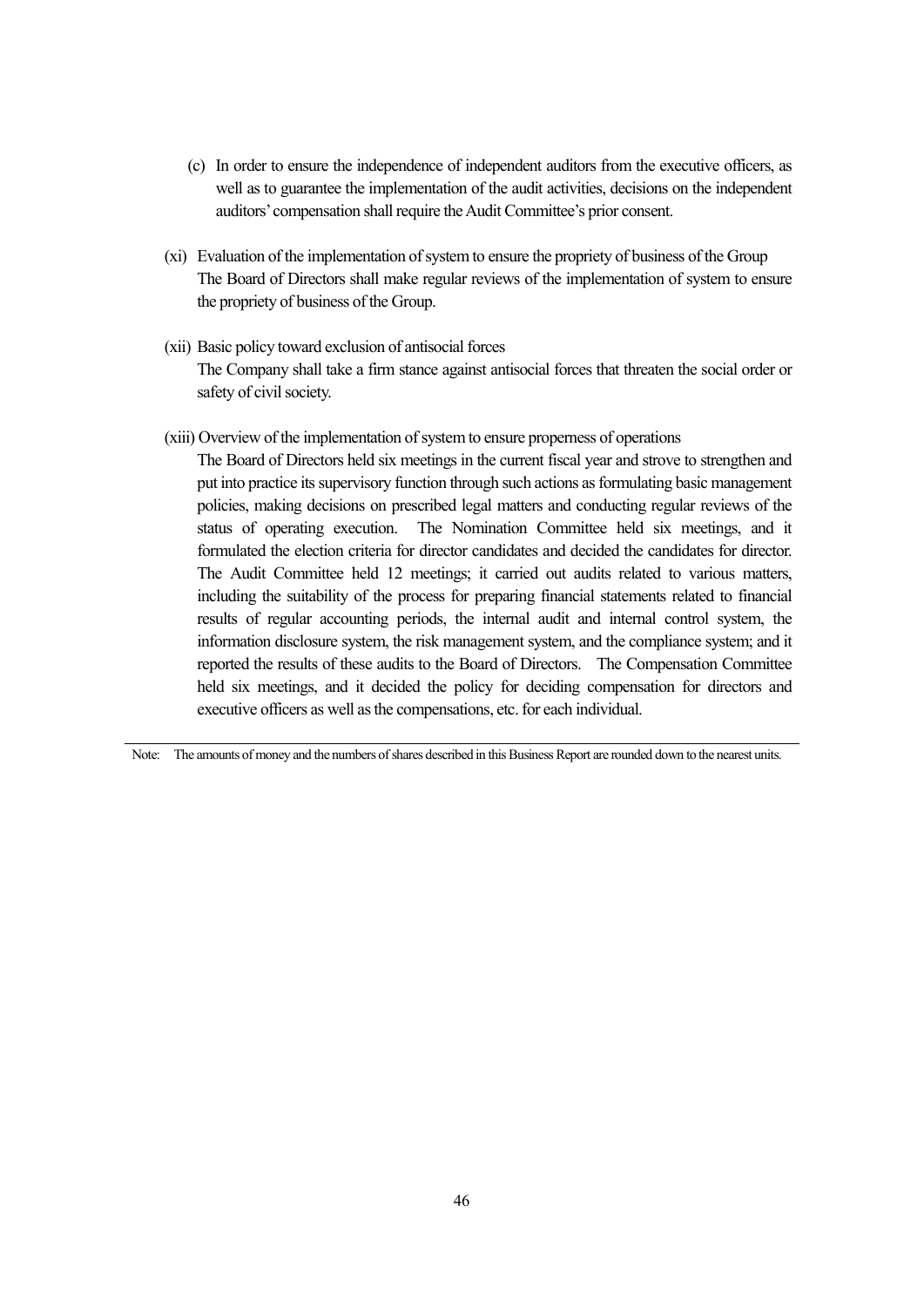(c) In order to ensure the independence of independent auditors from the executive officers, as well as to guarantee the implementation of the audit activities, decisions on the independent auditors' compensation shall require the Audit Committee's prior consent.

(xi) Evaluation of the implementation of system to ensure the propriety of business of the Group

The Board of Directors shall make regular reviews of the implementation of system to ensure the propriety of business of the Group.

(xii) Basic policy toward exclusion of antisocial forces

The Company shall take a firm stance against antisocial forces that threaten the social order or safety of civil society.

(xiii) Overview of the implementation of system to ensure properness of operations

The Board of Directors held six meetings in the current fiscal year and strove to strengthen and put into practice its supervisory function through such actions as formulating basic management policies, making decisions on prescribed legal matters and conducting regular reviews of the status of operating execution. The Nomination Committee held six meetings, and it formulated the election criteria for director candidates and decided the candidates for director. The Audit Committee held 12 meetings; it carried out audits related to various matters, including the suitability of the process for preparing financial statements related to financial results of regular accounting periods, the internal audit and internal control system, the information disclosure system, the risk management system, and the compliance system; and it reported the results of these audits to the Board of Directors. The Compensation Committee held six meetings, and it decided the policy for deciding compensation for directors and executive officers as well as the compensations, etc. for each individual.

---

Note: The amounts of money and the numbers of shares described in this Business Report are rounded down to the nearest units.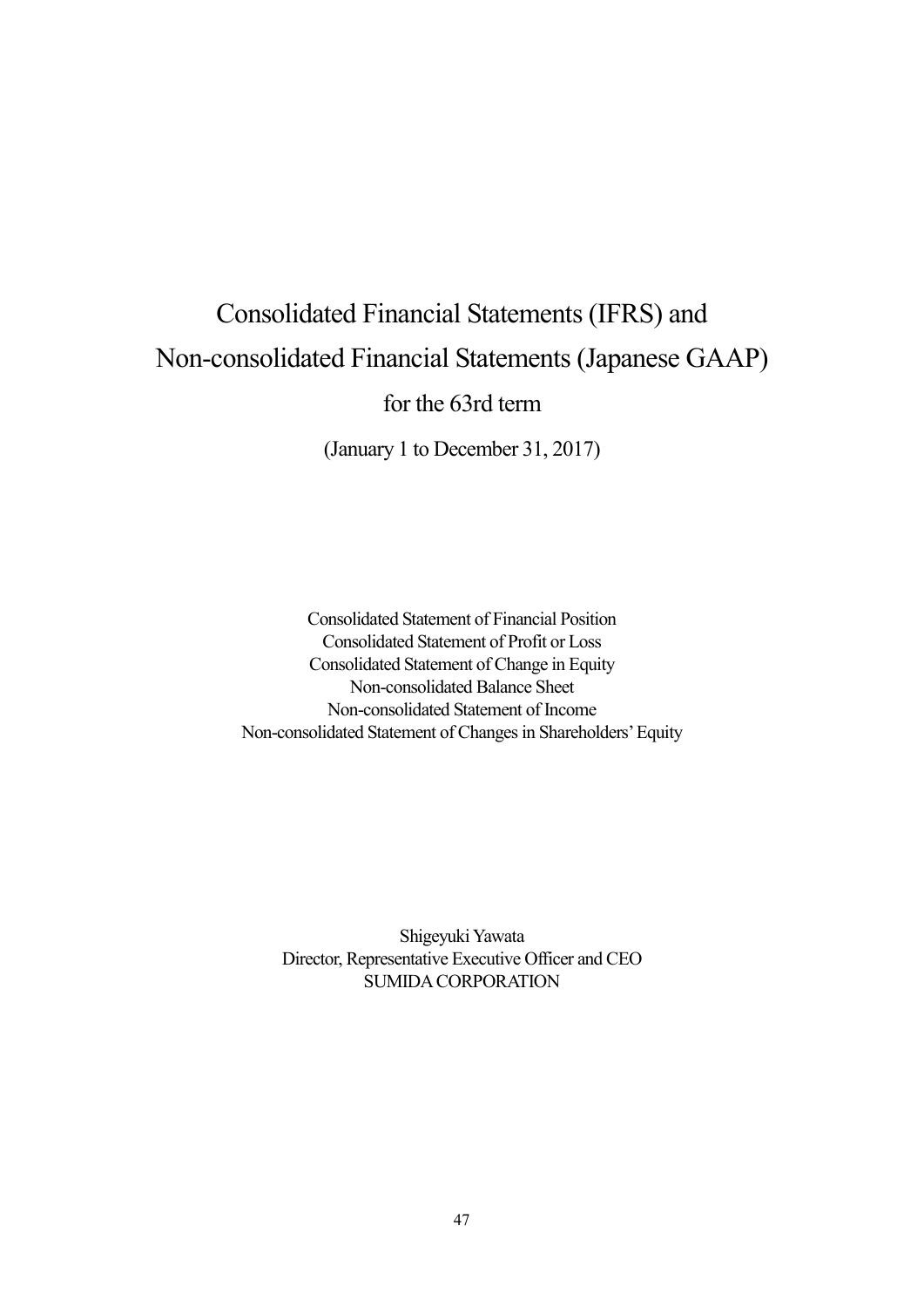# Consolidated Financial Statements (IFRS) and Non-consolidated Financial Statements (Japanese GAAP)

## for the 63rd term

(January 1 to December 31, 2017)

Consolidated Statement of Financial Position
Consolidated Statement of Profit or Loss
Consolidated Statement of Change in Equity
Non-consolidated Balance Sheet
Non-consolidated Statement of Income
Non-consolidated Statement of Changes in Shareholders' Equity

Shigeyuki Yawata
Director, Representative Executive Officer and CEO
SUMIDA CORPORATION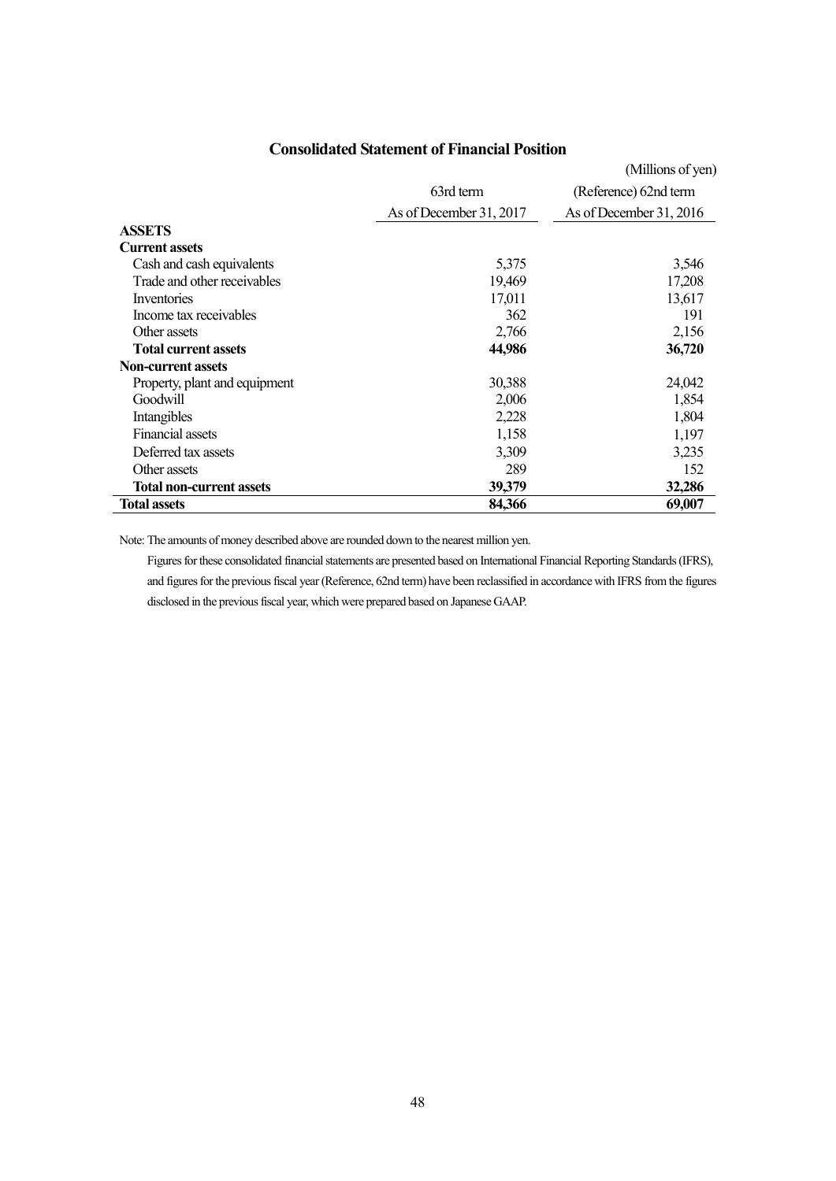## Consolidated Statement of Financial Position

(Millions of yen)

| | 63rd term<br>As of December 31, 2017 | (Reference) 62nd term<br>As of December 31, 2016 |
|---|---|---|
| **ASSETS** | | |
| **Current assets** | | |
| Cash and cash equivalents | 5,375 | 3,546 |
| Trade and other receivables | 19,469 | 17,208 |
| Inventories | 17,011 | 13,617 |
| Income tax receivables | 362 | 191 |
| Other assets | 2,766 | 2,156 |
| **Total current assets** | **44,986** | **36,720** |
| **Non-current assets** | | |
| Property, plant and equipment | 30,388 | 24,042 |
| Goodwill | 2,006 | 1,854 |
| Intangibles | 2,228 | 1,804 |
| Financial assets | 1,158 | 1,197 |
| Deferred tax assets | 3,309 | 3,235 |
| Other assets | 289 | 152 |
| **Total non-current assets** | **39,379** | **32,286** |
| **Total assets** | **84,366** | **69,007** |

Note: The amounts of money described above are rounded down to the nearest million yen.

Figures for these consolidated financial statements are presented based on International Financial Reporting Standards (IFRS), and figures for the previous fiscal year (Reference, 62nd term) have been reclassified in accordance with IFRS from the figures disclosed in the previous fiscal year, which were prepared based on Japanese GAAP.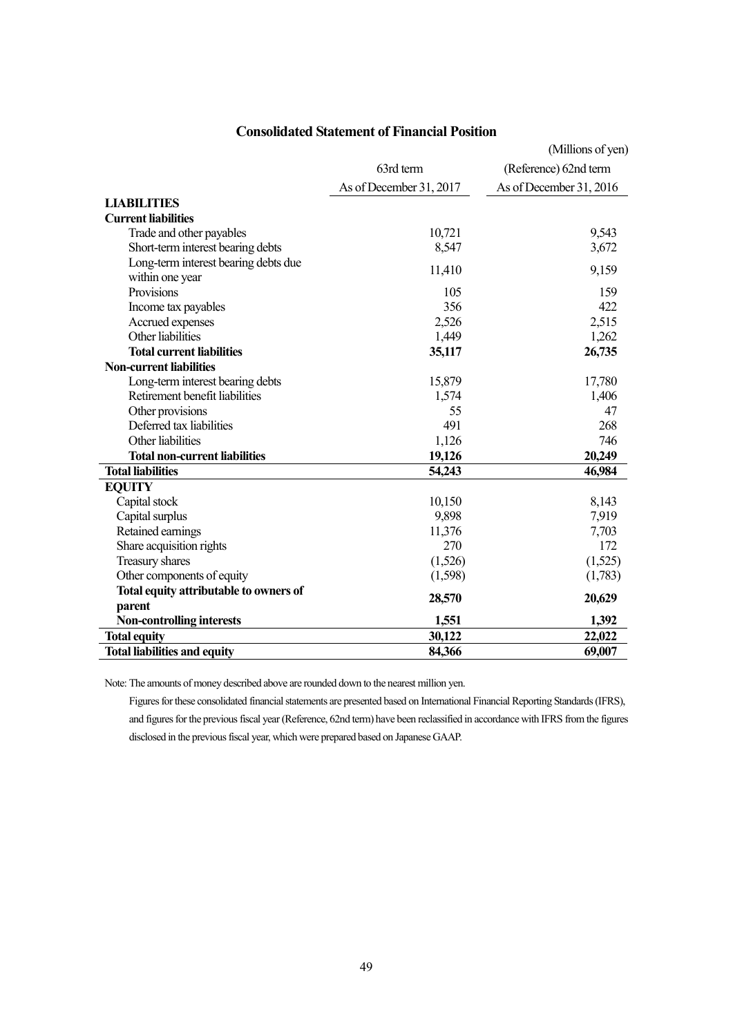## Consolidated Statement of Financial Position

(Millions of yen)

| | 63rd term<br>As of December 31, 2017 | (Reference) 62nd term<br>As of December 31, 2016 |
|---|---|---|
| **LIABILITIES** | | |
| **Current liabilities** | | |
| Trade and other payables | 10,721 | 9,543 |
| Short-term interest bearing debts | 8,547 | 3,672 |
| Long-term interest bearing debts due within one year | 11,410 | 9,159 |
| Provisions | 105 | 159 |
| Income tax payables | 356 | 422 |
| Accrued expenses | 2,526 | 2,515 |
| Other liabilities | 1,449 | 1,262 |
| **Total current liabilities** | **35,117** | **26,735** |
| **Non-current liabilities** | | |
| Long-term interest bearing debts | 15,879 | 17,780 |
| Retirement benefit liabilities | 1,574 | 1,406 |
| Other provisions | 55 | 47 |
| Deferred tax liabilities | 491 | 268 |
| Other liabilities | 1,126 | 746 |
| **Total non-current liabilities** | **19,126** | **20,249** |
| **Total liabilities** | **54,243** | **46,984** |
| **EQUITY** | | |
| Capital stock | 10,150 | 8,143 |
| Capital surplus | 9,898 | 7,919 |
| Retained earnings | 11,376 | 7,703 |
| Share acquisition rights | 270 | 172 |
| Treasury shares | (1,526) | (1,525) |
| Other components of equity | (1,598) | (1,783) |
| **Total equity attributable to owners of parent** | **28,570** | **20,629** |
| **Non-controlling interests** | **1,551** | **1,392** |
| **Total equity** | **30,122** | **22,022** |
| **Total liabilities and equity** | **84,366** | **69,007** |

Note: The amounts of money described above are rounded down to the nearest million yen.

Figures for these consolidated financial statements are presented based on International Financial Reporting Standards (IFRS), and figures for the previous fiscal year (Reference, 62nd term) have been reclassified in accordance with IFRS from the figures disclosed in the previous fiscal year, which were prepared based on Japanese GAAP.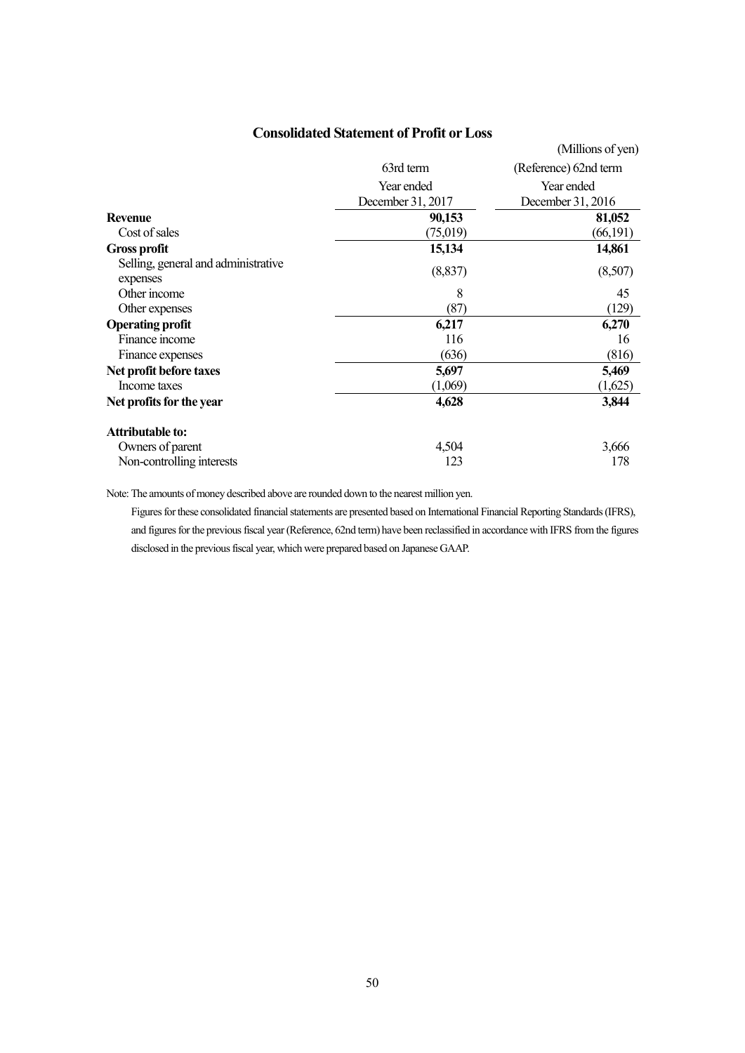## Consolidated Statement of Profit or Loss

(Millions of yen)

| | 63rd term<br>Year ended<br>December 31, 2017 | (Reference) 62nd term<br>Year ended<br>December 31, 2016 |
|---|---|---|
| **Revenue** | **90,153** | **81,052** |
| Cost of sales | (75,019) | (66,191) |
| **Gross profit** | **15,134** | **14,861** |
| Selling, general and administrative expenses | (8,837) | (8,507) |
| Other income | 8 | 45 |
| Other expenses | (87) | (129) |
| **Operating profit** | **6,217** | **6,270** |
| Finance income | 116 | 16 |
| Finance expenses | (636) | (816) |
| **Net profit before taxes** | **5,697** | **5,469** |
| Income taxes | (1,069) | (1,625) |
| **Net profits for the year** | **4,628** | **3,844** |
| **Attributable to:** | | |
| Owners of parent | 4,504 | 3,666 |
| Non-controlling interests | 123 | 178 |

Note: The amounts of money described above are rounded down to the nearest million yen.

Figures for these consolidated financial statements are presented based on International Financial Reporting Standards (IFRS), and figures for the previous fiscal year (Reference, 62nd term) have been reclassified in accordance with IFRS from the figures disclosed in the previous fiscal year, which were prepared based on Japanese GAAP.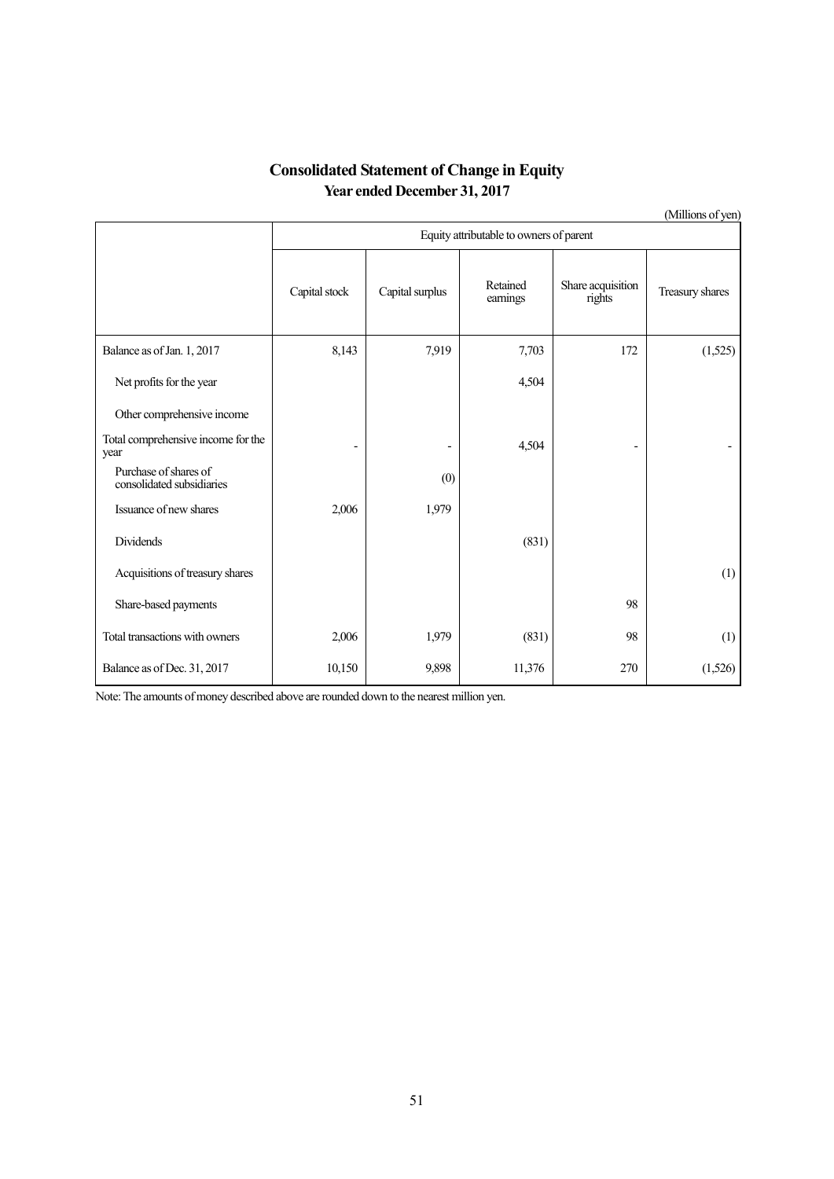# Consolidated Statement of Change in Equity

## Year ended December 31, 2017

(Millions of yen)

| | Equity attributable to owners of parent | | | | |
|---|---|---|---|---|---|
| | Capital stock | Capital surplus | Retained earnings | Share acquisition rights | Treasury shares |
| Balance as of Jan. 1, 2017 | 8,143 | 7,919 | 7,703 | 172 | (1,525) |
| Net profits for the year | | | 4,504 | | |
| Other comprehensive income | | | | | |
| Total comprehensive income for the year | - | - | 4,504 | - | - |
| Purchase of shares of consolidated subsidiaries | | (0) | | | |
| Issuance of new shares | 2,006 | 1,979 | | | |
| Dividends | | | (831) | | |
| Acquisitions of treasury shares | | | | | (1) |
| Share-based payments | | | | 98 | |
| Total transactions with owners | 2,006 | 1,979 | (831) | 98 | (1) |
| Balance as of Dec. 31, 2017 | 10,150 | 9,898 | 11,376 | 270 | (1,526) |

Note: The amounts of money described above are rounded down to the nearest million yen.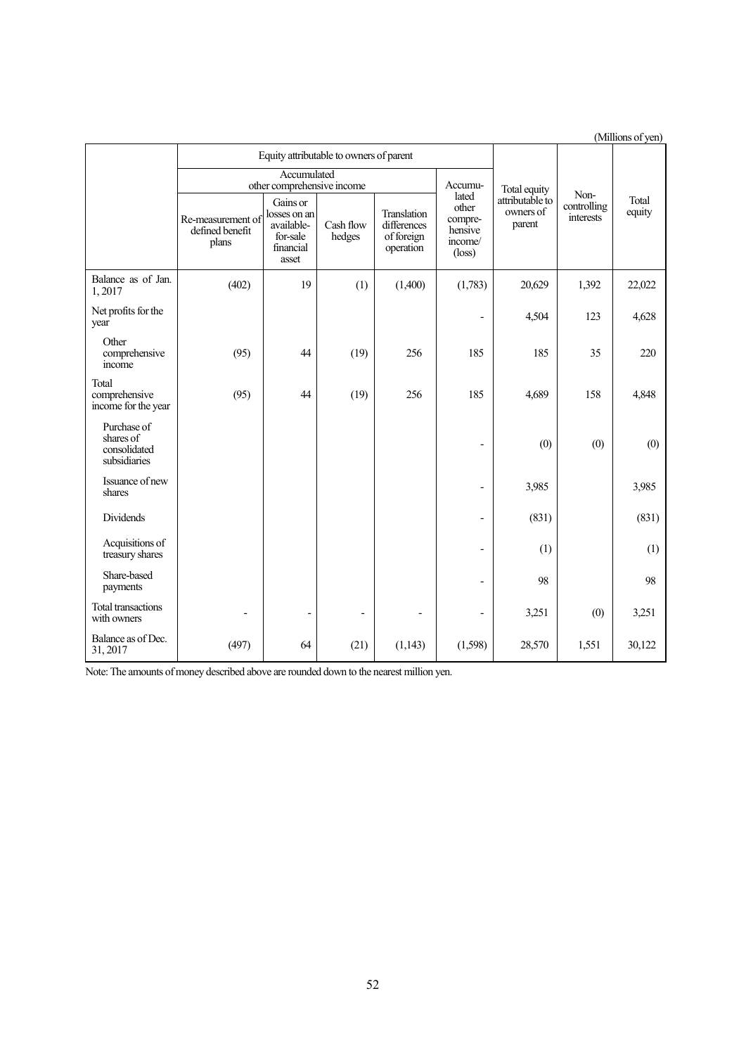(Millions of yen)

| | Equity attributable to owners of parent | | | | | | | |
|---|---|---|---|---|---|---|---|---|
| | Accumulated other comprehensive income | | | | Accumu-lated other compre-hensive income/ (loss) | Total equity attributable to owners of parent | Non-controlling interests | Total equity |
| | Re-measurement of defined benefit plans | Gains or losses on an available-for-sale financial asset | Cash flow hedges | Translation differences of foreign operation | | | | |
| Balance as of Jan. 1, 2017 | (402) | 19 | (1) | (1,400) | (1,783) | 20,629 | 1,392 | 22,022 |
| Net profits for the year | | | | | - | 4,504 | 123 | 4,628 |
| Other comprehensive income | (95) | 44 | (19) | 256 | 185 | 185 | 35 | 220 |
| Total comprehensive income for the year | (95) | 44 | (19) | 256 | 185 | 4,689 | 158 | 4,848 |
| Purchase of shares of consolidated subsidiaries | | | | | - | (0) | (0) | (0) |
| Issuance of new shares | | | | | - | 3,985 | | 3,985 |
| Dividends | | | | | - | (831) | | (831) |
| Acquisitions of treasury shares | | | | | - | (1) | | (1) |
| Share-based payments | | | | | - | 98 | | 98 |
| Total transactions with owners | - | - | - | - | - | 3,251 | (0) | 3,251 |
| Balance as of Dec. 31, 2017 | (497) | 64 | (21) | (1,143) | (1,598) | 28,570 | 1,551 | 30,122 |

Note: The amounts of money described above are rounded down to the nearest million yen.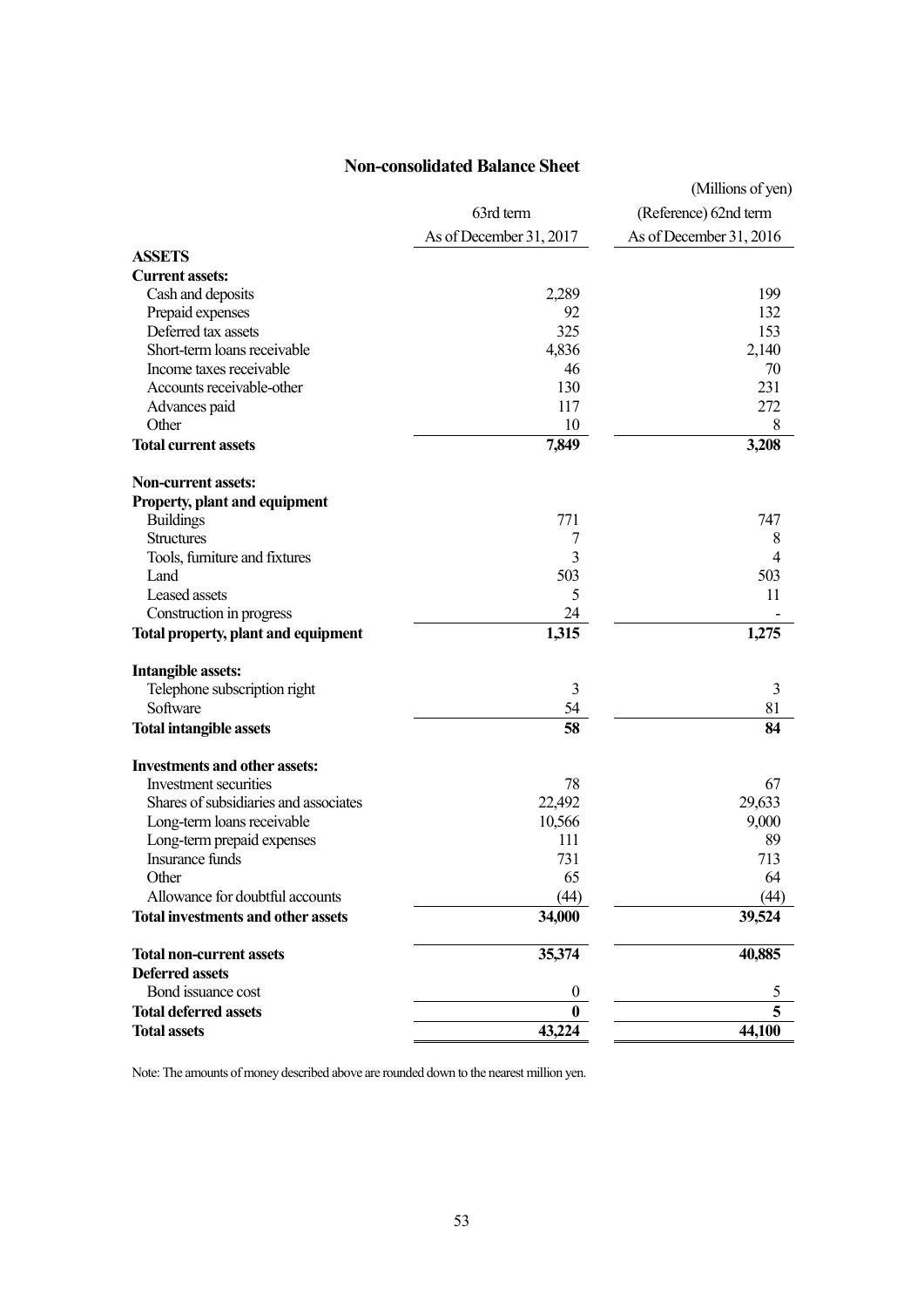## Non-consolidated Balance Sheet

(Millions of yen)

| | 63rd term<br>As of December 31, 2017 | (Reference) 62nd term<br>As of December 31, 2016 |
|---|---|---|
| **ASSETS** | | |
| **Current assets:** | | |
| Cash and deposits | 2,289 | 199 |
| Prepaid expenses | 92 | 132 |
| Deferred tax assets | 325 | 153 |
| Short-term loans receivable | 4,836 | 2,140 |
| Income taxes receivable | 46 | 70 |
| Accounts receivable-other | 130 | 231 |
| Advances paid | 117 | 272 |
| Other | 10 | 8 |
| **Total current assets** | **7,849** | **3,208** |
| **Non-current assets:** | | |
| **Property, plant and equipment** | | |
| Buildings | 771 | 747 |
| Structures | 7 | 8 |
| Tools, furniture and fixtures | 3 | 4 |
| Land | 503 | 503 |
| Leased assets | 5 | 11 |
| Construction in progress | 24 | - |
| **Total property, plant and equipment** | **1,315** | **1,275** |
| **Intangible assets:** | | |
| Telephone subscription right | 3 | 3 |
| Software | 54 | 81 |
| **Total intangible assets** | **58** | **84** |
| **Investments and other assets:** | | |
| Investment securities | 78 | 67 |
| Shares of subsidiaries and associates | 22,492 | 29,633 |
| Long-term loans receivable | 10,566 | 9,000 |
| Long-term prepaid expenses | 111 | 89 |
| Insurance funds | 731 | 713 |
| Other | 65 | 64 |
| Allowance for doubtful accounts | (44) | (44) |
| **Total investments and other assets** | **34,000** | **39,524** |
| **Total non-current assets** | **35,374** | **40,885** |
| **Deferred assets** | | |
| Bond issuance cost | 0 | 5 |
| **Total deferred assets** | **0** | **5** |
| **Total assets** | **43,224** | **44,100** |

Note: The amounts of money described above are rounded down to the nearest million yen.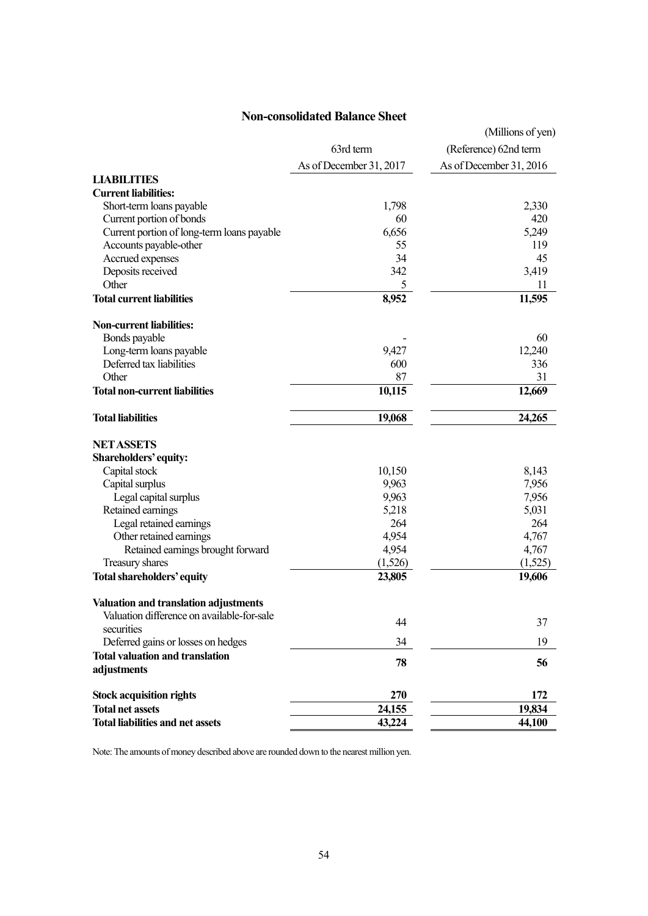## Non-consolidated Balance Sheet

(Millions of yen)

| | 63rd term | (Reference) 62nd term |
|---|---|---|
| | As of December 31, 2017 | As of December 31, 2016 |
| **LIABILITIES** | | |
| **Current liabilities:** | | |
| Short-term loans payable | 1,798 | 2,330 |
| Current portion of bonds | 60 | 420 |
| Current portion of long-term loans payable | 6,656 | 5,249 |
| Accounts payable-other | 55 | 119 |
| Accrued expenses | 34 | 45 |
| Deposits received | 342 | 3,419 |
| Other | 5 | 11 |
| **Total current liabilities** | **8,952** | **11,595** |
| **Non-current liabilities:** | | |
| Bonds payable | - | 60 |
| Long-term loans payable | 9,427 | 12,240 |
| Deferred tax liabilities | 600 | 336 |
| Other | 87 | 31 |
| **Total non-current liabilities** | **10,115** | **12,669** |
| **Total liabilities** | **19,068** | **24,265** |
| **NET ASSETS** | | |
| **Shareholders' equity:** | | |
| Capital stock | 10,150 | 8,143 |
| Capital surplus | 9,963 | 7,956 |
| Legal capital surplus | 9,963 | 7,956 |
| Retained earnings | 5,218 | 5,031 |
| Legal retained earnings | 264 | 264 |
| Other retained earnings | 4,954 | 4,767 |
| Retained earnings brought forward | 4,954 | 4,767 |
| Treasury shares | (1,526) | (1,525) |
| **Total shareholders' equity** | **23,805** | **19,606** |
| **Valuation and translation adjustments** | | |
| Valuation difference on available-for-sale securities | 44 | 37 |
| Deferred gains or losses on hedges | 34 | 19 |
| **Total valuation and translation adjustments** | **78** | **56** |
| **Stock acquisition rights** | **270** | **172** |
| **Total net assets** | **24,155** | **19,834** |
| **Total liabilities and net assets** | **43,224** | **44,100** |

Note: The amounts of money described above are rounded down to the nearest million yen.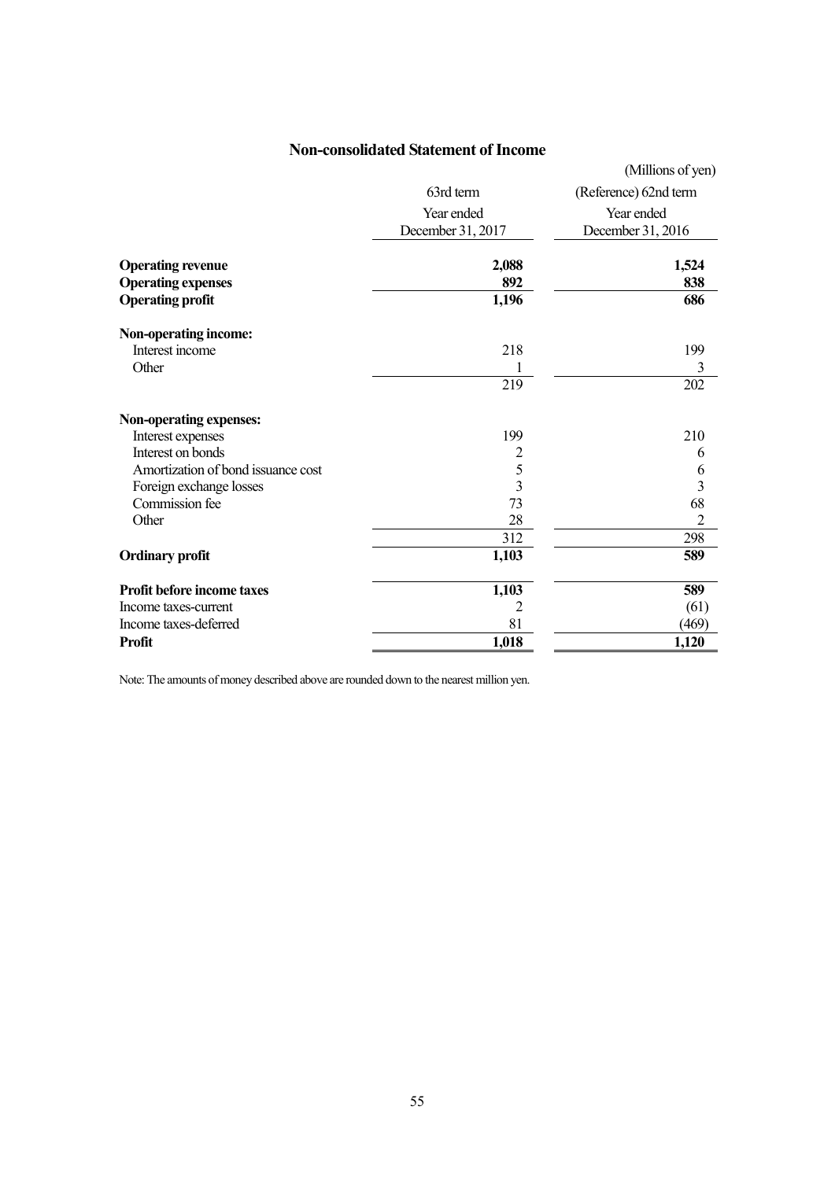# Non-consolidated Statement of Income

(Millions of yen)

| | 63rd term<br>Year ended<br>December 31, 2017 | (Reference) 62nd term<br>Year ended<br>December 31, 2016 |
|---|---|---|
| **Operating revenue** | **2,088** | **1,524** |
| **Operating expenses** | **892** | **838** |
| **Operating profit** | **1,196** | **686** |
| **Non-operating income:** | | |
| Interest income | 218 | 199 |
| Other | 1 | 3 |
| | 219 | 202 |
| **Non-operating expenses:** | | |
| Interest expenses | 199 | 210 |
| Interest on bonds | 2 | 6 |
| Amortization of bond issuance cost | 5 | 6 |
| Foreign exchange losses | 3 | 3 |
| Commission fee | 73 | 68 |
| Other | 28 | 2 |
| | 312 | 298 |
| **Ordinary profit** | **1,103** | **589** |
| **Profit before income taxes** | **1,103** | **589** |
| Income taxes-current | 2 | (61) |
| Income taxes-deferred | 81 | (469) |
| **Profit** | **1,018** | **1,120** |

Note: The amounts of money described above are rounded down to the nearest million yen.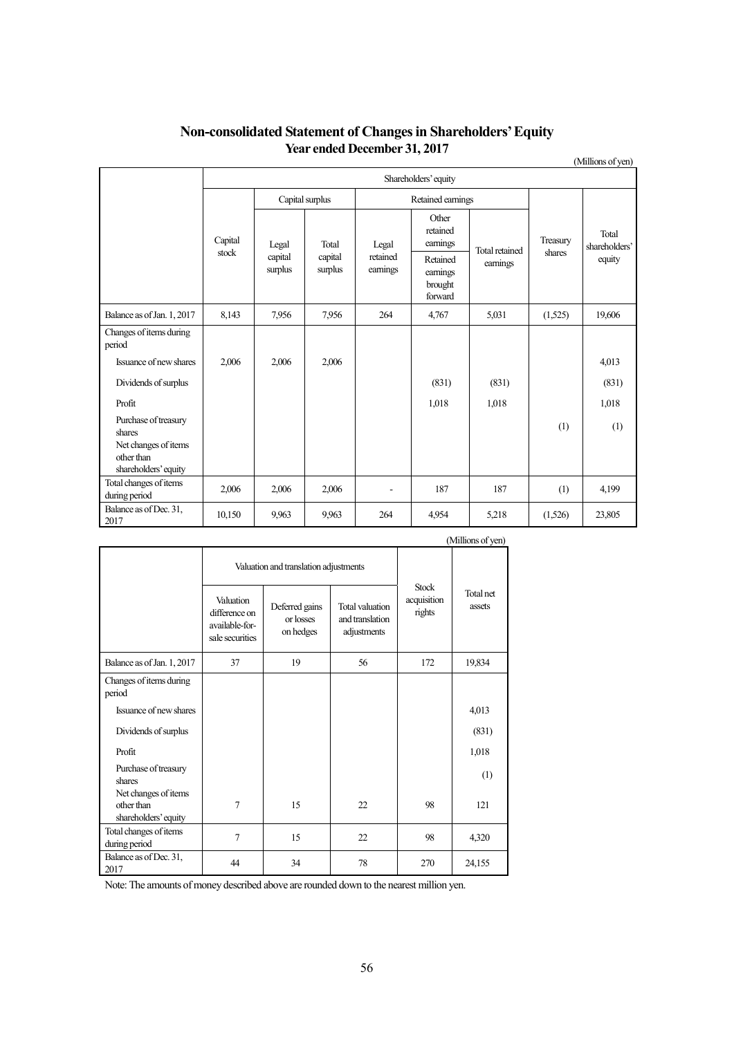# Non-consolidated Statement of Changes in Shareholders' Equity
## Year ended December 31, 2017

(Millions of yen)

| | Shareholders' equity | | | | | | | |
|---|---|---|---|---|---|---|---|---|
| | Capital stock | Capital surplus | | Retained earnings | | | Treasury shares | Total shareholders' equity |
| | | Legal capital surplus | Total capital surplus | Legal retained earnings | Other retained earnings | Total retained earnings | | |
| | | | | | Retained earnings brought forward | | | |
| Balance as of Jan. 1, 2017 | 8,143 | 7,956 | 7,956 | 264 | 4,767 | 5,031 | (1,525) | 19,606 |
| Changes of items during period | | | | | | | | |
| Issuance of new shares | 2,006 | 2,006 | 2,006 | | | | | 4,013 |
| Dividends of surplus | | | | | (831) | (831) | | (831) |
| Profit | | | | | 1,018 | 1,018 | | 1,018 |
| Purchase of treasury shares | | | | | | | (1) | (1) |
| Net changes of items other than shareholders' equity | | | | | | | | |
| Total changes of items during period | 2,006 | 2,006 | 2,006 | - | 187 | 187 | (1) | 4,199 |
| Balance as of Dec. 31, 2017 | 10,150 | 9,963 | 9,963 | 264 | 4,954 | 5,218 | (1,526) | 23,805 |

(Millions of yen)

| | Valuation and translation adjustments | | | Stock acquisition rights | Total net assets |
|---|---|---|---|---|---|
| | Valuation difference on available-for-sale securities | Deferred gains or losses on hedges | Total valuation and translation adjustments | | |
| Balance as of Jan. 1, 2017 | 37 | 19 | 56 | 172 | 19,834 |
| Changes of items during period | | | | | |
| Issuance of new shares | | | | | 4,013 |
| Dividends of surplus | | | | | (831) |
| Profit | | | | | 1,018 |
| Purchase of treasury shares | | | | | (1) |
| Net changes of items other than shareholders' equity | 7 | 15 | 22 | 98 | 121 |
| Total changes of items during period | 7 | 15 | 22 | 98 | 4,320 |
| Balance as of Dec. 31, 2017 | 44 | 34 | 78 | 270 | 24,155 |

Note: The amounts of money described above are rounded down to the nearest million yen.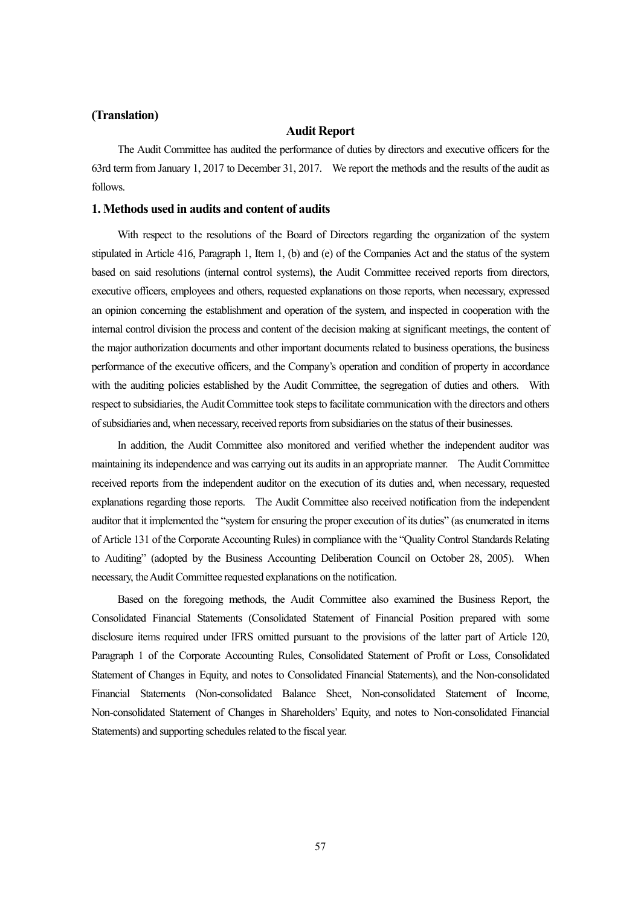**(Translation)**

## Audit Report

The Audit Committee has audited the performance of duties by directors and executive officers for the 63rd term from January 1, 2017 to December 31, 2017. We report the methods and the results of the audit as follows.

### 1. Methods used in audits and content of audits

With respect to the resolutions of the Board of Directors regarding the organization of the system stipulated in Article 416, Paragraph 1, Item 1, (b) and (e) of the Companies Act and the status of the system based on said resolutions (internal control systems), the Audit Committee received reports from directors, executive officers, employees and others, requested explanations on those reports, when necessary, expressed an opinion concerning the establishment and operation of the system, and inspected in cooperation with the internal control division the process and content of the decision making at significant meetings, the content of the major authorization documents and other important documents related to business operations, the business performance of the executive officers, and the Company's operation and condition of property in accordance with the auditing policies established by the Audit Committee, the segregation of duties and others. With respect to subsidiaries, the Audit Committee took steps to facilitate communication with the directors and others of subsidiaries and, when necessary, received reports from subsidiaries on the status of their businesses.

In addition, the Audit Committee also monitored and verified whether the independent auditor was maintaining its independence and was carrying out its audits in an appropriate manner. The Audit Committee received reports from the independent auditor on the execution of its duties and, when necessary, requested explanations regarding those reports. The Audit Committee also received notification from the independent auditor that it implemented the "system for ensuring the proper execution of its duties" (as enumerated in items of Article 131 of the Corporate Accounting Rules) in compliance with the "Quality Control Standards Relating to Auditing" (adopted by the Business Accounting Deliberation Council on October 28, 2005). When necessary, the Audit Committee requested explanations on the notification.

Based on the foregoing methods, the Audit Committee also examined the Business Report, the Consolidated Financial Statements (Consolidated Statement of Financial Position prepared with some disclosure items required under IFRS omitted pursuant to the provisions of the latter part of Article 120, Paragraph 1 of the Corporate Accounting Rules, Consolidated Statement of Profit or Loss, Consolidated Statement of Changes in Equity, and notes to Consolidated Financial Statements), and the Non-consolidated Financial Statements (Non-consolidated Balance Sheet, Non-consolidated Statement of Income, Non-consolidated Statement of Changes in Shareholders' Equity, and notes to Non-consolidated Financial Statements) and supporting schedules related to the fiscal year.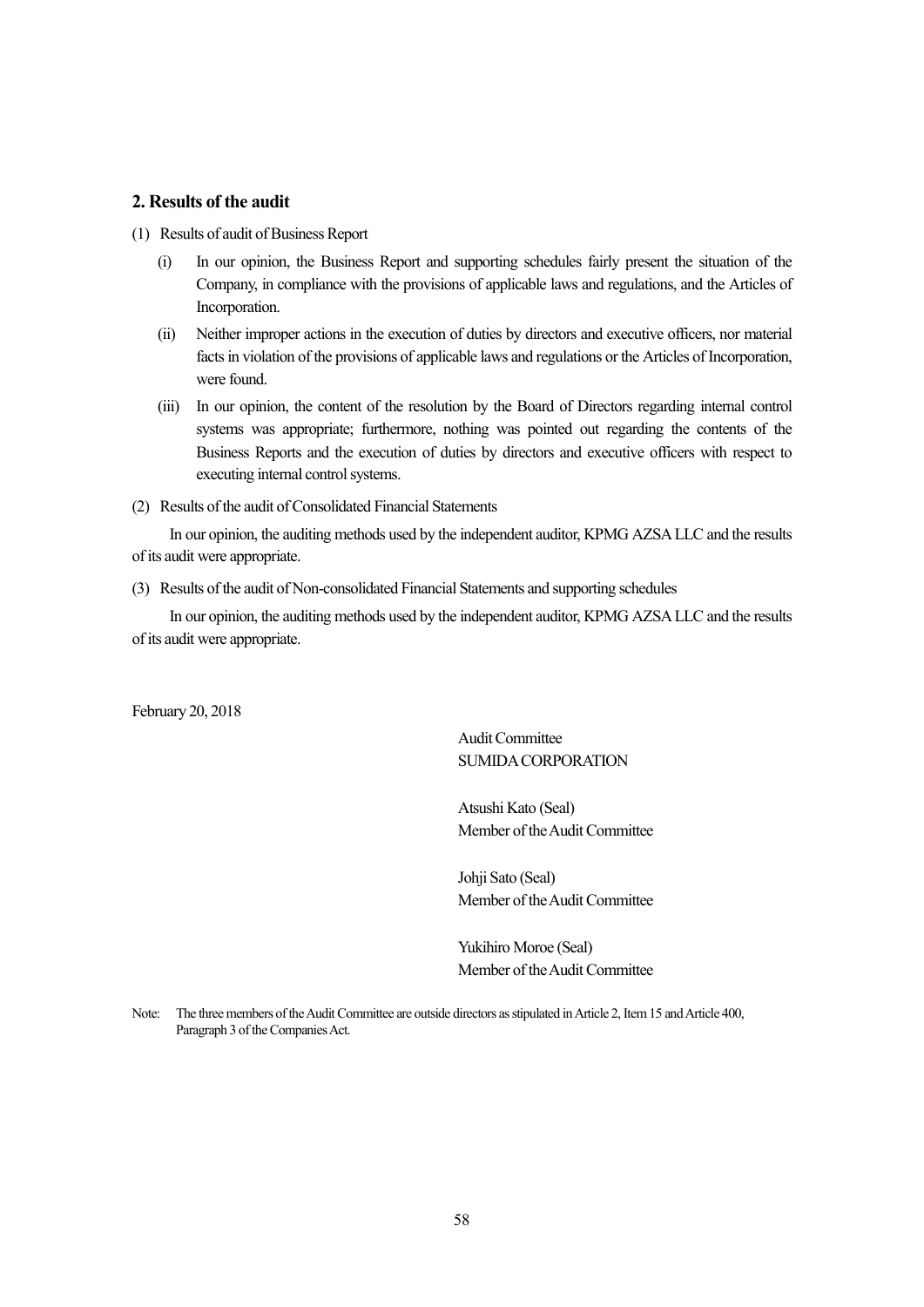## 2. Results of the audit

(1) Results of audit of Business Report

(i) In our opinion, the Business Report and supporting schedules fairly present the situation of the Company, in compliance with the provisions of applicable laws and regulations, and the Articles of Incorporation.

(ii) Neither improper actions in the execution of duties by directors and executive officers, nor material facts in violation of the provisions of applicable laws and regulations or the Articles of Incorporation, were found.

(iii) In our opinion, the content of the resolution by the Board of Directors regarding internal control systems was appropriate; furthermore, nothing was pointed out regarding the contents of the Business Reports and the execution of duties by directors and executive officers with respect to executing internal control systems.

(2) Results of the audit of Consolidated Financial Statements

In our opinion, the auditing methods used by the independent auditor, KPMG AZSA LLC and the results of its audit were appropriate.

(3) Results of the audit of Non-consolidated Financial Statements and supporting schedules

In our opinion, the auditing methods used by the independent auditor, KPMG AZSA LLC and the results of its audit were appropriate.

February 20, 2018

Audit Committee
SUMIDA CORPORATION

Atsushi Kato (Seal)
Member of the Audit Committee

Johji Sato (Seal)
Member of the Audit Committee

Yukihiro Moroe (Seal)
Member of the Audit Committee

Note: The three members of the Audit Committee are outside directors as stipulated in Article 2, Item 15 and Article 400, Paragraph 3 of the Companies Act.